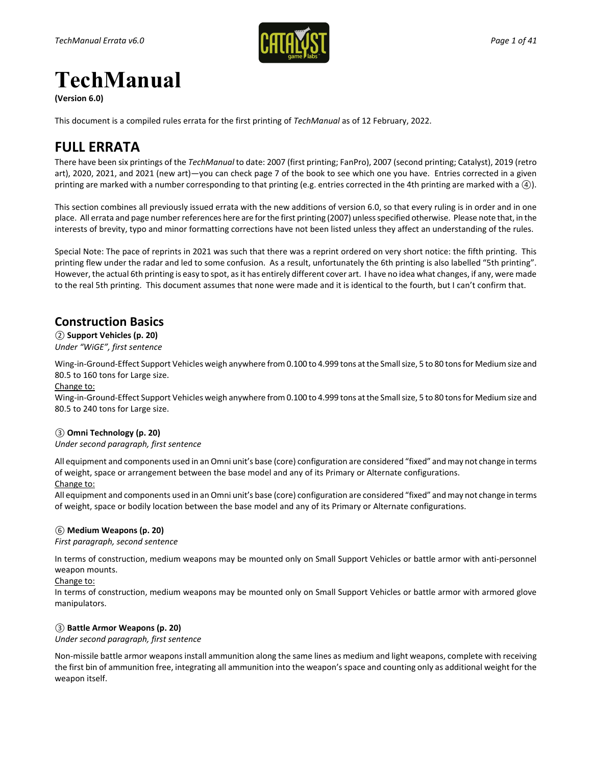# TechManual

**(Version 6.0)**

This document is a compiled rules errata for the first printing of *TechManual* as of 12 February, 2022.

## FULL ERRATA

There have been six printings of the *TechManual* to date: 2007 (first printing; FanPro), 2007 (second printing; Catalyst), 2019 (retro art), 2020, 2021, and 2021 (new art)—you can check page 7 of the book to see which one you have. Entries corrected in a given printing are marked with a number corresponding to that printing (e.g. entries corrected in the 4th printing are marked with a ④).

This section combines all previously issued errata with the new additions of version 6.0, so that every ruling is in order and in one place. All errata and page number references here are for the first printing (2007) unless specified otherwise. Please note that, in the interests of brevity, typo and minor formatting corrections have not been listed unless they affect an understanding of the rules.

Special Note: The pace of reprints in 2021 was such that there was a reprint ordered on very short notice: the fifth printing. This printing flew under the radar and led to some confusion. As a result, unfortunately the 6th printing is also labelled "5th printing". However, the actual 6th printing is easy to spot, as it has entirely different cover art. I have no idea what changes, if any, were made to the real 5th printing. This document assumes that none were made and it is identical to the fourth, but I can't confirm that.

## Construction Basics

② **Support Vehicles (p. 20)**

*Under "WiGE", first sentence*

Wing-in-Ground-Effect Support Vehicles weigh anywhere from 0.100 to 4.999 tons at the Small size, 5 to 80 tons for Medium size and 80.5 to 160 tons for Large size.

Change to:

Wing-in-Ground-Effect Support Vehicles weigh anywhere from 0.100 to 4.999 tons at the Small size, 5 to 80 tons for Medium size and 80.5 to 240 tons for Large size.

③ **Omni Technology (p. 20)**

*Under second paragraph, first sentence*

All equipment and components used in an Omni unit's base (core) configuration are considered "fixed" and may not change in terms of weight, space or arrangement between the base model and any of its Primary or Alternate configurations.

Change to:

All equipment and components used in an Omni unit's base (core) configuration are considered "fixed" and may not change in terms of weight, space or bodily location between the base model and any of its Primary or Alternate configurations.

⑥ **Medium Weapons (p. 20)**

*First paragraph, second sentence*

In terms of construction, medium weapons may be mounted only on Small Support Vehicles or battle armor with anti-personnel weapon mounts.

Change to:

In terms of construction, medium weapons may be mounted only on Small Support Vehicles or battle armor with armored glove manipulators.

③ **Battle Armor Weapons (p. 20)**

*Under second paragraph, first sentence*

Non-missile battle armor weapons install ammunition along the same lines as medium and light weapons, complete with receiving the first bin of ammunition free, integrating all ammunition into the weapon's space and counting only as additional weight for the weapon itself.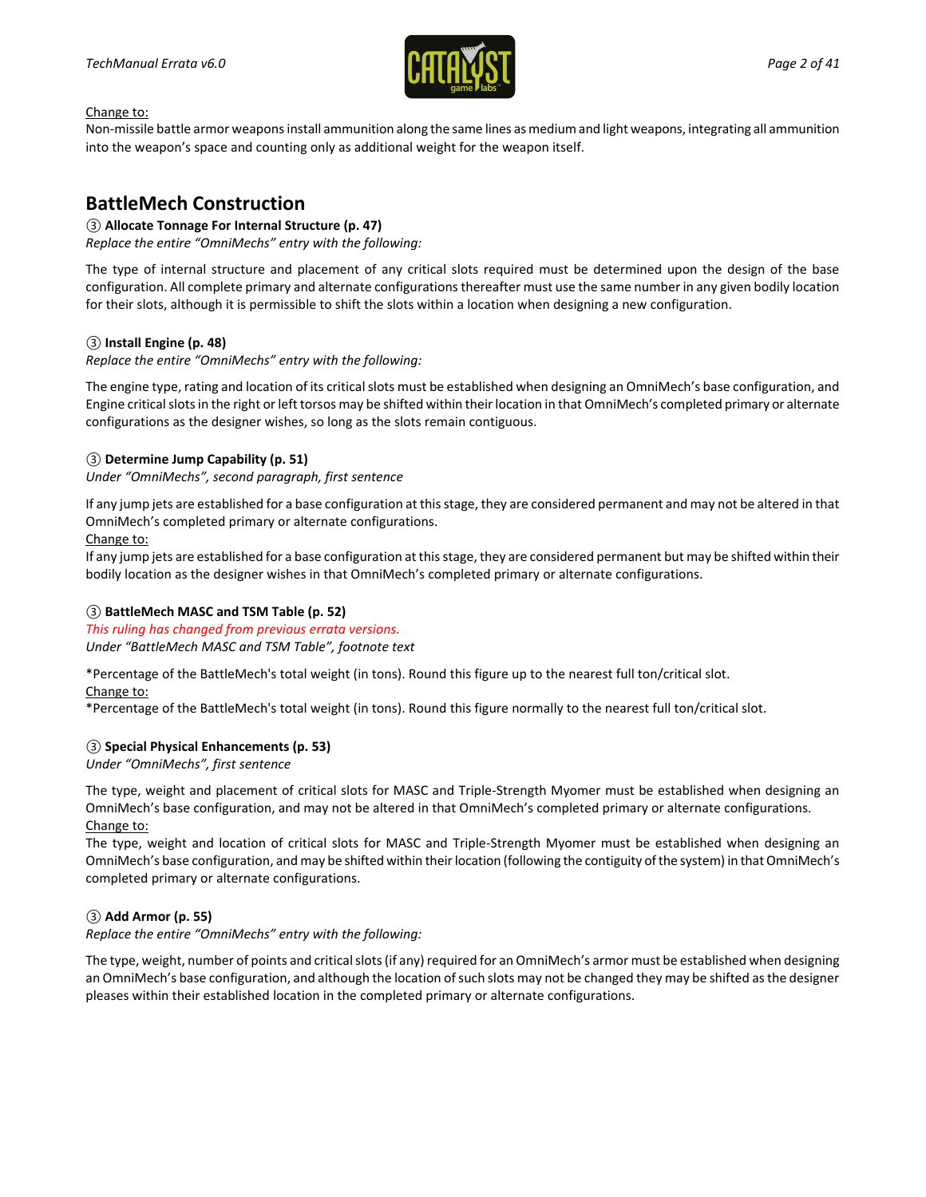Change to:

Non-missile battle armor weapons install ammunition along the same lines as medium and light weapons, integrating all ammunition into the weapon's space and counting only as additional weight for the weapon itself.

## BattleMech Construction

③ **Allocate Tonnage For Internal Structure (p. 47)**

*Replace the entire "OmniMechs" entry with the following:*

The type of internal structure and placement of any critical slots required must be determined upon the design of the base configuration. All complete primary and alternate configurations thereafter must use the same number in any given bodily location for their slots, although it is permissible to shift the slots within a location when designing a new configuration.

③ **Install Engine (p. 48)**

*Replace the entire "OmniMechs" entry with the following:*

The engine type, rating and location of its critical slots must be established when designing an OmniMech's base configuration, and Engine critical slots in the right or left torsos may be shifted within their location in that OmniMech's completed primary or alternate configurations as the designer wishes, so long as the slots remain contiguous.

③ **Determine Jump Capability (p. 51)**

*Under "OmniMechs", second paragraph, first sentence*

If any jump jets are established for a base configuration at this stage, they are considered permanent and may not be altered in that OmniMech's completed primary or alternate configurations.

Change to:

If any jump jets are established for a base configuration at this stage, they are considered permanent but may be shifted within their bodily location as the designer wishes in that OmniMech's completed primary or alternate configurations.

③ **BattleMech MASC and TSM Table (p. 52)**

*This ruling has changed from previous errata versions.*

*Under "BattleMech MASC and TSM Table", footnote text*

*Percentage of the BattleMech's total weight (in tons). Round this figure up to the nearest full ton/critical slot.

Change to:

*Percentage of the BattleMech's total weight (in tons). Round this figure normally to the nearest full ton/critical slot.

③ **Special Physical Enhancements (p. 53)**

*Under "OmniMechs", first sentence*

The type, weight and placement of critical slots for MASC and Triple-Strength Myomer must be established when designing an OmniMech's base configuration, and may not be altered in that OmniMech's completed primary or alternate configurations.

Change to:

The type, weight and location of critical slots for MASC and Triple-Strength Myomer must be established when designing an OmniMech's base configuration, and may be shifted within their location (following the contiguity of the system) in that OmniMech's completed primary or alternate configurations.

③ **Add Armor (p. 55)**

*Replace the entire "OmniMechs" entry with the following:*

The type, weight, number of points and critical slots (if any) required for an OmniMech's armor must be established when designing an OmniMech's base configuration, and although the location of such slots may not be changed they may be shifted as the designer pleases within their established location in the completed primary or alternate configurations.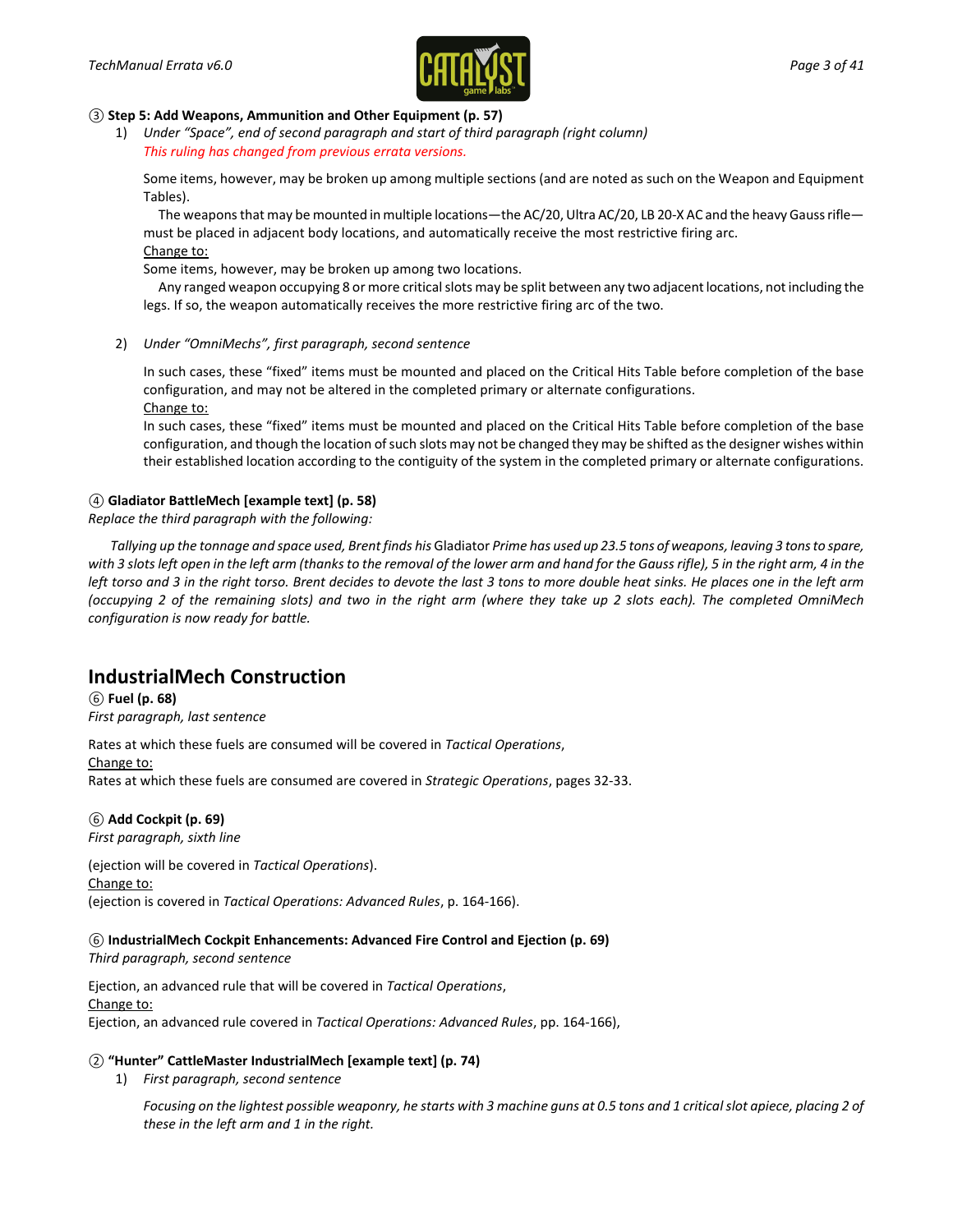③ **Step 5: Add Weapons, Ammunition and Other Equipment (p. 57)**

1) *Under "Space", end of second paragraph and start of third paragraph (right column)*
*This ruling has changed from previous errata versions.*

Some items, however, may be broken up among multiple sections (and are noted as such on the Weapon and Equipment Tables).

The weapons that may be mounted in multiple locations—the AC/20, Ultra AC/20, LB 20-X AC and the heavy Gauss rifle—must be placed in adjacent body locations, and automatically receive the most restrictive firing arc.

Change to:

Some items, however, may be broken up among two locations.

Any ranged weapon occupying 8 or more critical slots may be split between any two adjacent locations, not including the legs. If so, the weapon automatically receives the more restrictive firing arc of the two.

2) *Under "OmniMechs", first paragraph, second sentence*

In such cases, these "fixed" items must be mounted and placed on the Critical Hits Table before completion of the base configuration, and may not be altered in the completed primary or alternate configurations.

Change to:

In such cases, these "fixed" items must be mounted and placed on the Critical Hits Table before completion of the base configuration, and though the location of such slots may not be changed they may be shifted as the designer wishes within their established location according to the contiguity of the system in the completed primary or alternate configurations.

④ **Gladiator BattleMech [example text] (p. 58)**

*Replace the third paragraph with the following:*

*Tallying up the tonnage and space used, Brent finds his* Gladiator *Prime has used up 23.5 tons of weapons, leaving 3 tons to spare, with 3 slots left open in the left arm (thanks to the removal of the lower arm and hand for the Gauss rifle), 5 in the right arm, 4 in the left torso and 3 in the right torso. Brent decides to devote the last 3 tons to more double heat sinks. He places one in the left arm (occupying 2 of the remaining slots) and two in the right arm (where they take up 2 slots each). The completed OmniMech configuration is now ready for battle.*

## IndustrialMech Construction

⑥ **Fuel (p. 68)**

*First paragraph, last sentence*

Rates at which these fuels are consumed will be covered in *Tactical Operations*,

Change to:

Rates at which these fuels are consumed are covered in *Strategic Operations*, pages 32-33.

⑥ **Add Cockpit (p. 69)**

*First paragraph, sixth line*

(ejection will be covered in *Tactical Operations*).

Change to:

(ejection is covered in *Tactical Operations: Advanced Rules*, p. 164-166).

⑥ **IndustrialMech Cockpit Enhancements: Advanced Fire Control and Ejection (p. 69)**

*Third paragraph, second sentence*

Ejection, an advanced rule that will be covered in *Tactical Operations*,

Change to:

Ejection, an advanced rule covered in *Tactical Operations: Advanced Rules*, pp. 164-166),

② **"Hunter" CattleMaster IndustrialMech [example text] (p. 74)**

1) *First paragraph, second sentence*

*Focusing on the lightest possible weaponry, he starts with 3 machine guns at 0.5 tons and 1 critical slot apiece, placing 2 of these in the left arm and 1 in the right.*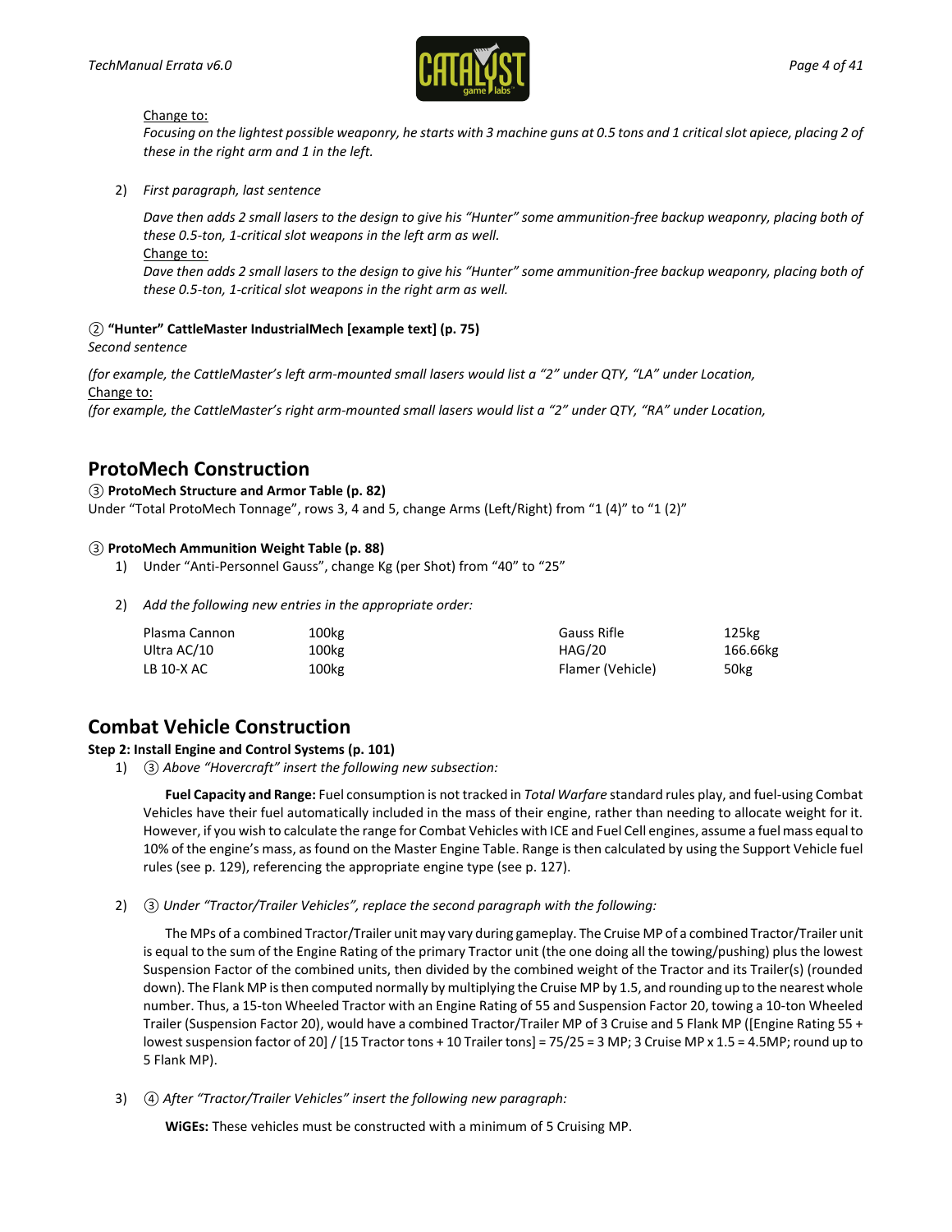Change to:

*Focusing on the lightest possible weaponry, he starts with 3 machine guns at 0.5 tons and 1 critical slot apiece, placing 2 of these in the right arm and 1 in the left.*

2) *First paragraph, last sentence*

   *Dave then adds 2 small lasers to the design to give his “Hunter” some ammunition-free backup weaponry, placing both of these 0.5-ton, 1-critical slot weapons in the left arm as well.*

   Change to:

   *Dave then adds 2 small lasers to the design to give his “Hunter” some ammunition-free backup weaponry, placing both of these 0.5-ton, 1-critical slot weapons in the right arm as well.*

**② “Hunter” CattleMaster IndustrialMech [example text] (p. 75)**

*Second sentence*

*(for example, the CattleMaster’s left arm-mounted small lasers would list a “2” under QTY, “LA” under Location,*

Change to:

*(for example, the CattleMaster’s right arm-mounted small lasers would list a “2” under QTY, “RA” under Location,*

## ProtoMech Construction

**③ ProtoMech Structure and Armor Table (p. 82)**

Under “Total ProtoMech Tonnage”, rows 3, 4 and 5, change Arms (Left/Right) from “1 (4)” to “1 (2)”

**③ ProtoMech Ammunition Weight Table (p. 88)**

1) Under “Anti-Personnel Gauss”, change Kg (per Shot) from “40” to “25”

2) *Add the following new entries in the appropriate order:*

| | | | |
|---|---|---|---|
| Plasma Cannon | 100kg | Gauss Rifle | 125kg |
| Ultra AC/10 | 100kg | HAG/20 | 166.66kg |
| LB 10-X AC | 100kg | Flamer (Vehicle) | 50kg |

## Combat Vehicle Construction

**Step 2: Install Engine and Control Systems (p. 101)**

1) ③ *Above “Hovercraft” insert the following new subsection:*

   **Fuel Capacity and Range:** Fuel consumption is not tracked in *Total Warfare* standard rules play, and fuel-using Combat Vehicles have their fuel automatically included in the mass of their engine, rather than needing to allocate weight for it. However, if you wish to calculate the range for Combat Vehicles with ICE and Fuel Cell engines, assume a fuel mass equal to 10% of the engine’s mass, as found on the Master Engine Table. Range is then calculated by using the Support Vehicle fuel rules (see p. 129), referencing the appropriate engine type (see p. 127).

2) ③ *Under “Tractor/Trailer Vehicles”, replace the second paragraph with the following:*

   The MPs of a combined Tractor/Trailer unit may vary during gameplay. The Cruise MP of a combined Tractor/Trailer unit is equal to the sum of the Engine Rating of the primary Tractor unit (the one doing all the towing/pushing) plus the lowest Suspension Factor of the combined units, then divided by the combined weight of the Tractor and its Trailer(s) (rounded down). The Flank MP is then computed normally by multiplying the Cruise MP by 1.5, and rounding up to the nearest whole number. Thus, a 15-ton Wheeled Tractor with an Engine Rating of 55 and Suspension Factor 20, towing a 10-ton Wheeled Trailer (Suspension Factor 20), would have a combined Tractor/Trailer MP of 3 Cruise and 5 Flank MP ([Engine Rating 55 + lowest suspension factor of 20] / [15 Tractor tons + 10 Trailer tons] = 75/25 = 3 MP; 3 Cruise MP x 1.5 = 4.5MP; round up to 5 Flank MP).

3) ④ *After “Tractor/Trailer Vehicles” insert the following new paragraph:*

   **WiGEs:** These vehicles must be constructed with a minimum of 5 Cruising MP.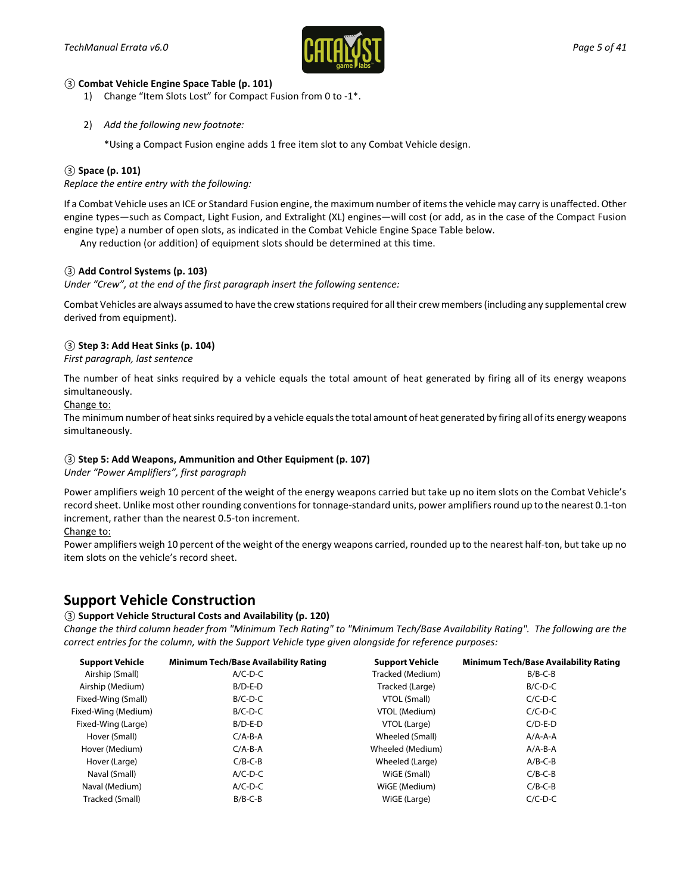### ③ Combat Vehicle Engine Space Table (p. 101)

1) Change "Item Slots Lost" for Compact Fusion from 0 to -1*.

2) *Add the following new footnote:*

   *Using a Compact Fusion engine adds 1 free item slot to any Combat Vehicle design.

### ③ Space (p. 101)

*Replace the entire entry with the following:*

If a Combat Vehicle uses an ICE or Standard Fusion engine, the maximum number of items the vehicle may carry is unaffected. Other engine types—such as Compact, Light Fusion, and Extralight (XL) engines—will cost (or add, as in the case of the Compact Fusion engine type) a number of open slots, as indicated in the Combat Vehicle Engine Space Table below.

Any reduction (or addition) of equipment slots should be determined at this time.

### ③ Add Control Systems (p. 103)

*Under "Crew", at the end of the first paragraph insert the following sentence:*

Combat Vehicles are always assumed to have the crew stations required for all their crew members (including any supplemental crew derived from equipment).

### ③ Step 3: Add Heat Sinks (p. 104)

*First paragraph, last sentence*

The number of heat sinks required by a vehicle equals the total amount of heat generated by firing all of its energy weapons simultaneously.

Change to:

The minimum number of heat sinks required by a vehicle equals the total amount of heat generated by firing all of its energy weapons simultaneously.

### ③ Step 5: Add Weapons, Ammunition and Other Equipment (p. 107)

*Under "Power Amplifiers", first paragraph*

Power amplifiers weigh 10 percent of the weight of the energy weapons carried but take up no item slots on the Combat Vehicle's record sheet. Unlike most other rounding conventions for tonnage-standard units, power amplifiers round up to the nearest 0.1-ton increment, rather than the nearest 0.5-ton increment.

Change to:

Power amplifiers weigh 10 percent of the weight of the energy weapons carried, rounded up to the nearest half-ton, but take up no item slots on the vehicle's record sheet.

## Support Vehicle Construction

### ③ Support Vehicle Structural Costs and Availability (p. 120)

*Change the third column header from "Minimum Tech Rating" to "Minimum Tech/Base Availability Rating". The following are the correct entries for the column, with the Support Vehicle type given alongside for reference purposes:*

| Support Vehicle | Minimum Tech/Base Availability Rating | Support Vehicle | Minimum Tech/Base Availability Rating |
|---|---|---|---|
| Airship (Small) | A/C-D-C | Tracked (Medium) | B/B-C-B |
| Airship (Medium) | B/D-E-D | Tracked (Large) | B/C-D-C |
| Fixed-Wing (Small) | B/C-D-C | VTOL (Small) | C/C-D-C |
| Fixed-Wing (Medium) | B/C-D-C | VTOL (Medium) | C/C-D-C |
| Fixed-Wing (Large) | B/D-E-D | VTOL (Large) | C/D-E-D |
| Hover (Small) | C/A-B-A | Wheeled (Small) | A/A-A-A |
| Hover (Medium) | C/A-B-A | Wheeled (Medium) | A/A-B-A |
| Hover (Large) | C/B-C-B | Wheeled (Large) | A/B-C-B |
| Naval (Small) | A/C-D-C | WiGE (Small) | C/B-C-B |
| Naval (Medium) | A/C-D-C | WiGE (Medium) | C/B-C-B |
| Tracked (Small) | B/B-C-B | WiGE (Large) | C/C-D-C |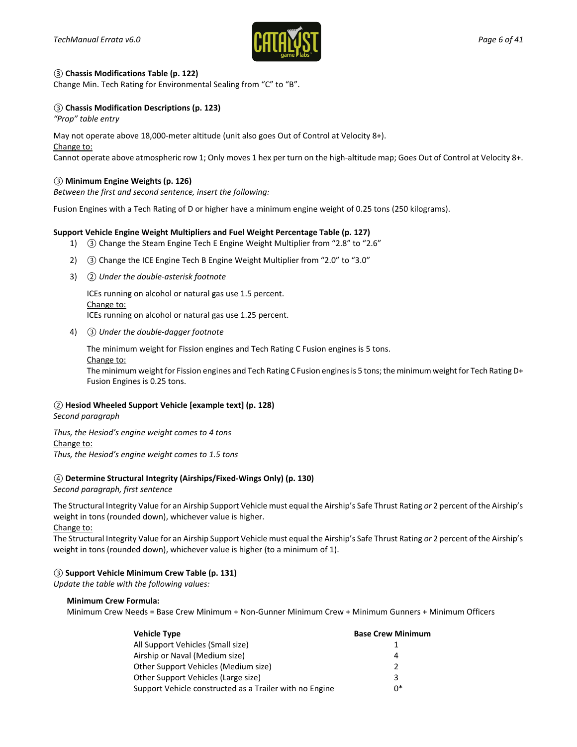### ③ Chassis Modifications Table (p. 122)

Change Min. Tech Rating for Environmental Sealing from “C” to “B”.

### ③ Chassis Modification Descriptions (p. 123)

*“Prop” table entry*

May not operate above 18,000-meter altitude (unit also goes Out of Control at Velocity 8+).

Change to:

Cannot operate above atmospheric row 1; Only moves 1 hex per turn on the high-altitude map; Goes Out of Control at Velocity 8+.

### ③ Minimum Engine Weights (p. 126)

*Between the first and second sentence, insert the following:*

Fusion Engines with a Tech Rating of D or higher have a minimum engine weight of 0.25 tons (250 kilograms).

### Support Vehicle Engine Weight Multipliers and Fuel Weight Percentage Table (p. 127)

1) ③ Change the Steam Engine Tech E Engine Weight Multiplier from “2.8” to “2.6”
2) ③ Change the ICE Engine Tech B Engine Weight Multiplier from “2.0” to “3.0”
3) ② *Under the double-asterisk footnote*

   ICEs running on alcohol or natural gas use 1.5 percent.

   Change to:

   ICEs running on alcohol or natural gas use 1.25 percent.

4) ③ *Under the double-dagger footnote*

   The minimum weight for Fission engines and Tech Rating C Fusion engines is 5 tons.

   Change to:

   The minimum weight for Fission engines and Tech Rating C Fusion engines is 5 tons; the minimum weight for Tech Rating D+ Fusion Engines is 0.25 tons.

### ② Hesiod Wheeled Support Vehicle [example text] (p. 128)

*Second paragraph*

*Thus, the Hesiod’s engine weight comes to 4 tons*

Change to:

*Thus, the Hesiod’s engine weight comes to 1.5 tons*

### ④ Determine Structural Integrity (Airships/Fixed-Wings Only) (p. 130)

*Second paragraph, first sentence*

The Structural Integrity Value for an Airship Support Vehicle must equal the Airship’s Safe Thrust Rating *or* 2 percent of the Airship’s weight in tons (rounded down), whichever value is higher.

Change to:

The Structural Integrity Value for an Airship Support Vehicle must equal the Airship’s Safe Thrust Rating *or* 2 percent of the Airship’s weight in tons (rounded down), whichever value is higher (to a minimum of 1).

### ③ Support Vehicle Minimum Crew Table (p. 131)

*Update the table with the following values:*

**Minimum Crew Formula:**

Minimum Crew Needs = Base Crew Minimum + Non-Gunner Minimum Crew + Minimum Gunners + Minimum Officers

| Vehicle Type | Base Crew Minimum |
|---|---|
| All Support Vehicles (Small size) | 1 |
| Airship or Naval (Medium size) | 4 |
| Other Support Vehicles (Medium size) | 2 |
| Other Support Vehicles (Large size) | 3 |
| Support Vehicle constructed as a Trailer with no Engine | 0* |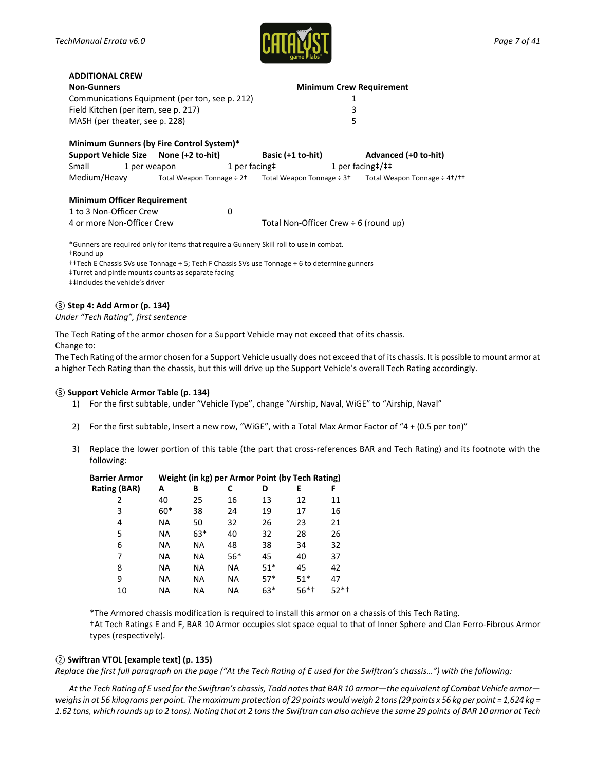**ADDITIONAL CREW**

| Non-Gunners | Minimum Crew Requirement |
|---|---|
| Communications Equipment (per ton, see p. 212) | 1 |
| Field Kitchen (per item, see p. 217) | 3 |
| MASH (per theater, see p. 228) | 5 |

**Minimum Gunners (by Fire Control System)***

| Support Vehicle Size | None (+2 to-hit) | Basic (+1 to-hit) | Advanced (+0 to-hit) |
|---|---|---|---|
| Small | 1 per weapon | 1 per facing‡ | 1 per facing‡/‡‡ |
| Medium/Heavy | Total Weapon Tonnage ÷ 2† | Total Weapon Tonnage ÷ 3† | Total Weapon Tonnage ÷ 4†/†† |

**Minimum Officer Requirement**

| | |
|---|---|
| 1 to 3 Non-Officer Crew | 0 |
| 4 or more Non-Officer Crew | Total Non-Officer Crew ÷ 6 (round up) |

*Gunners are required only for items that require a Gunnery Skill roll to use in combat.
†Round up
††Tech E Chassis SVs use Tonnage ÷ 5; Tech F Chassis SVs use Tonnage ÷ 6 to determine gunners
‡Turret and pintle mounts counts as separate facing
‡‡Includes the vehicle's driver

**③ Step 4: Add Armor (p. 134)**
*Under "Tech Rating", first sentence*

The Tech Rating of the armor chosen for a Support Vehicle may not exceed that of its chassis.
Change to:
The Tech Rating of the armor chosen for a Support Vehicle usually does not exceed that of its chassis. It is possible to mount armor at a higher Tech Rating than the chassis, but this will drive up the Support Vehicle's overall Tech Rating accordingly.

**③ Support Vehicle Armor Table (p. 134)**

1) For the first subtable, under "Vehicle Type", change "Airship, Naval, WiGE" to "Airship, Naval"

2) For the first subtable, Insert a new row, "WiGE", with a Total Max Armor Factor of "4 + (0.5 per ton)"

3) Replace the lower portion of this table (the part that cross-references BAR and Tech Rating) and its footnote with the following:

| Barrier Armor | Weight (in kg) per Armor Point (by Tech Rating) | | | | | |
|---|---|---|---|---|---|---|
| Rating (BAR) | A | B | C | D | E | F |
| 2 | 40 | 25 | 16 | 13 | 12 | 11 |
| 3 | 60* | 38 | 24 | 19 | 17 | 16 |
| 4 | NA | 50 | 32 | 26 | 23 | 21 |
| 5 | NA | 63* | 40 | 32 | 28 | 26 |
| 6 | NA | NA | 48 | 38 | 34 | 32 |
| 7 | NA | NA | 56* | 45 | 40 | 37 |
| 8 | NA | NA | NA | 51* | 45 | 42 |
| 9 | NA | NA | NA | 57* | 51* | 47 |
| 10 | NA | NA | NA | 63* | 56*† | 52*† |

*The Armored chassis modification is required to install this armor on a chassis of this Tech Rating.
†At Tech Ratings E and F, BAR 10 Armor occupies slot space equal to that of Inner Sphere and Clan Ferro-Fibrous Armor types (respectively).

**② Swiftran VTOL [example text] (p. 135)**
*Replace the first full paragraph on the page ("At the Tech Rating of E used for the Swiftran's chassis…") with the following:*

*At the Tech Rating of E used for the Swiftran's chassis, Todd notes that BAR 10 armor—the equivalent of Combat Vehicle armor—weighs in at 56 kilograms per point. The maximum protection of 29 points would weigh 2 tons (29 points x 56 kg per point = 1,624 kg = 1.62 tons, which rounds up to 2 tons). Noting that at 2 tons the Swiftran can also achieve the same 29 points of BAR 10 armor at Tech*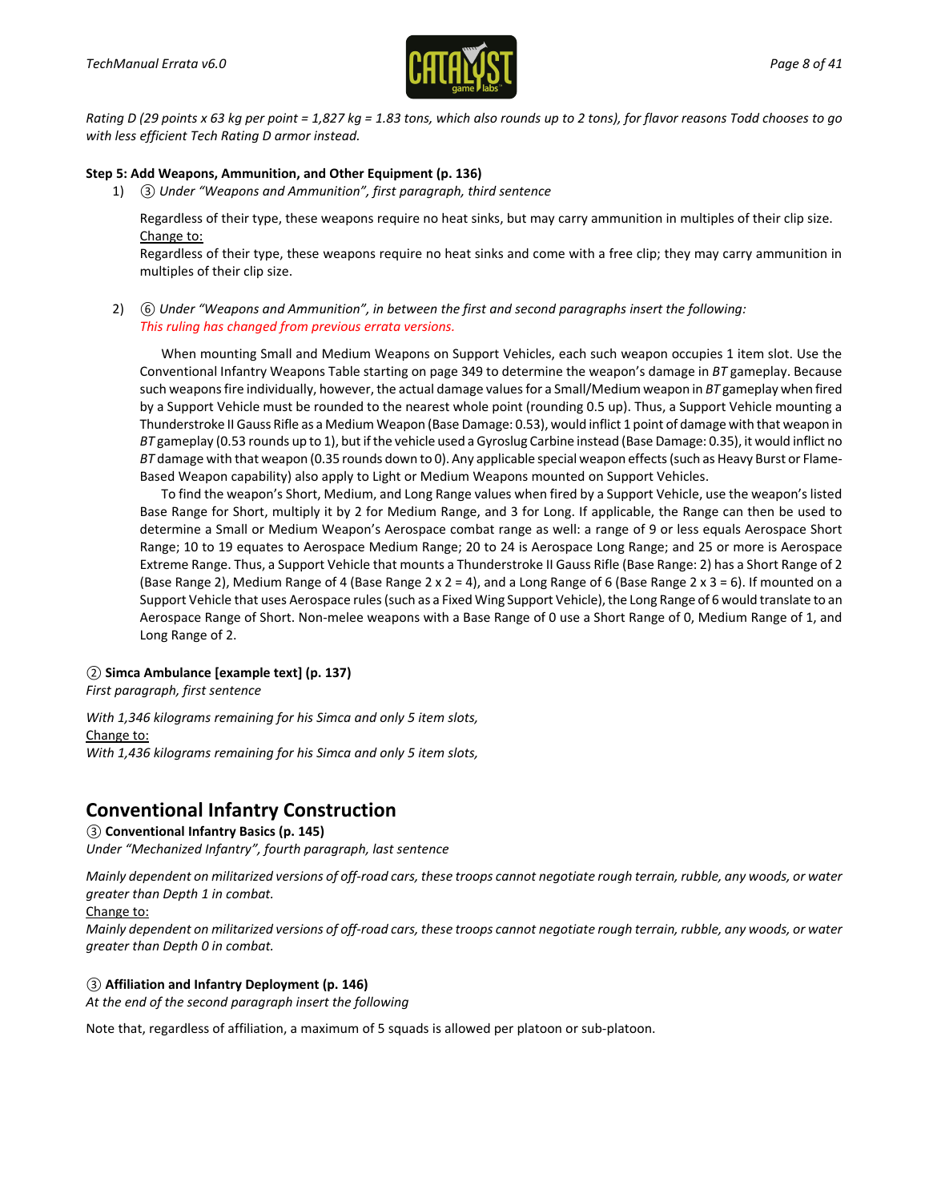*Rating D (29 points x 63 kg per point = 1,827 kg = 1.83 tons, which also rounds up to 2 tons), for flavor reasons Todd chooses to go with less efficient Tech Rating D armor instead.*

**Step 5: Add Weapons, Ammunition, and Other Equipment (p. 136)**

1) ③ *Under "Weapons and Ammunition", first paragraph, third sentence*

   Regardless of their type, these weapons require no heat sinks, but may carry ammunition in multiples of their clip size.
   Change to:
   Regardless of their type, these weapons require no heat sinks and come with a free clip; they may carry ammunition in multiples of their clip size.

2) ⑥ *Under "Weapons and Ammunition", in between the first and second paragraphs insert the following:*
   *This ruling has changed from previous errata versions.*

   When mounting Small and Medium Weapons on Support Vehicles, each such weapon occupies 1 item slot. Use the Conventional Infantry Weapons Table starting on page 349 to determine the weapon's damage in *BT* gameplay. Because such weapons fire individually, however, the actual damage values for a Small/Medium weapon in *BT* gameplay when fired by a Support Vehicle must be rounded to the nearest whole point (rounding 0.5 up). Thus, a Support Vehicle mounting a Thunderstroke II Gauss Rifle as a Medium Weapon (Base Damage: 0.53), would inflict 1 point of damage with that weapon in *BT* gameplay (0.53 rounds up to 1), but if the vehicle used a Gyroslug Carbine instead (Base Damage: 0.35), it would inflict no *BT* damage with that weapon (0.35 rounds down to 0). Any applicable special weapon effects (such as Heavy Burst or Flame-Based Weapon capability) also apply to Light or Medium Weapons mounted on Support Vehicles.

   To find the weapon's Short, Medium, and Long Range values when fired by a Support Vehicle, use the weapon's listed Base Range for Short, multiply it by 2 for Medium Range, and 3 for Long. If applicable, the Range can then be used to determine a Small or Medium Weapon's Aerospace combat range as well: a range of 9 or less equals Aerospace Short Range; 10 to 19 equates to Aerospace Medium Range; 20 to 24 is Aerospace Long Range; and 25 or more is Aerospace Extreme Range. Thus, a Support Vehicle that mounts a Thunderstroke II Gauss Rifle (Base Range: 2) has a Short Range of 2 (Base Range 2), Medium Range of 4 (Base Range 2 x 2 = 4), and a Long Range of 6 (Base Range 2 x 3 = 6). If mounted on a Support Vehicle that uses Aerospace rules (such as a Fixed Wing Support Vehicle), the Long Range of 6 would translate to an Aerospace Range of Short. Non-melee weapons with a Base Range of 0 use a Short Range of 0, Medium Range of 1, and Long Range of 2.

② **Simca Ambulance [example text] (p. 137)**
*First paragraph, first sentence*

*With 1,346 kilograms remaining for his Simca and only 5 item slots,*
Change to:
*With 1,436 kilograms remaining for his Simca and only 5 item slots,*

## Conventional Infantry Construction

③ **Conventional Infantry Basics (p. 145)**
*Under "Mechanized Infantry", fourth paragraph, last sentence*

*Mainly dependent on militarized versions of off-road cars, these troops cannot negotiate rough terrain, rubble, any woods, or water greater than Depth 1 in combat.*
Change to:
*Mainly dependent on militarized versions of off-road cars, these troops cannot negotiate rough terrain, rubble, any woods, or water greater than Depth 0 in combat.*

③ **Affiliation and Infantry Deployment (p. 146)**
*At the end of the second paragraph insert the following*

Note that, regardless of affiliation, a maximum of 5 squads is allowed per platoon or sub-platoon.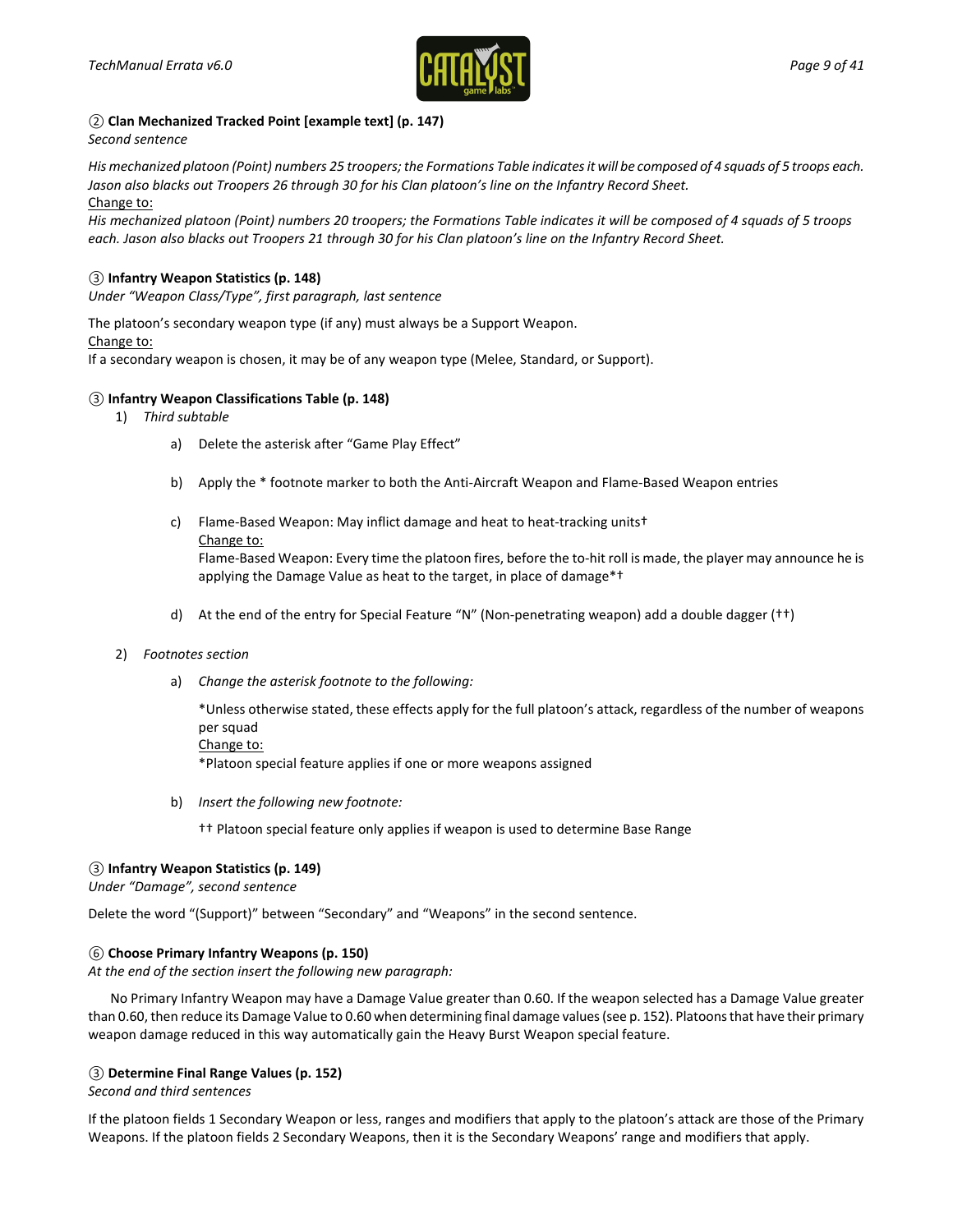② **Clan Mechanized Tracked Point [example text] (p. 147)**
*Second sentence*

*His mechanized platoon (Point) numbers 25 troopers; the Formations Table indicates it will be composed of 4 squads of 5 troops each. Jason also blacks out Troopers 26 through 30 for his Clan platoon's line on the Infantry Record Sheet.*
Change to:
*His mechanized platoon (Point) numbers 20 troopers; the Formations Table indicates it will be composed of 4 squads of 5 troops each. Jason also blacks out Troopers 21 through 30 for his Clan platoon's line on the Infantry Record Sheet.*

③ **Infantry Weapon Statistics (p. 148)**
*Under "Weapon Class/Type", first paragraph, last sentence*

The platoon's secondary weapon type (if any) must always be a Support Weapon.
Change to:
If a secondary weapon is chosen, it may be of any weapon type (Melee, Standard, or Support).

③ **Infantry Weapon Classifications Table (p. 148)**

1) *Third subtable*
   a) Delete the asterisk after "Game Play Effect"
   b) Apply the * footnote marker to both the Anti-Aircraft Weapon and Flame-Based Weapon entries
   c) Flame-Based Weapon: May inflict damage and heat to heat-tracking units†
      Change to:
      Flame-Based Weapon: Every time the platoon fires, before the to-hit roll is made, the player may announce he is applying the Damage Value as heat to the target, in place of damage*†
   d) At the end of the entry for Special Feature "N" (Non-penetrating weapon) add a double dagger (††)
2) *Footnotes section*
   a) *Change the asterisk footnote to the following:*

      *Unless otherwise stated, these effects apply for the full platoon's attack, regardless of the number of weapons per squad
      Change to:
      *Platoon special feature applies if one or more weapons assigned
   b) *Insert the following new footnote:*

      †† Platoon special feature only applies if weapon is used to determine Base Range

③ **Infantry Weapon Statistics (p. 149)**
*Under "Damage", second sentence*

Delete the word "(Support)" between "Secondary" and "Weapons" in the second sentence.

⑥ **Choose Primary Infantry Weapons (p. 150)**
*At the end of the section insert the following new paragraph:*

No Primary Infantry Weapon may have a Damage Value greater than 0.60. If the weapon selected has a Damage Value greater than 0.60, then reduce its Damage Value to 0.60 when determining final damage values (see p. 152). Platoons that have their primary weapon damage reduced in this way automatically gain the Heavy Burst Weapon special feature.

③ **Determine Final Range Values (p. 152)**
*Second and third sentences*

If the platoon fields 1 Secondary Weapon or less, ranges and modifiers that apply to the platoon's attack are those of the Primary Weapons. If the platoon fields 2 Secondary Weapons, then it is the Secondary Weapons' range and modifiers that apply.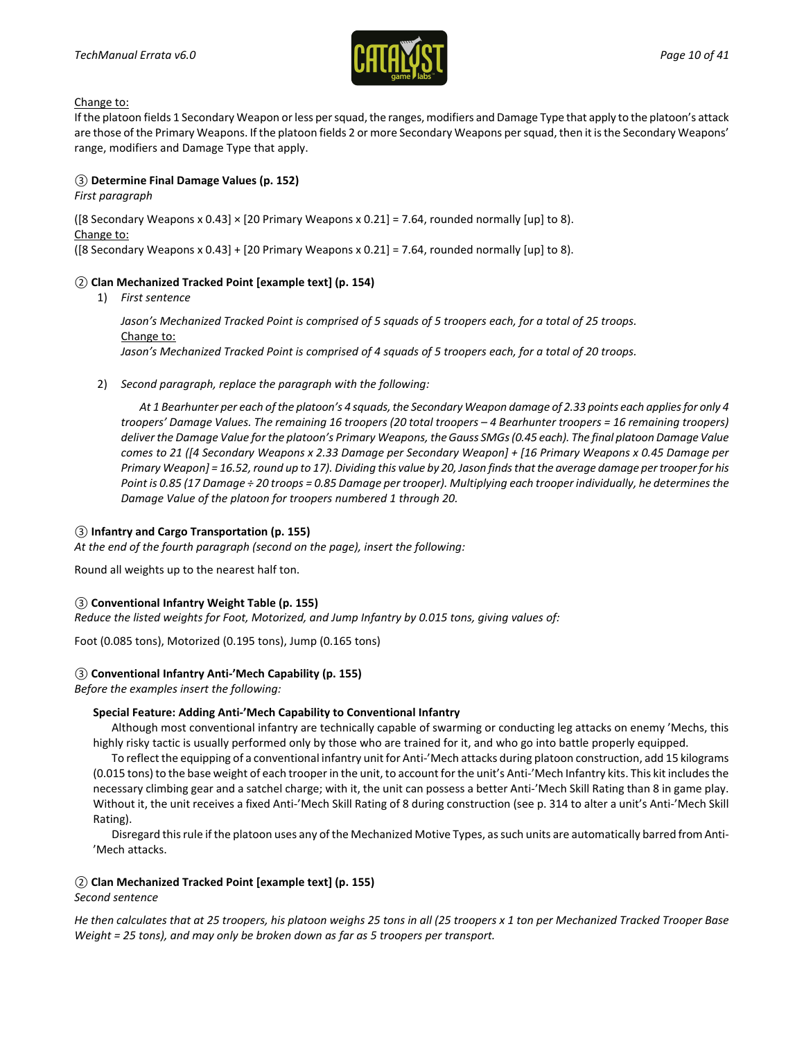Change to:

If the platoon fields 1 Secondary Weapon or less per squad, the ranges, modifiers and Damage Type that apply to the platoon's attack are those of the Primary Weapons. If the platoon fields 2 or more Secondary Weapons per squad, then it is the Secondary Weapons' range, modifiers and Damage Type that apply.

### ③ **Determine Final Damage Values (p. 152)**

*First paragraph*

([8 Secondary Weapons x 0.43] × [20 Primary Weapons x 0.21] = 7.64, rounded normally [up] to 8).

Change to:

([8 Secondary Weapons x 0.43] + [20 Primary Weapons x 0.21] = 7.64, rounded normally [up] to 8).

### ② **Clan Mechanized Tracked Point [example text] (p. 154)**

1) *First sentence*

   *Jason's Mechanized Tracked Point is comprised of 5 squads of 5 troopers each, for a total of 25 troops.*

   Change to:

   *Jason's Mechanized Tracked Point is comprised of 4 squads of 5 troopers each, for a total of 20 troops.*

2) *Second paragraph, replace the paragraph with the following:*

   *At 1 Bearhunter per each of the platoon's 4 squads, the Secondary Weapon damage of 2.33 points each applies for only 4 troopers' Damage Values. The remaining 16 troopers (20 total troopers – 4 Bearhunter troopers = 16 remaining troopers) deliver the Damage Value for the platoon's Primary Weapons, the Gauss SMGs (0.45 each). The final platoon Damage Value comes to 21 ([4 Secondary Weapons x 2.33 Damage per Secondary Weapon] + [16 Primary Weapons x 0.45 Damage per Primary Weapon] = 16.52, round up to 17). Dividing this value by 20, Jason finds that the average damage per trooper for his Point is 0.85 (17 Damage ÷ 20 troops = 0.85 Damage per trooper). Multiplying each trooper individually, he determines the Damage Value of the platoon for troopers numbered 1 through 20.*

### ③ **Infantry and Cargo Transportation (p. 155)**

*At the end of the fourth paragraph (second on the page), insert the following:*

Round all weights up to the nearest half ton.

### ③ **Conventional Infantry Weight Table (p. 155)**

*Reduce the listed weights for Foot, Motorized, and Jump Infantry by 0.015 tons, giving values of:*

Foot (0.085 tons), Motorized (0.195 tons), Jump (0.165 tons)

### ③ **Conventional Infantry Anti-'Mech Capability (p. 155)**

*Before the examples insert the following:*

**Special Feature: Adding Anti-'Mech Capability to Conventional Infantry**

Although most conventional infantry are technically capable of swarming or conducting leg attacks on enemy 'Mechs, this highly risky tactic is usually performed only by those who are trained for it, and who go into battle properly equipped.

To reflect the equipping of a conventional infantry unit for Anti-'Mech attacks during platoon construction, add 15 kilograms (0.015 tons) to the base weight of each trooper in the unit, to account for the unit's Anti-'Mech Infantry kits. This kit includes the necessary climbing gear and a satchel charge; with it, the unit can possess a better Anti-'Mech Skill Rating than 8 in game play. Without it, the unit receives a fixed Anti-'Mech Skill Rating of 8 during construction (see p. 314 to alter a unit's Anti-'Mech Skill Rating).

Disregard this rule if the platoon uses any of the Mechanized Motive Types, as such units are automatically barred from Anti-'Mech attacks.

### ② **Clan Mechanized Tracked Point [example text] (p. 155)**

*Second sentence*

*He then calculates that at 25 troopers, his platoon weighs 25 tons in all (25 troopers x 1 ton per Mechanized Tracked Trooper Base Weight = 25 tons), and may only be broken down as far as 5 troopers per transport.*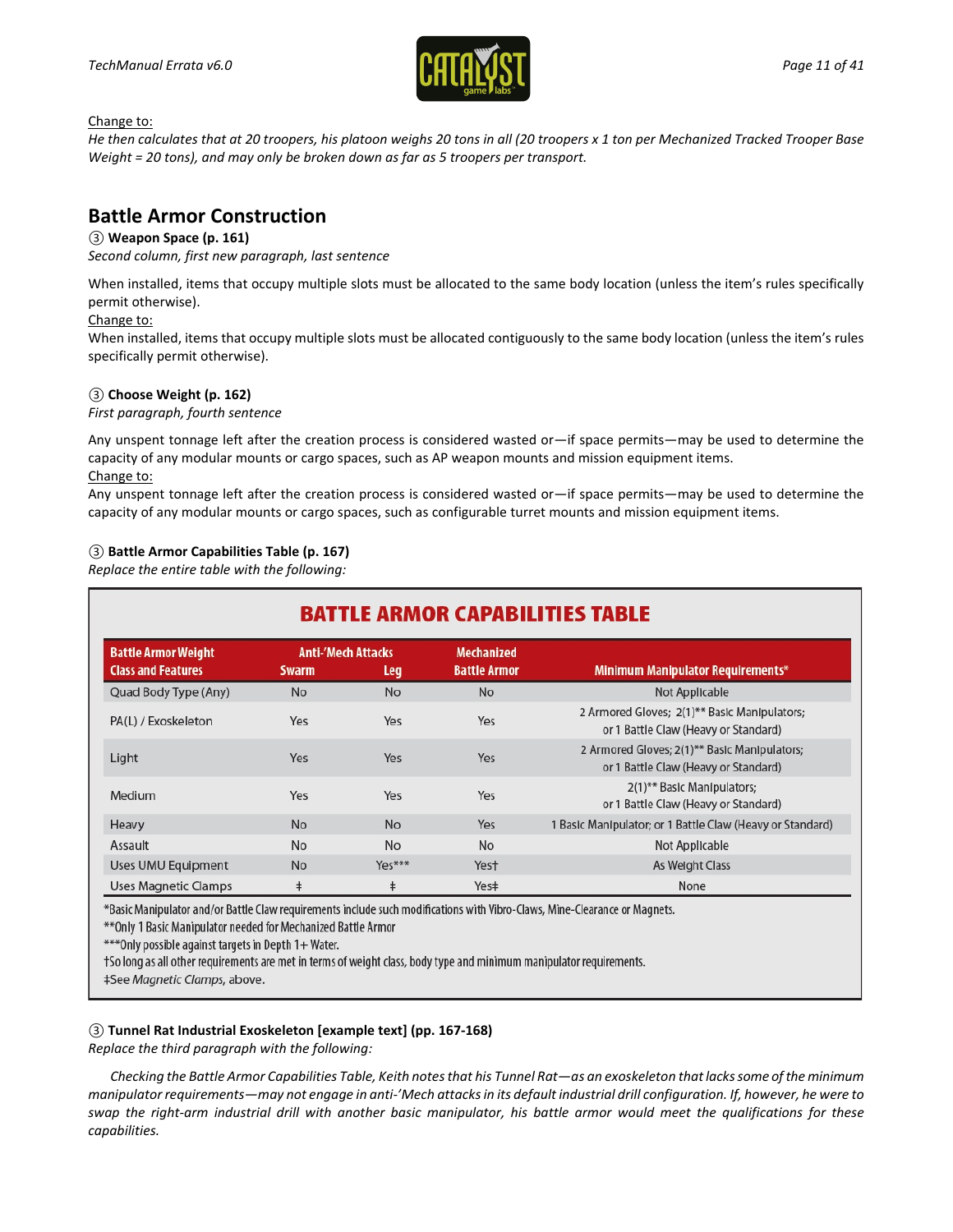Change to:

*He then calculates that at 20 troopers, his platoon weighs 20 tons in all (20 troopers x 1 ton per Mechanized Tracked Trooper Base Weight = 20 tons), and may only be broken down as far as 5 troopers per transport.*

## Battle Armor Construction

**③ Weapon Space (p. 161)**

*Second column, first new paragraph, last sentence*

When installed, items that occupy multiple slots must be allocated to the same body location (unless the item's rules specifically permit otherwise).

Change to:

When installed, items that occupy multiple slots must be allocated contiguously to the same body location (unless the item's rules specifically permit otherwise).

**③ Choose Weight (p. 162)**

*First paragraph, fourth sentence*

Any unspent tonnage left after the creation process is considered wasted or—if space permits—may be used to determine the capacity of any modular mounts or cargo spaces, such as AP weapon mounts and mission equipment items.

Change to:

Any unspent tonnage left after the creation process is considered wasted or—if space permits—may be used to determine the capacity of any modular mounts or cargo spaces, such as configurable turret mounts and mission equipment items.

**③ Battle Armor Capabilities Table (p. 167)**

*Replace the entire table with the following:*

**BATTLE ARMOR CAPABILITIES TABLE**

| Battle Armor Weight Class and Features | Anti-'Mech Attacks Swarm | Anti-'Mech Attacks Leg | Mechanized Battle Armor | Minimum Manipulator Requirements* |
|---|---|---|---|---|
| Quad Body Type (Any) | No | No | No | Not Applicable |
| PA(L) / Exoskeleton | Yes | Yes | Yes | 2 Armored Gloves; 2(1)** Basic Manipulators; or 1 Battle Claw (Heavy or Standard) |
| Light | Yes | Yes | Yes | 2 Armored Gloves; 2(1)** Basic Manipulators; or 1 Battle Claw (Heavy or Standard) |
| Medium | Yes | Yes | Yes | 2(1)** Basic Manipulators; or 1 Battle Claw (Heavy or Standard) |
| Heavy | No | No | Yes | 1 Basic Manipulator; or 1 Battle Claw (Heavy or Standard) |
| Assault | No | No | No | Not Applicable |
| Uses UMU Equipment | No | Yes*** | Yes† | As Weight Class |
| Uses Magnetic Clamps | ‡ | ‡ | Yes‡ | None |

*Basic Manipulator and/or Battle Claw requirements include such modifications with Vibro-Claws, Mine-Clearance or Magnets.

**Only 1 Basic Manipulator needed for Mechanized Battle Armor

***Only possible against targets in Depth 1+ Water.

†So long as all other requirements are met in terms of weight class, body type and minimum manipulator requirements.

‡See *Magnetic Clamps*, above.

**③ Tunnel Rat Industrial Exoskeleton [example text] (pp. 167-168)**

*Replace the third paragraph with the following:*

*Checking the Battle Armor Capabilities Table, Keith notes that his Tunnel Rat—as an exoskeleton that lacks some of the minimum manipulator requirements—may not engage in anti-'Mech attacks in its default industrial drill configuration. If, however, he were to swap the right-arm industrial drill with another basic manipulator, his battle armor would meet the qualifications for these capabilities.*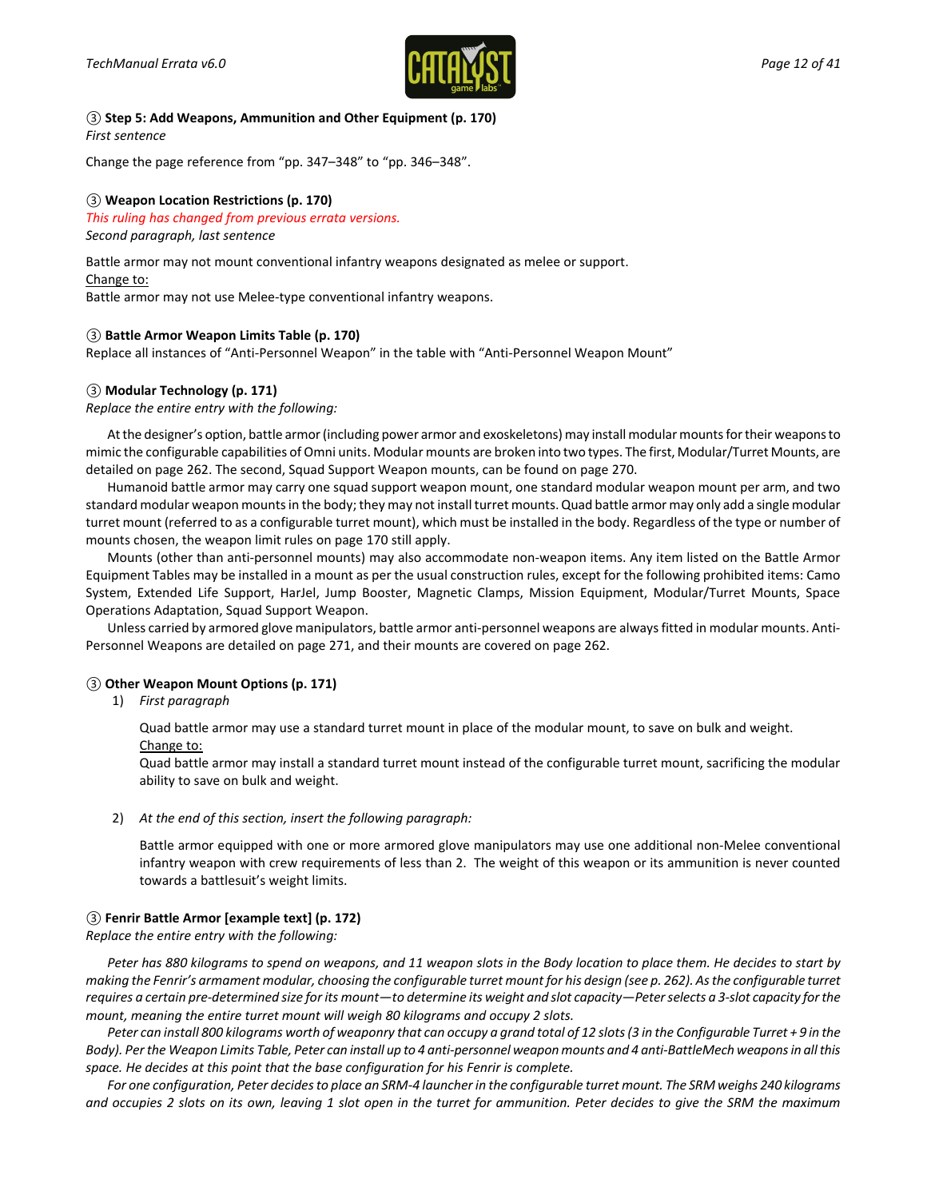### ③ Step 5: Add Weapons, Ammunition and Other Equipment (p. 170)

*First sentence*

Change the page reference from "pp. 347–348" to "pp. 346–348".

### ③ Weapon Location Restrictions (p. 170)

*This ruling has changed from previous errata versions.*

*Second paragraph, last sentence*

Battle armor may not mount conventional infantry weapons designated as melee or support.

Change to:

Battle armor may not use Melee-type conventional infantry weapons.

### ③ Battle Armor Weapon Limits Table (p. 170)

Replace all instances of "Anti-Personnel Weapon" in the table with "Anti-Personnel Weapon Mount"

### ③ Modular Technology (p. 171)

*Replace the entire entry with the following:*

At the designer's option, battle armor (including power armor and exoskeletons) may install modular mounts for their weapons to mimic the configurable capabilities of Omni units. Modular mounts are broken into two types. The first, Modular/Turret Mounts, are detailed on page 262. The second, Squad Support Weapon mounts, can be found on page 270.

Humanoid battle armor may carry one squad support weapon mount, one standard modular weapon mount per arm, and two standard modular weapon mounts in the body; they may not install turret mounts. Quad battle armor may only add a single modular turret mount (referred to as a configurable turret mount), which must be installed in the body. Regardless of the type or number of mounts chosen, the weapon limit rules on page 170 still apply.

Mounts (other than anti-personnel mounts) may also accommodate non-weapon items. Any item listed on the Battle Armor Equipment Tables may be installed in a mount as per the usual construction rules, except for the following prohibited items: Camo System, Extended Life Support, HarJel, Jump Booster, Magnetic Clamps, Mission Equipment, Modular/Turret Mounts, Space Operations Adaptation, Squad Support Weapon.

Unless carried by armored glove manipulators, battle armor anti-personnel weapons are always fitted in modular mounts. Anti-Personnel Weapons are detailed on page 271, and their mounts are covered on page 262.

### ③ Other Weapon Mount Options (p. 171)

1) *First paragraph*

   Quad battle armor may use a standard turret mount in place of the modular mount, to save on bulk and weight.

   Change to:

   Quad battle armor may install a standard turret mount instead of the configurable turret mount, sacrificing the modular ability to save on bulk and weight.

2) *At the end of this section, insert the following paragraph:*

   Battle armor equipped with one or more armored glove manipulators may use one additional non-Melee conventional infantry weapon with crew requirements of less than 2. The weight of this weapon or its ammunition is never counted towards a battlesuit's weight limits.

### ③ Fenrir Battle Armor [example text] (p. 172)

*Replace the entire entry with the following:*

*Peter has 880 kilograms to spend on weapons, and 11 weapon slots in the Body location to place them. He decides to start by making the Fenrir's armament modular, choosing the configurable turret mount for his design (see p. 262). As the configurable turret requires a certain pre-determined size for its mount—to determine its weight and slot capacity—Peter selects a 3-slot capacity for the mount, meaning the entire turret mount will weigh 80 kilograms and occupy 2 slots.*

*Peter can install 800 kilograms worth of weaponry that can occupy a grand total of 12 slots (3 in the Configurable Turret + 9 in the Body). Per the Weapon Limits Table, Peter can install up to 4 anti-personnel weapon mounts and 4 anti-BattleMech weapons in all this space. He decides at this point that the base configuration for his Fenrir is complete.*

*For one configuration, Peter decides to place an SRM-4 launcher in the configurable turret mount. The SRM weighs 240 kilograms and occupies 2 slots on its own, leaving 1 slot open in the turret for ammunition. Peter decides to give the SRM the maximum*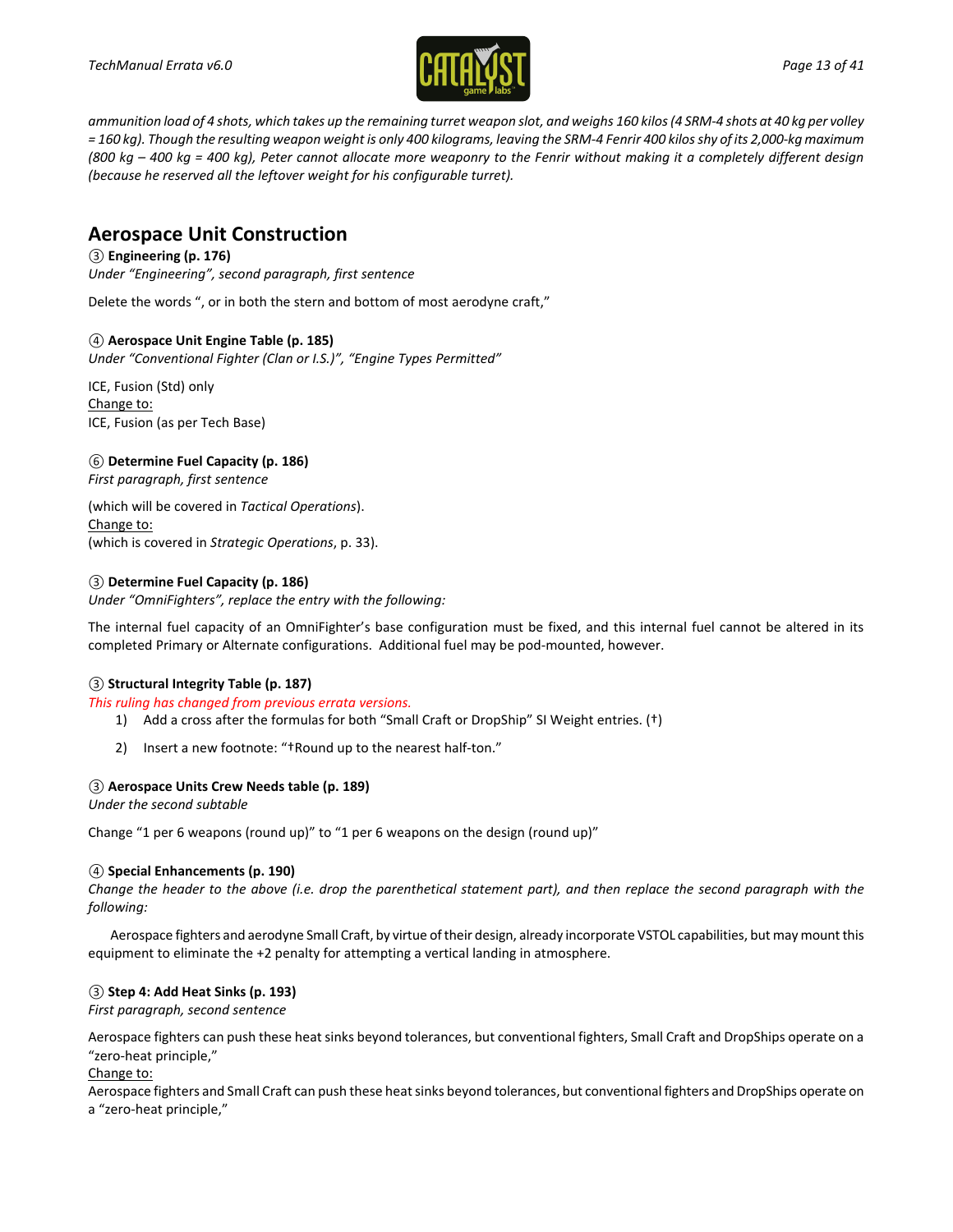*ammunition load of 4 shots, which takes up the remaining turret weapon slot, and weighs 160 kilos (4 SRM-4 shots at 40 kg per volley = 160 kg). Though the resulting weapon weight is only 400 kilograms, leaving the SRM-4 Fenrir 400 kilos shy of its 2,000-kg maximum (800 kg – 400 kg = 400 kg), Peter cannot allocate more weaponry to the Fenrir without making it a completely different design (because he reserved all the leftover weight for his configurable turret).*

## Aerospace Unit Construction

**③ Engineering (p. 176)**
*Under "Engineering", second paragraph, first sentence*

Delete the words ", or in both the stern and bottom of most aerodyne craft,"

**④ Aerospace Unit Engine Table (p. 185)**
*Under "Conventional Fighter (Clan or I.S.)", "Engine Types Permitted"*

ICE, Fusion (Std) only
Change to:
ICE, Fusion (as per Tech Base)

**⑥ Determine Fuel Capacity (p. 186)**
*First paragraph, first sentence*

(which will be covered in *Tactical Operations*).
Change to:
(which is covered in *Strategic Operations*, p. 33).

**③ Determine Fuel Capacity (p. 186)**
*Under "OmniFighters", replace the entry with the following:*

The internal fuel capacity of an OmniFighter's base configuration must be fixed, and this internal fuel cannot be altered in its completed Primary or Alternate configurations. Additional fuel may be pod-mounted, however.

**③ Structural Integrity Table (p. 187)**
*This ruling has changed from previous errata versions.*

1) Add a cross after the formulas for both "Small Craft or DropShip" SI Weight entries. (†)
2) Insert a new footnote: "†Round up to the nearest half-ton."

**③ Aerospace Units Crew Needs table (p. 189)**
*Under the second subtable*

Change "1 per 6 weapons (round up)" to "1 per 6 weapons on the design (round up)"

**④ Special Enhancements (p. 190)**
*Change the header to the above (i.e. drop the parenthetical statement part), and then replace the second paragraph with the following:*

Aerospace fighters and aerodyne Small Craft, by virtue of their design, already incorporate VSTOL capabilities, but may mount this equipment to eliminate the +2 penalty for attempting a vertical landing in atmosphere.

**③ Step 4: Add Heat Sinks (p. 193)**
*First paragraph, second sentence*

Aerospace fighters can push these heat sinks beyond tolerances, but conventional fighters, Small Craft and DropShips operate on a "zero-heat principle,"
Change to:
Aerospace fighters and Small Craft can push these heat sinks beyond tolerances, but conventional fighters and DropShips operate on a "zero-heat principle,"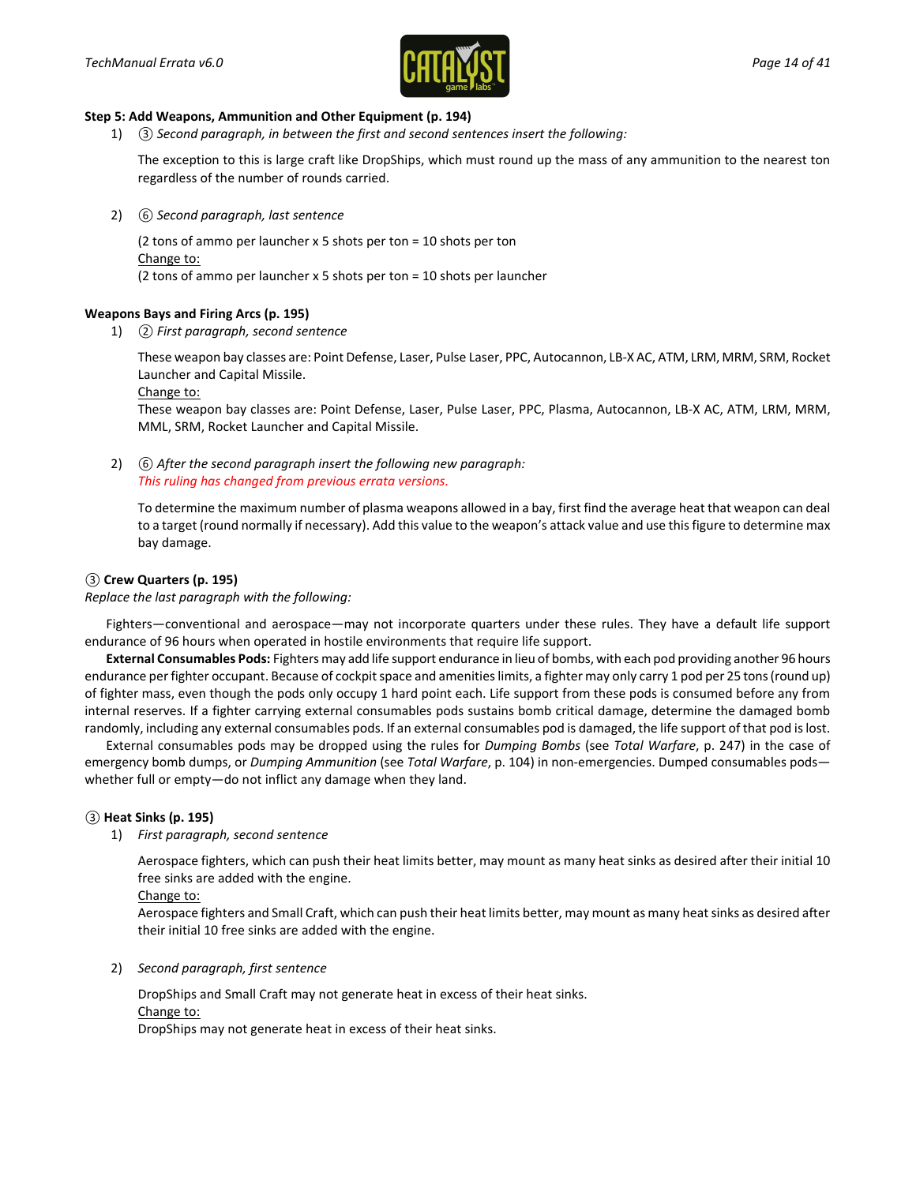**Step 5: Add Weapons, Ammunition and Other Equipment (p. 194)**

1) ③ *Second paragraph, in between the first and second sentences insert the following:*

   The exception to this is large craft like DropShips, which must round up the mass of any ammunition to the nearest ton regardless of the number of rounds carried.

2) ⑥ *Second paragraph, last sentence*

   (2 tons of ammo per launcher x 5 shots per ton = 10 shots per ton
   Change to:
   (2 tons of ammo per launcher x 5 shots per ton = 10 shots per launcher

**Weapons Bays and Firing Arcs (p. 195)**

1) ② *First paragraph, second sentence*

   These weapon bay classes are: Point Defense, Laser, Pulse Laser, PPC, Autocannon, LB-X AC, ATM, LRM, MRM, SRM, Rocket Launcher and Capital Missile.
   Change to:
   These weapon bay classes are: Point Defense, Laser, Pulse Laser, PPC, Plasma, Autocannon, LB-X AC, ATM, LRM, MRM, MML, SRM, Rocket Launcher and Capital Missile.

2) ⑥ *After the second paragraph insert the following new paragraph:*
   *This ruling has changed from previous errata versions.*

   To determine the maximum number of plasma weapons allowed in a bay, first find the average heat that weapon can deal to a target (round normally if necessary). Add this value to the weapon's attack value and use this figure to determine max bay damage.

**③ Crew Quarters (p. 195)**

*Replace the last paragraph with the following:*

Fighters—conventional and aerospace—may not incorporate quarters under these rules. They have a default life support endurance of 96 hours when operated in hostile environments that require life support.

**External Consumables Pods:** Fighters may add life support endurance in lieu of bombs, with each pod providing another 96 hours endurance per fighter occupant. Because of cockpit space and amenities limits, a fighter may only carry 1 pod per 25 tons (round up) of fighter mass, even though the pods only occupy 1 hard point each. Life support from these pods is consumed before any from internal reserves. If a fighter carrying external consumables pods sustains bomb critical damage, determine the damaged bomb randomly, including any external consumables pods. If an external consumables pod is damaged, the life support of that pod is lost.

External consumables pods may be dropped using the rules for *Dumping Bombs* (see *Total Warfare*, p. 247) in the case of emergency bomb dumps, or *Dumping Ammunition* (see *Total Warfare*, p. 104) in non-emergencies. Dumped consumables pods—whether full or empty—do not inflict any damage when they land.

**③ Heat Sinks (p. 195)**

1) *First paragraph, second sentence*

   Aerospace fighters, which can push their heat limits better, may mount as many heat sinks as desired after their initial 10 free sinks are added with the engine.
   Change to:
   Aerospace fighters and Small Craft, which can push their heat limits better, may mount as many heat sinks as desired after their initial 10 free sinks are added with the engine.

2) *Second paragraph, first sentence*

   DropShips and Small Craft may not generate heat in excess of their heat sinks.
   Change to:
   DropShips may not generate heat in excess of their heat sinks.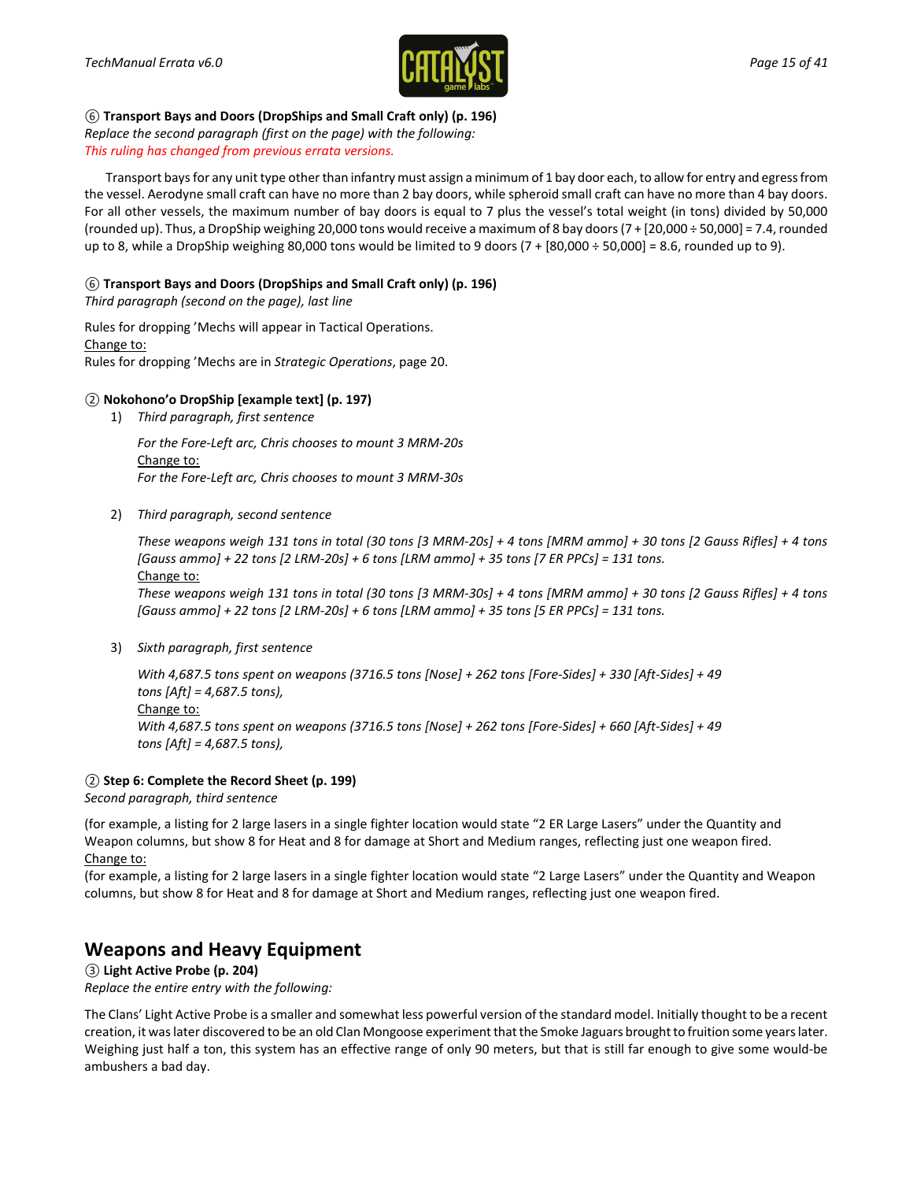⑥ **Transport Bays and Doors (DropShips and Small Craft only) (p. 196)**
*Replace the second paragraph (first on the page) with the following:*
*This ruling has changed from previous errata versions.*

Transport bays for any unit type other than infantry must assign a minimum of 1 bay door each, to allow for entry and egress from the vessel. Aerodyne small craft can have no more than 2 bay doors, while spheroid small craft can have no more than 4 bay doors. For all other vessels, the maximum number of bay doors is equal to 7 plus the vessel's total weight (in tons) divided by 50,000 (rounded up). Thus, a DropShip weighing 20,000 tons would receive a maximum of 8 bay doors (7 + [20,000 ÷ 50,000] = 7.4, rounded up to 8, while a DropShip weighing 80,000 tons would be limited to 9 doors (7 + [80,000 ÷ 50,000] = 8.6, rounded up to 9).

⑥ **Transport Bays and Doors (DropShips and Small Craft only) (p. 196)**
*Third paragraph (second on the page), last line*

Rules for dropping 'Mechs will appear in Tactical Operations.
Change to:
Rules for dropping 'Mechs are in *Strategic Operations*, page 20.

② **Nokohono'o DropShip [example text] (p. 197)**

1) *Third paragraph, first sentence*

   *For the Fore-Left arc, Chris chooses to mount 3 MRM-20s*
   Change to:
   *For the Fore-Left arc, Chris chooses to mount 3 MRM-30s*

2) *Third paragraph, second sentence*

   *These weapons weigh 131 tons in total (30 tons [3 MRM-20s] + 4 tons [MRM ammo] + 30 tons [2 Gauss Rifles] + 4 tons [Gauss ammo] + 22 tons [2 LRM-20s] + 6 tons [LRM ammo] + 35 tons [7 ER PPCs] = 131 tons.*
   Change to:
   *These weapons weigh 131 tons in total (30 tons [3 MRM-30s] + 4 tons [MRM ammo] + 30 tons [2 Gauss Rifles] + 4 tons [Gauss ammo] + 22 tons [2 LRM-20s] + 6 tons [LRM ammo] + 35 tons [5 ER PPCs] = 131 tons.*

3) *Sixth paragraph, first sentence*

   *With 4,687.5 tons spent on weapons (3716.5 tons [Nose] + 262 tons [Fore-Sides] + 330 [Aft-Sides] + 49 tons [Aft] = 4,687.5 tons),*
   Change to:
   *With 4,687.5 tons spent on weapons (3716.5 tons [Nose] + 262 tons [Fore-Sides] + 660 [Aft-Sides] + 49 tons [Aft] = 4,687.5 tons),*

② **Step 6: Complete the Record Sheet (p. 199)**
*Second paragraph, third sentence*

(for example, a listing for 2 large lasers in a single fighter location would state "2 ER Large Lasers" under the Quantity and Weapon columns, but show 8 for Heat and 8 for damage at Short and Medium ranges, reflecting just one weapon fired.
Change to:
(for example, a listing for 2 large lasers in a single fighter location would state "2 Large Lasers" under the Quantity and Weapon columns, but show 8 for Heat and 8 for damage at Short and Medium ranges, reflecting just one weapon fired.

## Weapons and Heavy Equipment

③ **Light Active Probe (p. 204)**
*Replace the entire entry with the following:*

The Clans' Light Active Probe is a smaller and somewhat less powerful version of the standard model. Initially thought to be a recent creation, it was later discovered to be an old Clan Mongoose experiment that the Smoke Jaguars brought to fruition some years later. Weighing just half a ton, this system has an effective range of only 90 meters, but that is still far enough to give some would-be ambushers a bad day.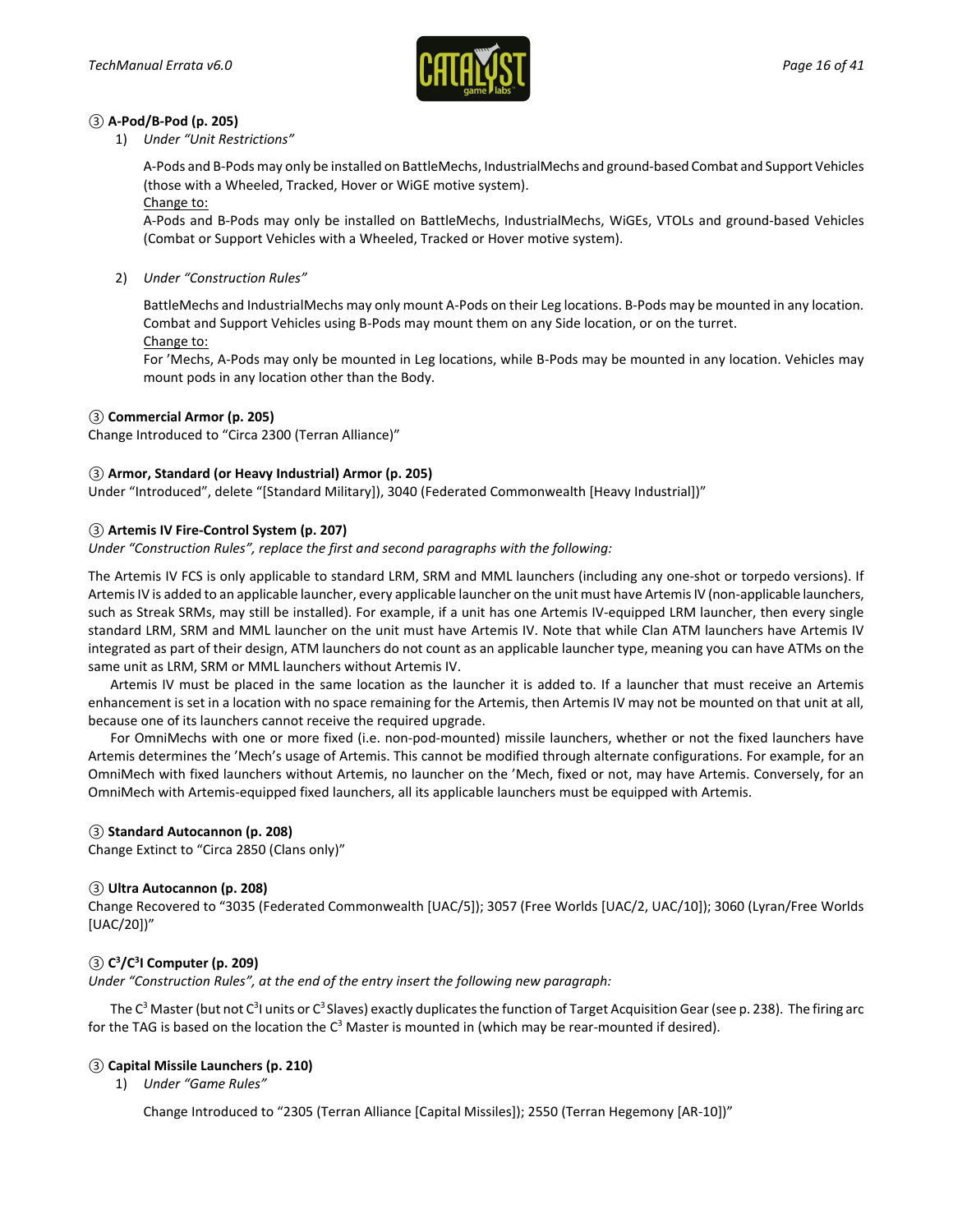### ③ A-Pod/B-Pod (p. 205)

1) *Under "Unit Restrictions"*

   A-Pods and B-Pods may only be installed on BattleMechs, IndustrialMechs and ground-based Combat and Support Vehicles (those with a Wheeled, Tracked, Hover or WiGE motive system).

   <u>Change to:</u>

   A-Pods and B-Pods may only be installed on BattleMechs, IndustrialMechs, WiGEs, VTOLs and ground-based Vehicles (Combat or Support Vehicles with a Wheeled, Tracked or Hover motive system).

2) *Under "Construction Rules"*

   BattleMechs and IndustrialMechs may only mount A-Pods on their Leg locations. B-Pods may be mounted in any location. Combat and Support Vehicles using B-Pods may mount them on any Side location, or on the turret.

   <u>Change to:</u>

   For 'Mechs, A-Pods may only be mounted in Leg locations, while B-Pods may be mounted in any location. Vehicles may mount pods in any location other than the Body.

### ③ Commercial Armor (p. 205)

Change Introduced to "Circa 2300 (Terran Alliance)"

### ③ Armor, Standard (or Heavy Industrial) Armor (p. 205)

Under "Introduced", delete "[Standard Military]), 3040 (Federated Commonwealth [Heavy Industrial])"

### ③ Artemis IV Fire-Control System (p. 207)

*Under "Construction Rules", replace the first and second paragraphs with the following:*

The Artemis IV FCS is only applicable to standard LRM, SRM and MML launchers (including any one-shot or torpedo versions). If Artemis IV is added to an applicable launcher, every applicable launcher on the unit must have Artemis IV (non-applicable launchers, such as Streak SRMs, may still be installed). For example, if a unit has one Artemis IV-equipped LRM launcher, then every single standard LRM, SRM and MML launcher on the unit must have Artemis IV. Note that while Clan ATM launchers have Artemis IV integrated as part of their design, ATM launchers do not count as an applicable launcher type, meaning you can have ATMs on the same unit as LRM, SRM or MML launchers without Artemis IV.

Artemis IV must be placed in the same location as the launcher it is added to. If a launcher that must receive an Artemis enhancement is set in a location with no space remaining for the Artemis, then Artemis IV may not be mounted on that unit at all, because one of its launchers cannot receive the required upgrade.

For OmniMechs with one or more fixed (i.e. non-pod-mounted) missile launchers, whether or not the fixed launchers have Artemis determines the 'Mech's usage of Artemis. This cannot be modified through alternate configurations. For example, for an OmniMech with fixed launchers without Artemis, no launcher on the 'Mech, fixed or not, may have Artemis. Conversely, for an OmniMech with Artemis-equipped fixed launchers, all its applicable launchers must be equipped with Artemis.

### ③ Standard Autocannon (p. 208)

Change Extinct to "Circa 2850 (Clans only)"

### ③ Ultra Autocannon (p. 208)

Change Recovered to "3035 (Federated Commonwealth [UAC/5]); 3057 (Free Worlds [UAC/2, UAC/10]); 3060 (Lyran/Free Worlds [UAC/20])"

### ③ C$^3$/C$^3$I Computer (p. 209)

*Under "Construction Rules", at the end of the entry insert the following new paragraph:*

The C$^3$ Master (but not C$^3$I units or C$^3$ Slaves) exactly duplicates the function of Target Acquisition Gear (see p. 238). The firing arc for the TAG is based on the location the C$^3$ Master is mounted in (which may be rear-mounted if desired).

### ③ Capital Missile Launchers (p. 210)

1) *Under "Game Rules"*

   Change Introduced to "2305 (Terran Alliance [Capital Missiles]); 2550 (Terran Hegemony [AR-10])"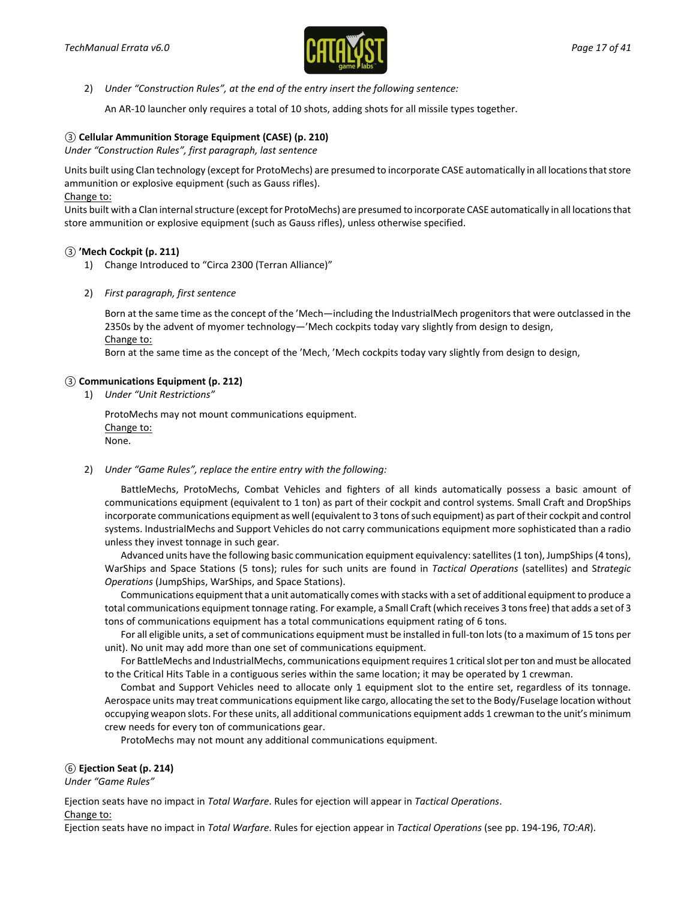2) *Under "Construction Rules", at the end of the entry insert the following sentence:*

   An AR-10 launcher only requires a total of 10 shots, adding shots for all missile types together.

### ③ Cellular Ammunition Storage Equipment (CASE) (p. 210)

*Under "Construction Rules", first paragraph, last sentence*

Units built using Clan technology (except for ProtoMechs) are presumed to incorporate CASE automatically in all locations that store ammunition or explosive equipment (such as Gauss rifles).

<u>Change to:</u>

Units built with a Clan internal structure (except for ProtoMechs) are presumed to incorporate CASE automatically in all locations that store ammunition or explosive equipment (such as Gauss rifles), unless otherwise specified.

### ③ 'Mech Cockpit (p. 211)

1) Change Introduced to "Circa 2300 (Terran Alliance)"

2) *First paragraph, first sentence*

   Born at the same time as the concept of the 'Mech—including the IndustrialMech progenitors that were outclassed in the 2350s by the advent of myomer technology—'Mech cockpits today vary slightly from design to design,

   <u>Change to:</u>

   Born at the same time as the concept of the 'Mech, 'Mech cockpits today vary slightly from design to design,

### ③ Communications Equipment (p. 212)

1) *Under "Unit Restrictions"*

   ProtoMechs may not mount communications equipment.

   <u>Change to:</u>

   None.

2) *Under "Game Rules", replace the entire entry with the following:*

   BattleMechs, ProtoMechs, Combat Vehicles and fighters of all kinds automatically possess a basic amount of communications equipment (equivalent to 1 ton) as part of their cockpit and control systems. Small Craft and DropShips incorporate communications equipment as well (equivalent to 3 tons of such equipment) as part of their cockpit and control systems. IndustrialMechs and Support Vehicles do not carry communications equipment more sophisticated than a radio unless they invest tonnage in such gear.

   Advanced units have the following basic communication equipment equivalency: satellites (1 ton), JumpShips (4 tons), WarShips and Space Stations (5 tons); rules for such units are found in *Tactical Operations* (satellites) and *Strategic Operations* (JumpShips, WarShips, and Space Stations).

   Communications equipment that a unit automatically comes with stacks with a set of additional equipment to produce a total communications equipment tonnage rating. For example, a Small Craft (which receives 3 tons free) that adds a set of 3 tons of communications equipment has a total communications equipment rating of 6 tons.

   For all eligible units, a set of communications equipment must be installed in full-ton lots (to a maximum of 15 tons per unit). No unit may add more than one set of communications equipment.

   For BattleMechs and IndustrialMechs, communications equipment requires 1 critical slot per ton and must be allocated to the Critical Hits Table in a contiguous series within the same location; it may be operated by 1 crewman.

   Combat and Support Vehicles need to allocate only 1 equipment slot to the entire set, regardless of its tonnage. Aerospace units may treat communications equipment like cargo, allocating the set to the Body/Fuselage location without occupying weapon slots. For these units, all additional communications equipment adds 1 crewman to the unit's minimum crew needs for every ton of communications gear.

   ProtoMechs may not mount any additional communications equipment.

### ⑥ Ejection Seat (p. 214)

*Under "Game Rules"*

Ejection seats have no impact in *Total Warfare*. Rules for ejection will appear in *Tactical Operations*.

<u>Change to:</u>

Ejection seats have no impact in *Total Warfare*. Rules for ejection appear in *Tactical Operations* (see pp. 194-196, *TO:AR*).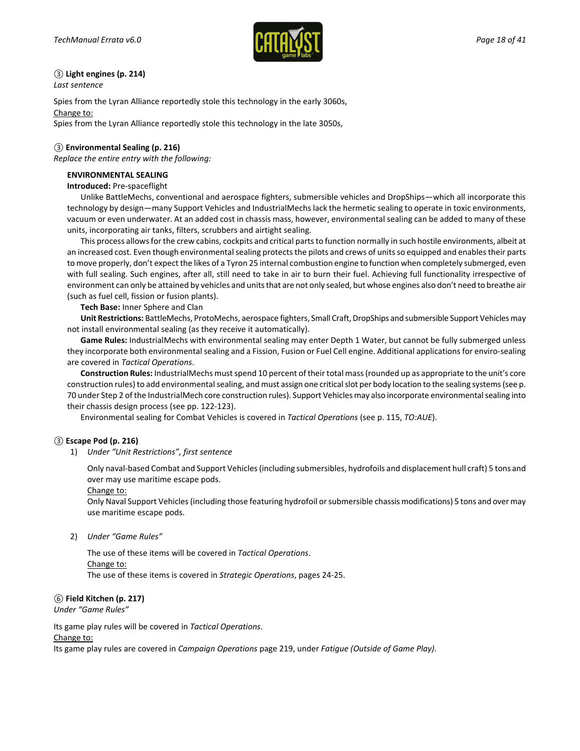③ **Light engines (p. 214)**
*Last sentence*

Spies from the Lyran Alliance reportedly stole this technology in the early 3060s,
Change to:
Spies from the Lyran Alliance reportedly stole this technology in the late 3050s,

③ **Environmental Sealing (p. 216)**
*Replace the entire entry with the following:*

**ENVIRONMENTAL SEALING**
**Introduced:** Pre-spaceflight

Unlike BattleMechs, conventional and aerospace fighters, submersible vehicles and DropShips—which all incorporate this technology by design—many Support Vehicles and IndustrialMechs lack the hermetic sealing to operate in toxic environments, vacuum or even underwater. At an added cost in chassis mass, however, environmental sealing can be added to many of these units, incorporating air tanks, filters, scrubbers and airtight sealing.

This process allows for the crew cabins, cockpits and critical parts to function normally in such hostile environments, albeit at an increased cost. Even though environmental sealing protects the pilots and crews of units so equipped and enables their parts to move properly, don't expect the likes of a Tyron 25 internal combustion engine to function when completely submerged, even with full sealing. Such engines, after all, still need to take in air to burn their fuel. Achieving full functionality irrespective of environment can only be attained by vehicles and units that are not only sealed, but whose engines also don't need to breathe air (such as fuel cell, fission or fusion plants).

**Tech Base:** Inner Sphere and Clan

**Unit Restrictions:** BattleMechs, ProtoMechs, aerospace fighters, Small Craft, DropShips and submersible Support Vehicles may not install environmental sealing (as they receive it automatically).

**Game Rules:** IndustrialMechs with environmental sealing may enter Depth 1 Water, but cannot be fully submerged unless they incorporate both environmental sealing and a Fission, Fusion or Fuel Cell engine. Additional applications for enviro-sealing are covered in *Tactical Operations*.

**Construction Rules:** IndustrialMechs must spend 10 percent of their total mass (rounded up as appropriate to the unit's core construction rules) to add environmental sealing, and must assign one critical slot per body location to the sealing systems (see p. 70 under Step 2 of the IndustrialMech core construction rules). Support Vehicles may also incorporate environmental sealing into their chassis design process (see pp. 122-123).

Environmental sealing for Combat Vehicles is covered in *Tactical Operations* (see p. 115, *TO:AUE*).

③ **Escape Pod (p. 216)**

1) *Under "Unit Restrictions", first sentence*

   Only naval-based Combat and Support Vehicles (including submersibles, hydrofoils and displacement hull craft) 5 tons and over may use maritime escape pods.
   Change to:
   Only Naval Support Vehicles (including those featuring hydrofoil or submersible chassis modifications) 5 tons and over may use maritime escape pods.

2) *Under "Game Rules"*

   The use of these items will be covered in *Tactical Operations*.
   Change to:
   The use of these items is covered in *Strategic Operations*, pages 24-25.

⑥ **Field Kitchen (p. 217)**
*Under "Game Rules"*

Its game play rules will be covered in *Tactical Operations*.
Change to:
Its game play rules are covered in *Campaign Operations* page 219, under *Fatigue (Outside of Game Play)*.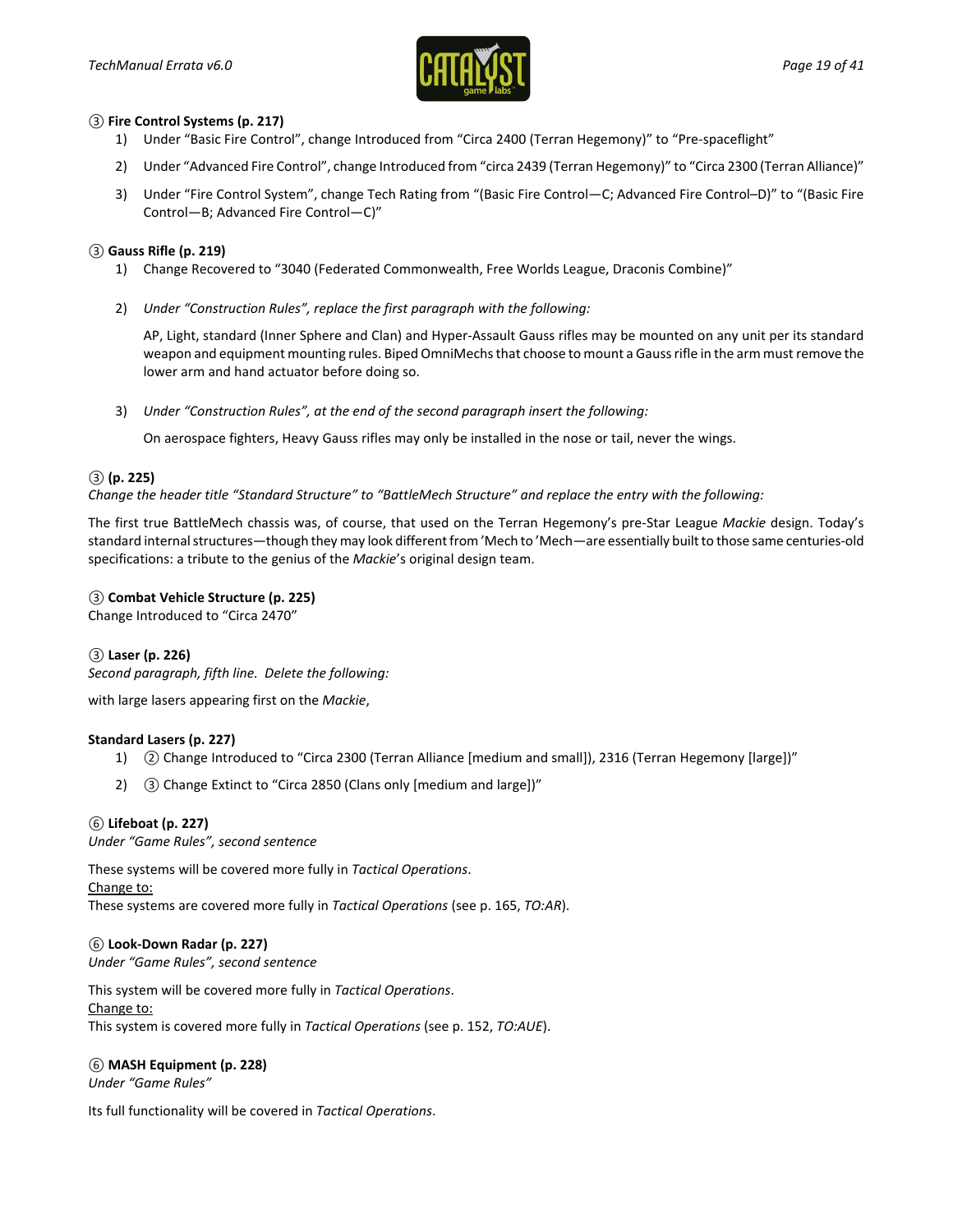**③ Fire Control Systems (p. 217)**

1) Under "Basic Fire Control", change Introduced from "Circa 2400 (Terran Hegemony)" to "Pre-spaceflight"
2) Under "Advanced Fire Control", change Introduced from "circa 2439 (Terran Hegemony)" to "Circa 2300 (Terran Alliance)"
3) Under "Fire Control System", change Tech Rating from "(Basic Fire Control—C; Advanced Fire Control–D)" to "(Basic Fire Control—B; Advanced Fire Control—C)"

**③ Gauss Rifle (p. 219)**

1) Change Recovered to "3040 (Federated Commonwealth, Free Worlds League, Draconis Combine)"
2) *Under "Construction Rules", replace the first paragraph with the following:*

   AP, Light, standard (Inner Sphere and Clan) and Hyper-Assault Gauss rifles may be mounted on any unit per its standard weapon and equipment mounting rules. Biped OmniMechs that choose to mount a Gauss rifle in the arm must remove the lower arm and hand actuator before doing so.

3) *Under "Construction Rules", at the end of the second paragraph insert the following:*

   On aerospace fighters, Heavy Gauss rifles may only be installed in the nose or tail, never the wings.

**③ (p. 225)**

*Change the header title "Standard Structure" to "BattleMech Structure" and replace the entry with the following:*

The first true BattleMech chassis was, of course, that used on the Terran Hegemony's pre-Star League *Mackie* design. Today's standard internal structures—though they may look different from 'Mech to 'Mech—are essentially built to those same centuries-old specifications: a tribute to the genius of the *Mackie*'s original design team.

**③ Combat Vehicle Structure (p. 225)**

Change Introduced to "Circa 2470"

**③ Laser (p. 226)**

*Second paragraph, fifth line. Delete the following:*

with large lasers appearing first on the *Mackie*,

**Standard Lasers (p. 227)**

1) ② Change Introduced to "Circa 2300 (Terran Alliance [medium and small]), 2316 (Terran Hegemony [large])"
2) ③ Change Extinct to "Circa 2850 (Clans only [medium and large])"

**⑥ Lifeboat (p. 227)**

*Under "Game Rules", second sentence*

These systems will be covered more fully in *Tactical Operations*.
<u>Change to:</u>
These systems are covered more fully in *Tactical Operations* (see p. 165, *TO:AR*).

**⑥ Look-Down Radar (p. 227)**

*Under "Game Rules", second sentence*

This system will be covered more fully in *Tactical Operations*.
<u>Change to:</u>
This system is covered more fully in *Tactical Operations* (see p. 152, *TO:AUE*).

**⑥ MASH Equipment (p. 228)**

*Under "Game Rules"*

Its full functionality will be covered in *Tactical Operations*.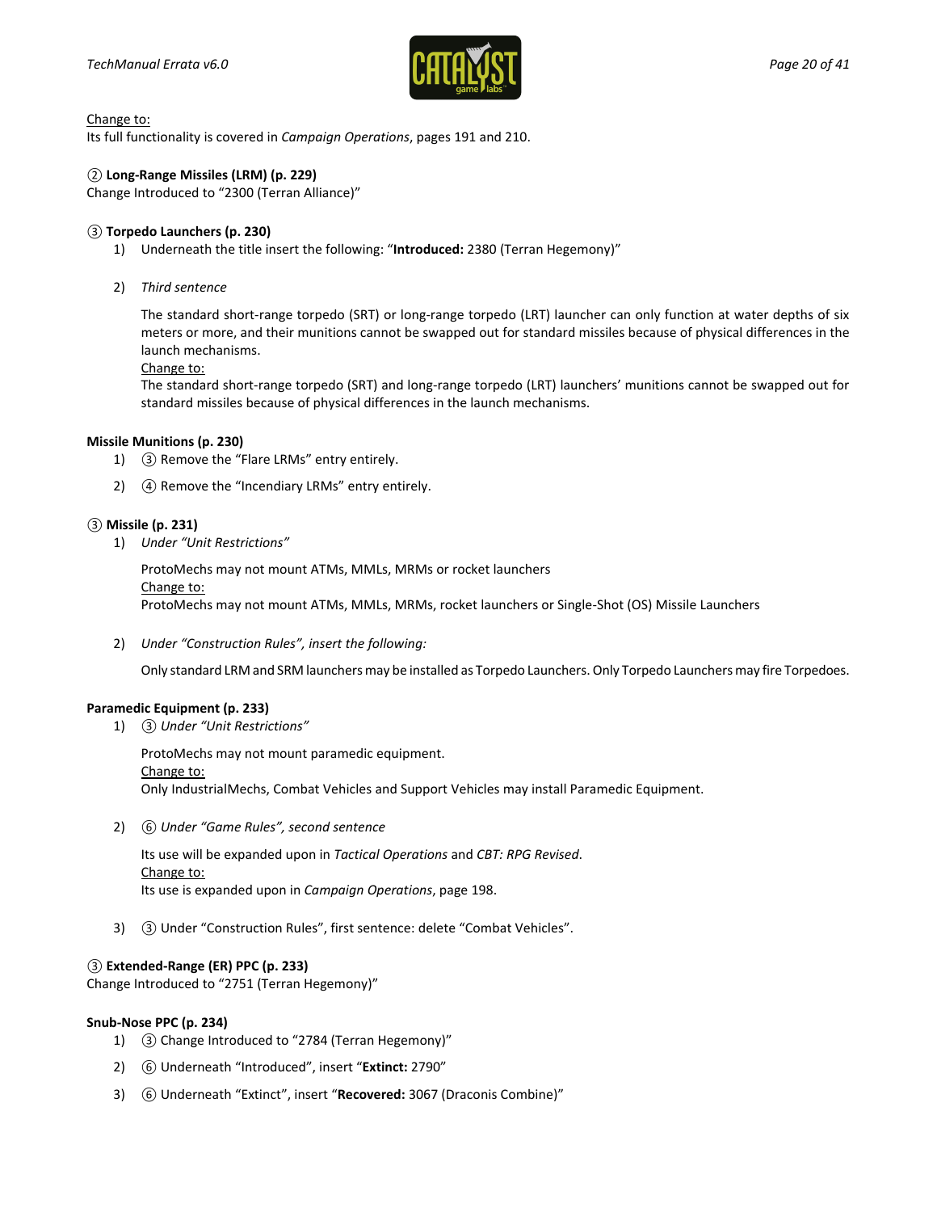Change to:
Its full functionality is covered in *Campaign Operations*, pages 191 and 210.

**② Long-Range Missiles (LRM) (p. 229)**
Change Introduced to "2300 (Terran Alliance)"

**③ Torpedo Launchers (p. 230)**

1) Underneath the title insert the following: "**Introduced:** 2380 (Terran Hegemony)"

2) *Third sentence*

   The standard short-range torpedo (SRT) or long-range torpedo (LRT) launcher can only function at water depths of six meters or more, and their munitions cannot be swapped out for standard missiles because of physical differences in the launch mechanisms.
   Change to:
   The standard short-range torpedo (SRT) and long-range torpedo (LRT) launchers' munitions cannot be swapped out for standard missiles because of physical differences in the launch mechanisms.

**Missile Munitions (p. 230)**

1) ③ Remove the "Flare LRMs" entry entirely.

2) ④ Remove the "Incendiary LRMs" entry entirely.

**③ Missile (p. 231)**

1) *Under "Unit Restrictions"*

   ProtoMechs may not mount ATMs, MMLs, MRMs or rocket launchers
   Change to:
   ProtoMechs may not mount ATMs, MMLs, MRMs, rocket launchers or Single-Shot (OS) Missile Launchers

2) *Under "Construction Rules", insert the following:*

   Only standard LRM and SRM launchers may be installed as Torpedo Launchers. Only Torpedo Launchers may fire Torpedoes.

**Paramedic Equipment (p. 233)**

1) ③ *Under "Unit Restrictions"*

   ProtoMechs may not mount paramedic equipment.
   Change to:
   Only IndustrialMechs, Combat Vehicles and Support Vehicles may install Paramedic Equipment.

2) ⑥ *Under "Game Rules", second sentence*

   Its use will be expanded upon in *Tactical Operations* and *CBT: RPG Revised*.
   Change to:
   Its use is expanded upon in *Campaign Operations*, page 198.

3) ③ Under "Construction Rules", first sentence: delete "Combat Vehicles".

**③ Extended-Range (ER) PPC (p. 233)**
Change Introduced to "2751 (Terran Hegemony)"

**Snub-Nose PPC (p. 234)**

1) ③ Change Introduced to "2784 (Terran Hegemony)"

2) ⑥ Underneath "Introduced", insert "**Extinct:** 2790"

3) ⑥ Underneath "Extinct", insert "**Recovered:** 3067 (Draconis Combine)"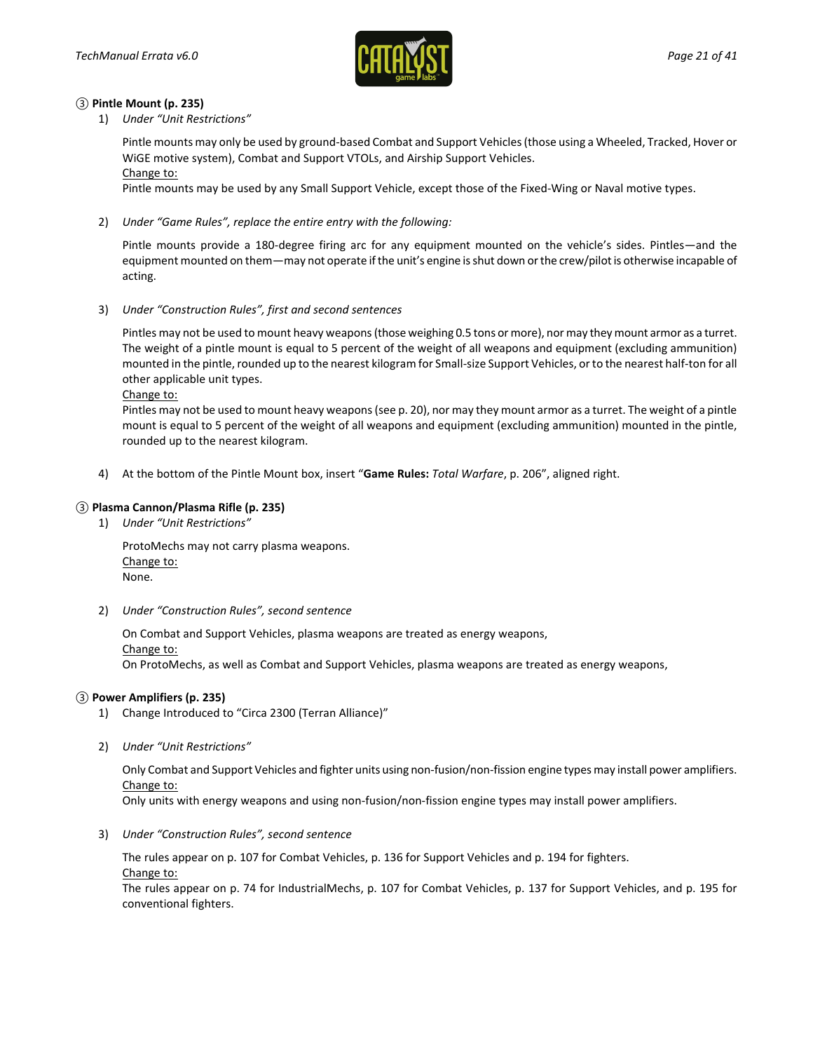### ③ Pintle Mount (p. 235)

1) *Under "Unit Restrictions"*

   Pintle mounts may only be used by ground-based Combat and Support Vehicles (those using a Wheeled, Tracked, Hover or WiGE motive system), Combat and Support VTOLs, and Airship Support Vehicles.
   <u>Change to:</u>
   Pintle mounts may be used by any Small Support Vehicle, except those of the Fixed-Wing or Naval motive types.

2) *Under "Game Rules", replace the entire entry with the following:*

   Pintle mounts provide a 180-degree firing arc for any equipment mounted on the vehicle's sides. Pintles—and the equipment mounted on them—may not operate if the unit's engine is shut down or the crew/pilot is otherwise incapable of acting.

3) *Under "Construction Rules", first and second sentences*

   Pintles may not be used to mount heavy weapons (those weighing 0.5 tons or more), nor may they mount armor as a turret. The weight of a pintle mount is equal to 5 percent of the weight of all weapons and equipment (excluding ammunition) mounted in the pintle, rounded up to the nearest kilogram for Small-size Support Vehicles, or to the nearest half-ton for all other applicable unit types.
   <u>Change to:</u>
   Pintles may not be used to mount heavy weapons (see p. 20), nor may they mount armor as a turret. The weight of a pintle mount is equal to 5 percent of the weight of all weapons and equipment (excluding ammunition) mounted in the pintle, rounded up to the nearest kilogram.

4) At the bottom of the Pintle Mount box, insert "**Game Rules:** *Total Warfare*, p. 206", aligned right.

### ③ Plasma Cannon/Plasma Rifle (p. 235)

1) *Under "Unit Restrictions"*

   ProtoMechs may not carry plasma weapons.
   <u>Change to:</u>
   None.

2) *Under "Construction Rules", second sentence*

   On Combat and Support Vehicles, plasma weapons are treated as energy weapons,
   <u>Change to:</u>
   On ProtoMechs, as well as Combat and Support Vehicles, plasma weapons are treated as energy weapons,

### ③ Power Amplifiers (p. 235)

1) Change Introduced to "Circa 2300 (Terran Alliance)"

2) *Under "Unit Restrictions"*

   Only Combat and Support Vehicles and fighter units using non-fusion/non-fission engine types may install power amplifiers.
   <u>Change to:</u>
   Only units with energy weapons and using non-fusion/non-fission engine types may install power amplifiers.

3) *Under "Construction Rules", second sentence*

   The rules appear on p. 107 for Combat Vehicles, p. 136 for Support Vehicles and p. 194 for fighters.
   <u>Change to:</u>
   The rules appear on p. 74 for IndustrialMechs, p. 107 for Combat Vehicles, p. 137 for Support Vehicles, and p. 195 for conventional fighters.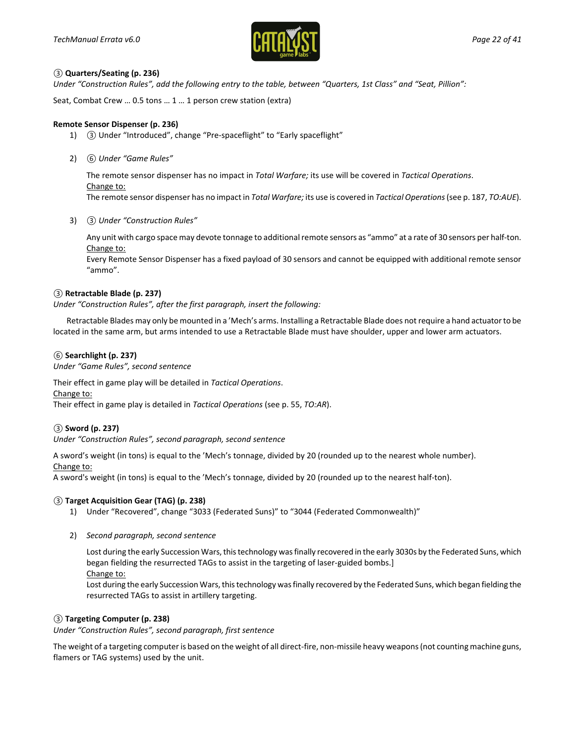**③ Quarters/Seating (p. 236)**

*Under "Construction Rules", add the following entry to the table, between "Quarters, 1st Class" and "Seat, Pillion":*

Seat, Combat Crew … 0.5 tons … 1 … 1 person crew station (extra)

**Remote Sensor Dispenser (p. 236)**

1) ③ Under "Introduced", change "Pre-spaceflight" to "Early spaceflight"

2) ⑥ *Under "Game Rules"*

   The remote sensor dispenser has no impact in *Total Warfare;* its use will be covered in *Tactical Operations*.
   Change to:
   The remote sensor dispenser has no impact in *Total Warfare;* its use is covered in *Tactical Operations* (see p. 187, *TO:AUE*).

3) ③ *Under "Construction Rules"*

   Any unit with cargo space may devote tonnage to additional remote sensors as "ammo" at a rate of 30 sensors per half-ton.
   Change to:
   Every Remote Sensor Dispenser has a fixed payload of 30 sensors and cannot be equipped with additional remote sensor "ammo".

**③ Retractable Blade (p. 237)**

*Under "Construction Rules", after the first paragraph, insert the following:*

Retractable Blades may only be mounted in a 'Mech's arms. Installing a Retractable Blade does not require a hand actuator to be located in the same arm, but arms intended to use a Retractable Blade must have shoulder, upper and lower arm actuators.

**⑥ Searchlight (p. 237)**

*Under "Game Rules", second sentence*

Their effect in game play will be detailed in *Tactical Operations*.
Change to:
Their effect in game play is detailed in *Tactical Operations* (see p. 55, *TO:AR*).

**③ Sword (p. 237)**

*Under "Construction Rules", second paragraph, second sentence*

A sword's weight (in tons) is equal to the 'Mech's tonnage, divided by 20 (rounded up to the nearest whole number).
Change to:
A sword's weight (in tons) is equal to the 'Mech's tonnage, divided by 20 (rounded up to the nearest half-ton).

**③ Target Acquisition Gear (TAG) (p. 238)**

1) Under "Recovered", change "3033 (Federated Suns)" to "3044 (Federated Commonwealth)"

2) *Second paragraph, second sentence*

   Lost during the early Succession Wars, this technology was finally recovered in the early 3030s by the Federated Suns, which began fielding the resurrected TAGs to assist in the targeting of laser-guided bombs.]
   Change to:
   Lost during the early Succession Wars, this technology was finally recovered by the Federated Suns, which began fielding the resurrected TAGs to assist in artillery targeting.

**③ Targeting Computer (p. 238)**

*Under "Construction Rules", second paragraph, first sentence*

The weight of a targeting computer is based on the weight of all direct-fire, non-missile heavy weapons (not counting machine guns, flamers or TAG systems) used by the unit.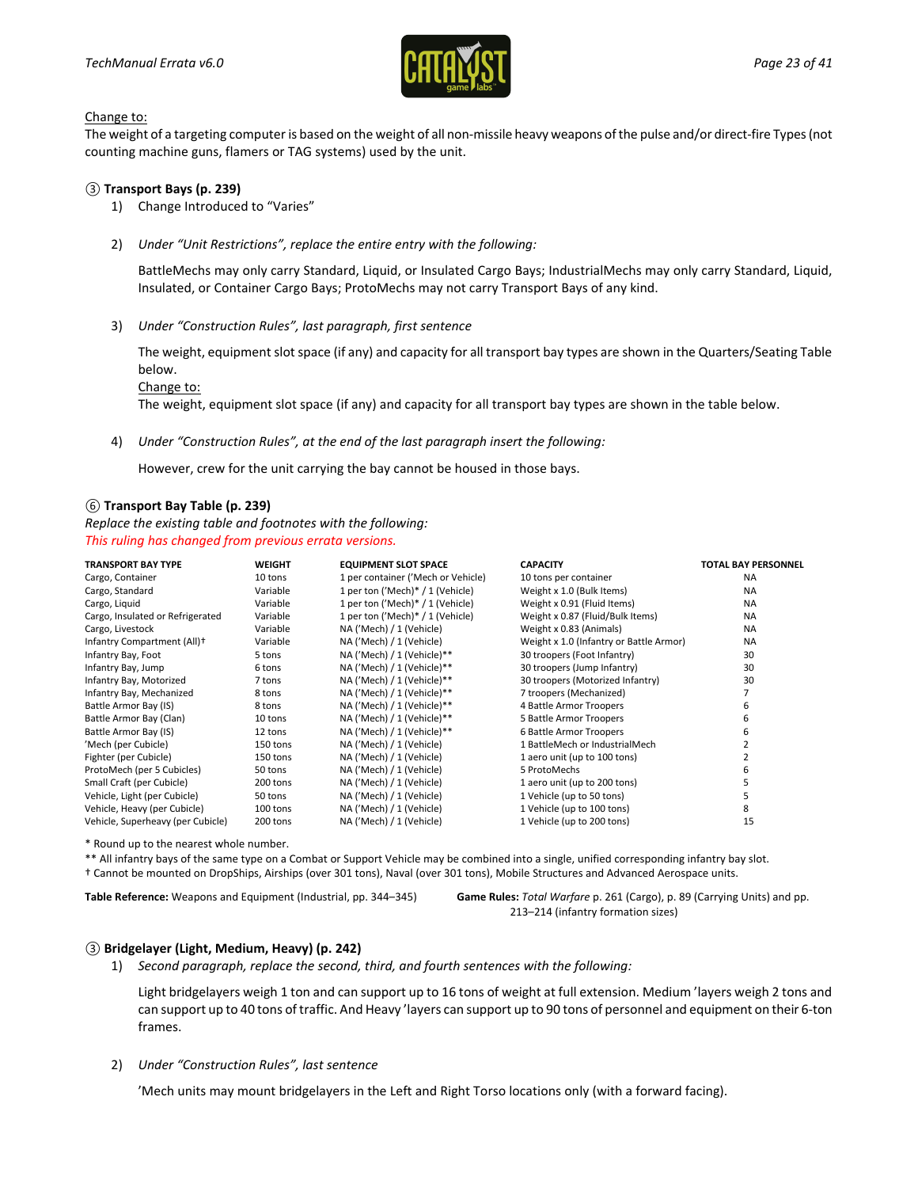Change to:

The weight of a targeting computer is based on the weight of all non-missile heavy weapons of the pulse and/or direct-fire Types (not counting machine guns, flamers or TAG systems) used by the unit.

### ③ Transport Bays (p. 239)

1) Change Introduced to "Varies"

2) *Under "Unit Restrictions", replace the entire entry with the following:*

   BattleMechs may only carry Standard, Liquid, or Insulated Cargo Bays; IndustrialMechs may only carry Standard, Liquid, Insulated, or Container Cargo Bays; ProtoMechs may not carry Transport Bays of any kind.

3) *Under "Construction Rules", last paragraph, first sentence*

   The weight, equipment slot space (if any) and capacity for all transport bay types are shown in the Quarters/Seating Table below.

   Change to:

   The weight, equipment slot space (if any) and capacity for all transport bay types are shown in the table below.

4) *Under "Construction Rules", at the end of the last paragraph insert the following:*

   However, crew for the unit carrying the bay cannot be housed in those bays.

### ⑥ Transport Bay Table (p. 239)

*Replace the existing table and footnotes with the following:*

*This ruling has changed from previous errata versions.*

| TRANSPORT BAY TYPE | WEIGHT | EQUIPMENT SLOT SPACE | CAPACITY | TOTAL BAY PERSONNEL |
|---|---|---|---|---|
| Cargo, Container | 10 tons | 1 per container ('Mech or Vehicle) | 10 tons per container | NA |
| Cargo, Standard | Variable | 1 per ton ('Mech)* / 1 (Vehicle) | Weight x 1.0 (Bulk Items) | NA |
| Cargo, Liquid | Variable | 1 per ton ('Mech)* / 1 (Vehicle) | Weight x 0.91 (Fluid Items) | NA |
| Cargo, Insulated or Refrigerated | Variable | 1 per ton ('Mech)* / 1 (Vehicle) | Weight x 0.87 (Fluid/Bulk Items) | NA |
| Cargo, Livestock | Variable | NA ('Mech) / 1 (Vehicle) | Weight x 0.83 (Animals) | NA |
| Infantry Compartment (All)† | Variable | NA ('Mech) / 1 (Vehicle) | Weight x 1.0 (Infantry or Battle Armor) | NA |
| Infantry Bay, Foot | 5 tons | NA ('Mech) / 1 (Vehicle)** | 30 troopers (Foot Infantry) | 30 |
| Infantry Bay, Jump | 6 tons | NA ('Mech) / 1 (Vehicle)** | 30 troopers (Jump Infantry) | 30 |
| Infantry Bay, Motorized | 7 tons | NA ('Mech) / 1 (Vehicle)** | 30 troopers (Motorized Infantry) | 30 |
| Infantry Bay, Mechanized | 8 tons | NA ('Mech) / 1 (Vehicle)** | 7 troopers (Mechanized) | 7 |
| Battle Armor Bay (IS) | 8 tons | NA ('Mech) / 1 (Vehicle)** | 4 Battle Armor Troopers | 6 |
| Battle Armor Bay (Clan) | 10 tons | NA ('Mech) / 1 (Vehicle)** | 5 Battle Armor Troopers | 6 |
| Battle Armor Bay (IS) | 12 tons | NA ('Mech) / 1 (Vehicle)** | 6 Battle Armor Troopers | 6 |
| 'Mech (per Cubicle) | 150 tons | NA ('Mech) / 1 (Vehicle) | 1 BattleMech or IndustrialMech | 2 |
| Fighter (per Cubicle) | 150 tons | NA ('Mech) / 1 (Vehicle) | 1 aero unit (up to 100 tons) | 2 |
| ProtoMech (per 5 Cubicles) | 50 tons | NA ('Mech) / 1 (Vehicle) | 5 ProtoMechs | 6 |
| Small Craft (per Cubicle) | 200 tons | NA ('Mech) / 1 (Vehicle) | 1 aero unit (up to 200 tons) | 5 |
| Vehicle, Light (per Cubicle) | 50 tons | NA ('Mech) / 1 (Vehicle) | 1 Vehicle (up to 50 tons) | 5 |
| Vehicle, Heavy (per Cubicle) | 100 tons | NA ('Mech) / 1 (Vehicle) | 1 Vehicle (up to 100 tons) | 8 |
| Vehicle, Superheavy (per Cubicle) | 200 tons | NA ('Mech) / 1 (Vehicle) | 1 Vehicle (up to 200 tons) | 15 |

* Round up to the nearest whole number.

** All infantry bays of the same type on a Combat or Support Vehicle may be combined into a single, unified corresponding infantry bay slot.

† Cannot be mounted on DropShips, Airships (over 301 tons), Naval (over 301 tons), Mobile Structures and Advanced Aerospace units.

**Table Reference:** Weapons and Equipment (Industrial, pp. 344–345)

**Game Rules:** *Total Warfare* p. 261 (Cargo), p. 89 (Carrying Units) and pp. 213–214 (infantry formation sizes)

### ③ Bridgelayer (Light, Medium, Heavy) (p. 242)

1) *Second paragraph, replace the second, third, and fourth sentences with the following:*

   Light bridgelayers weigh 1 ton and can support up to 16 tons of weight at full extension. Medium 'layers weigh 2 tons and can support up to 40 tons of traffic. And Heavy 'layers can support up to 90 tons of personnel and equipment on their 6-ton frames.

2) *Under "Construction Rules", last sentence*

   'Mech units may mount bridgelayers in the Left and Right Torso locations only (with a forward facing).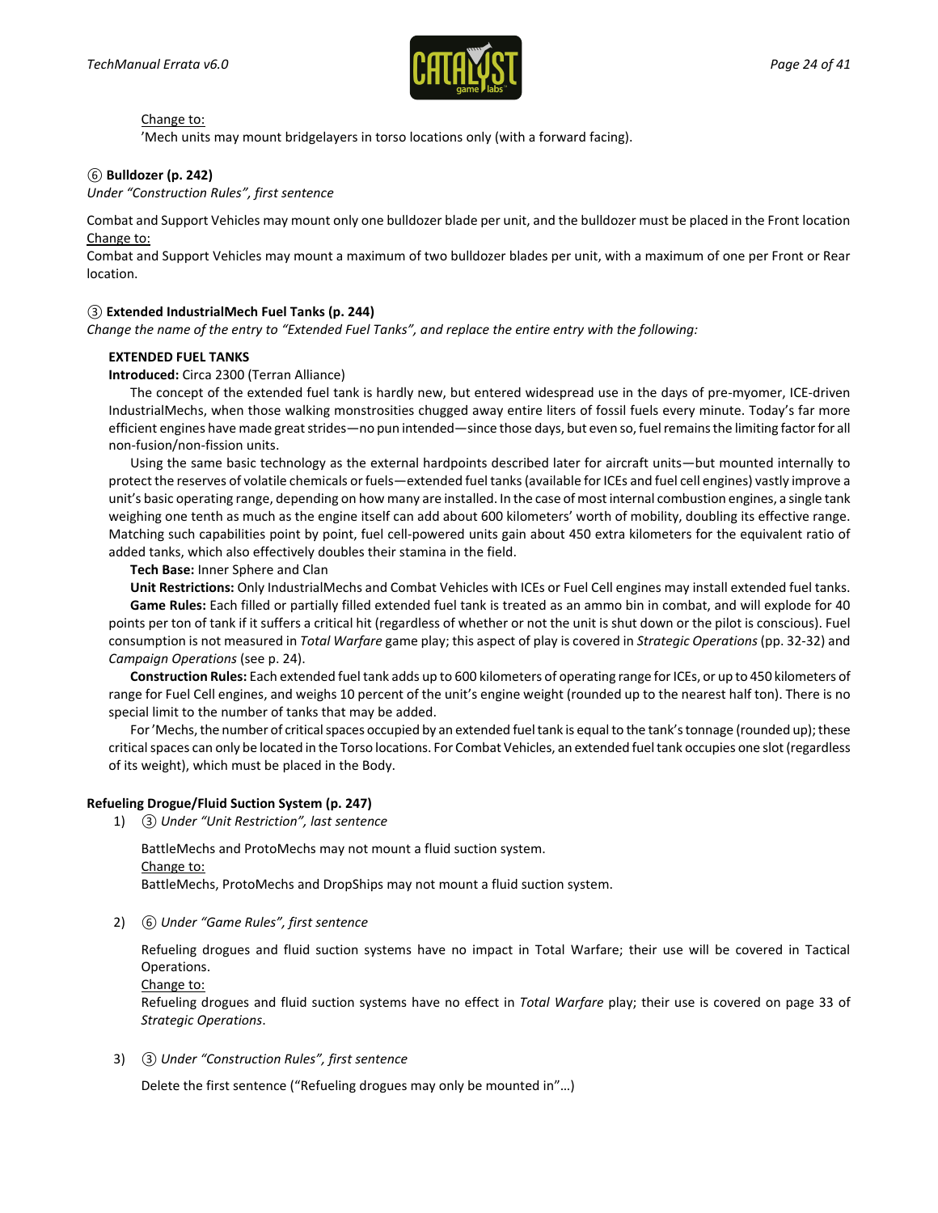<u>Change to:</u>
'Mech units may mount bridgelayers in torso locations only (with a forward facing).

⑥ **Bulldozer (p. 242)**
*Under "Construction Rules", first sentence*

Combat and Support Vehicles may mount only one bulldozer blade per unit, and the bulldozer must be placed in the Front location
<u>Change to:</u>
Combat and Support Vehicles may mount a maximum of two bulldozer blades per unit, with a maximum of one per Front or Rear location.

③ **Extended IndustrialMech Fuel Tanks (p. 244)**
*Change the name of the entry to "Extended Fuel Tanks", and replace the entire entry with the following:*

**EXTENDED FUEL TANKS**
**Introduced:** Circa 2300 (Terran Alliance)

The concept of the extended fuel tank is hardly new, but entered widespread use in the days of pre-myomer, ICE-driven IndustrialMechs, when those walking monstrosities chugged away entire liters of fossil fuels every minute. Today's far more efficient engines have made great strides—no pun intended—since those days, but even so, fuel remains the limiting factor for all non-fusion/non-fission units.

Using the same basic technology as the external hardpoints described later for aircraft units—but mounted internally to protect the reserves of volatile chemicals or fuels—extended fuel tanks (available for ICEs and fuel cell engines) vastly improve a unit's basic operating range, depending on how many are installed. In the case of most internal combustion engines, a single tank weighing one tenth as much as the engine itself can add about 600 kilometers' worth of mobility, doubling its effective range. Matching such capabilities point by point, fuel cell-powered units gain about 450 extra kilometers for the equivalent ratio of added tanks, which also effectively doubles their stamina in the field.

**Tech Base:** Inner Sphere and Clan

**Unit Restrictions:** Only IndustrialMechs and Combat Vehicles with ICEs or Fuel Cell engines may install extended fuel tanks.

**Game Rules:** Each filled or partially filled extended fuel tank is treated as an ammo bin in combat, and will explode for 40 points per ton of tank if it suffers a critical hit (regardless of whether or not the unit is shut down or the pilot is conscious). Fuel consumption is not measured in *Total Warfare* game play; this aspect of play is covered in *Strategic Operations* (pp. 32-32) and *Campaign Operations* (see p. 24).

**Construction Rules:** Each extended fuel tank adds up to 600 kilometers of operating range for ICEs, or up to 450 kilometers of range for Fuel Cell engines, and weighs 10 percent of the unit's engine weight (rounded up to the nearest half ton). There is no special limit to the number of tanks that may be added.

For 'Mechs, the number of critical spaces occupied by an extended fuel tank is equal to the tank's tonnage (rounded up); these critical spaces can only be located in the Torso locations. For Combat Vehicles, an extended fuel tank occupies one slot (regardless of its weight), which must be placed in the Body.

**Refueling Drogue/Fluid Suction System (p. 247)**

1) ③ *Under "Unit Restriction", last sentence*

   BattleMechs and ProtoMechs may not mount a fluid suction system.
   <u>Change to:</u>
   BattleMechs, ProtoMechs and DropShips may not mount a fluid suction system.

2) ⑥ *Under "Game Rules", first sentence*

   Refueling drogues and fluid suction systems have no impact in Total Warfare; their use will be covered in Tactical Operations.
   <u>Change to:</u>
   Refueling drogues and fluid suction systems have no effect in *Total Warfare* play; their use is covered on page 33 of *Strategic Operations*.

3) ③ *Under "Construction Rules", first sentence*

   Delete the first sentence ("Refueling drogues may only be mounted in"…)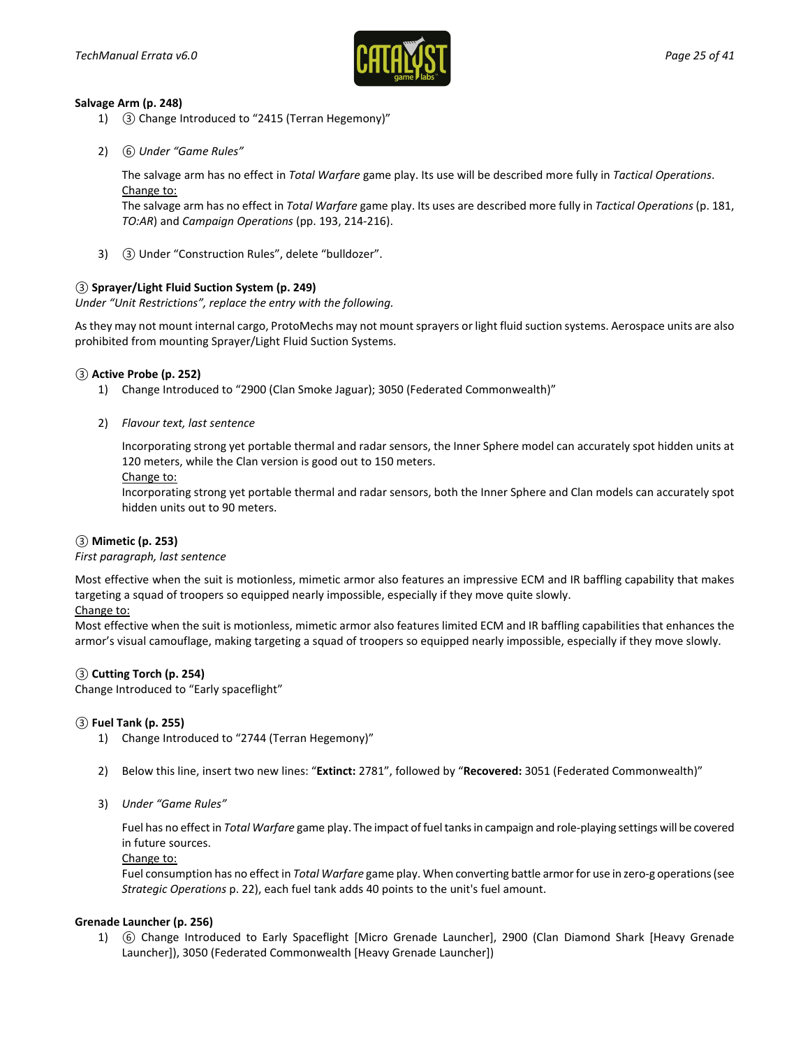**Salvage Arm (p. 248)**

1) ③ Change Introduced to "2415 (Terran Hegemony)"

2) ⑥ *Under "Game Rules"*

   The salvage arm has no effect in *Total Warfare* game play. Its use will be described more fully in *Tactical Operations*.
   Change to:
   The salvage arm has no effect in *Total Warfare* game play. Its uses are described more fully in *Tactical Operations* (p. 181, *TO:AR*) and *Campaign Operations* (pp. 193, 214-216).

3) ③ Under "Construction Rules", delete "bulldozer".

**③ Sprayer/Light Fluid Suction System (p. 249)**

*Under "Unit Restrictions", replace the entry with the following.*

As they may not mount internal cargo, ProtoMechs may not mount sprayers or light fluid suction systems. Aerospace units are also prohibited from mounting Sprayer/Light Fluid Suction Systems.

**③ Active Probe (p. 252)**

1) Change Introduced to "2900 (Clan Smoke Jaguar); 3050 (Federated Commonwealth)"

2) *Flavour text, last sentence*

   Incorporating strong yet portable thermal and radar sensors, the Inner Sphere model can accurately spot hidden units at 120 meters, while the Clan version is good out to 150 meters.
   Change to:
   Incorporating strong yet portable thermal and radar sensors, both the Inner Sphere and Clan models can accurately spot hidden units out to 90 meters.

**③ Mimetic (p. 253)**

*First paragraph, last sentence*

Most effective when the suit is motionless, mimetic armor also features an impressive ECM and IR baffling capability that makes targeting a squad of troopers so equipped nearly impossible, especially if they move quite slowly.
Change to:
Most effective when the suit is motionless, mimetic armor also features limited ECM and IR baffling capabilities that enhances the armor's visual camouflage, making targeting a squad of troopers so equipped nearly impossible, especially if they move slowly.

**③ Cutting Torch (p. 254)**

Change Introduced to "Early spaceflight"

**③ Fuel Tank (p. 255)**

1) Change Introduced to "2744 (Terran Hegemony)"

2) Below this line, insert two new lines: "**Extinct:** 2781", followed by "**Recovered:** 3051 (Federated Commonwealth)"

3) *Under "Game Rules"*

   Fuel has no effect in *Total Warfare* game play. The impact of fuel tanks in campaign and role-playing settings will be covered in future sources.
   Change to:
   Fuel consumption has no effect in *Total Warfare* game play. When converting battle armor for use in zero-g operations (see *Strategic Operations* p. 22), each fuel tank adds 40 points to the unit's fuel amount.

**Grenade Launcher (p. 256)**

1) ⑥ Change Introduced to Early Spaceflight [Micro Grenade Launcher], 2900 (Clan Diamond Shark [Heavy Grenade Launcher]), 3050 (Federated Commonwealth [Heavy Grenade Launcher])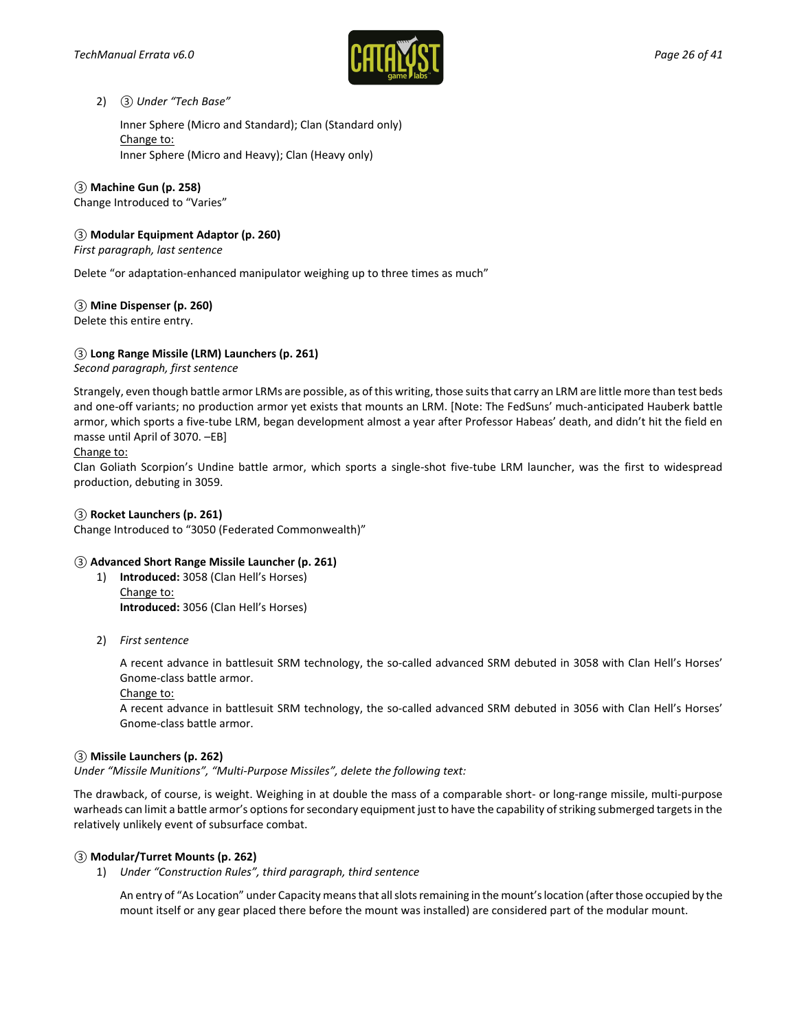2) ③ *Under "Tech Base"*

   Inner Sphere (Micro and Standard); Clan (Standard only)
   <u>Change to:</u>
   Inner Sphere (Micro and Heavy); Clan (Heavy only)

**③ Machine Gun (p. 258)**
Change Introduced to "Varies"

**③ Modular Equipment Adaptor (p. 260)**
*First paragraph, last sentence*

Delete "or adaptation-enhanced manipulator weighing up to three times as much"

**③ Mine Dispenser (p. 260)**
Delete this entire entry.

**③ Long Range Missile (LRM) Launchers (p. 261)**
*Second paragraph, first sentence*

Strangely, even though battle armor LRMs are possible, as of this writing, those suits that carry an LRM are little more than test beds and one-off variants; no production armor yet exists that mounts an LRM. [Note: The FedSuns' much-anticipated Hauberk battle armor, which sports a five-tube LRM, began development almost a year after Professor Habeas' death, and didn't hit the field en masse until April of 3070. –EB]
<u>Change to:</u>
Clan Goliath Scorpion's Undine battle armor, which sports a single-shot five-tube LRM launcher, was the first to widespread production, debuting in 3059.

**③ Rocket Launchers (p. 261)**
Change Introduced to "3050 (Federated Commonwealth)"

**③ Advanced Short Range Missile Launcher (p. 261)**

1) **Introduced:** 3058 (Clan Hell's Horses)
   <u>Change to:</u>
   **Introduced:** 3056 (Clan Hell's Horses)

2) *First sentence*

   A recent advance in battlesuit SRM technology, the so-called advanced SRM debuted in 3058 with Clan Hell's Horses' Gnome-class battle armor.
   <u>Change to:</u>
   A recent advance in battlesuit SRM technology, the so-called advanced SRM debuted in 3056 with Clan Hell's Horses' Gnome-class battle armor.

**③ Missile Launchers (p. 262)**
*Under "Missile Munitions", "Multi-Purpose Missiles", delete the following text:*

The drawback, of course, is weight. Weighing in at double the mass of a comparable short- or long-range missile, multi-purpose warheads can limit a battle armor's options for secondary equipment just to have the capability of striking submerged targets in the relatively unlikely event of subsurface combat.

**③ Modular/Turret Mounts (p. 262)**

1) *Under "Construction Rules", third paragraph, third sentence*

   An entry of "As Location" under Capacity means that all slots remaining in the mount's location (after those occupied by the mount itself or any gear placed there before the mount was installed) are considered part of the modular mount.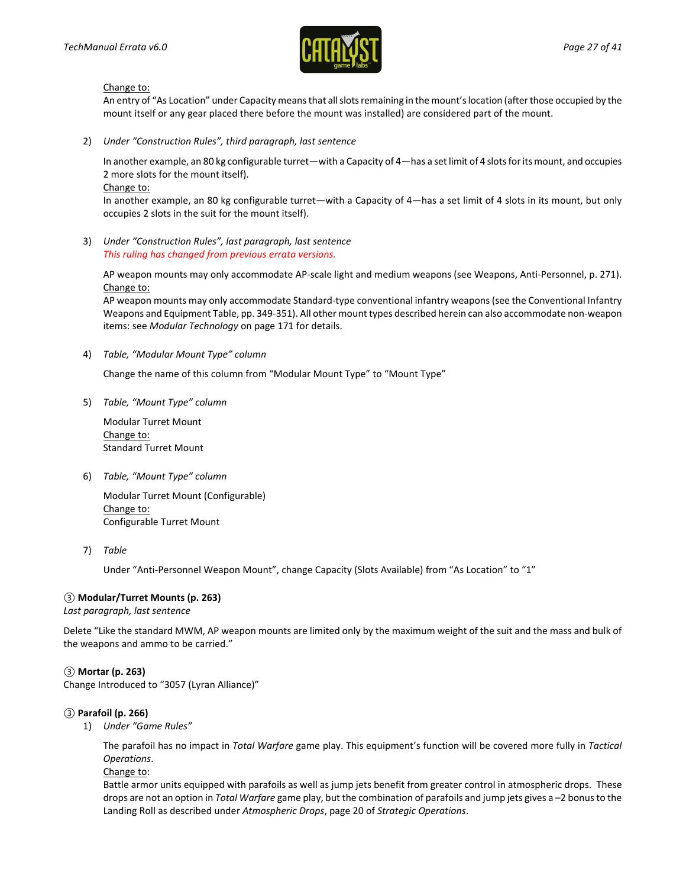Change to:

An entry of "As Location" under Capacity means that all slots remaining in the mount's location (after those occupied by the mount itself or any gear placed there before the mount was installed) are considered part of the mount.

2) *Under "Construction Rules", third paragraph, last sentence*

   In another example, an 80 kg configurable turret—with a Capacity of 4—has a set limit of 4 slots for its mount, and occupies 2 more slots for the mount itself).

   Change to:

   In another example, an 80 kg configurable turret—with a Capacity of 4—has a set limit of 4 slots in its mount, but only occupies 2 slots in the suit for the mount itself).

3) *Under "Construction Rules", last paragraph, last sentence*

   *This ruling has changed from previous errata versions.*

   AP weapon mounts may only accommodate AP-scale light and medium weapons (see Weapons, Anti-Personnel, p. 271).

   Change to:

   AP weapon mounts may only accommodate Standard-type conventional infantry weapons (see the Conventional Infantry Weapons and Equipment Table, pp. 349-351). All other mount types described herein can also accommodate non-weapon items: see *Modular Technology* on page 171 for details.

4) *Table, "Modular Mount Type" column*

   Change the name of this column from "Modular Mount Type" to "Mount Type"

5) *Table, "Mount Type" column*

   Modular Turret Mount

   Change to:

   Standard Turret Mount

6) *Table, "Mount Type" column*

   Modular Turret Mount (Configurable)

   Change to:

   Configurable Turret Mount

7) *Table*

   Under "Anti-Personnel Weapon Mount", change Capacity (Slots Available) from "As Location" to "1"

**③ Modular/Turret Mounts (p. 263)**

*Last paragraph, last sentence*

Delete "Like the standard MWM, AP weapon mounts are limited only by the maximum weight of the suit and the mass and bulk of the weapons and ammo to be carried."

**③ Mortar (p. 263)**

Change Introduced to "3057 (Lyran Alliance)"

**③ Parafoil (p. 266)**

1) *Under "Game Rules"*

   The parafoil has no impact in *Total Warfare* game play. This equipment's function will be covered more fully in *Tactical Operations*.

   Change to:

   Battle armor units equipped with parafoils as well as jump jets benefit from greater control in atmospheric drops. These drops are not an option in *Total Warfare* game play, but the combination of parafoils and jump jets gives a –2 bonus to the Landing Roll as described under *Atmospheric Drops*, page 20 of *Strategic Operations*.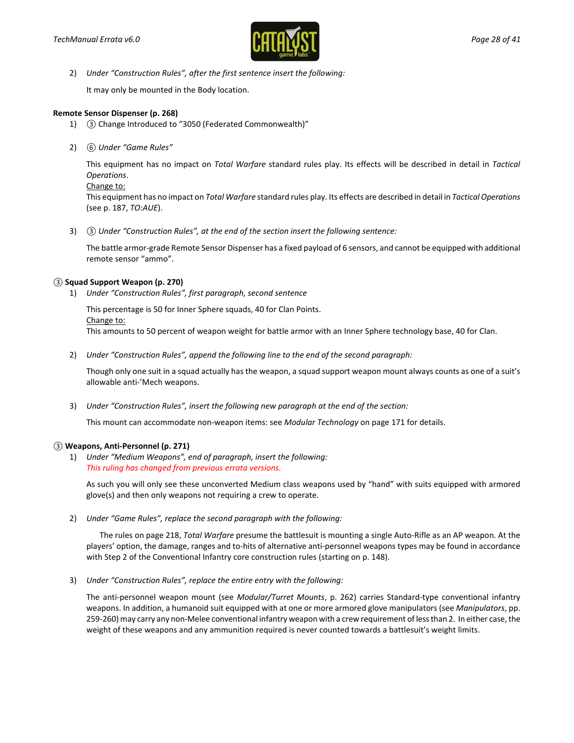2) *Under "Construction Rules", after the first sentence insert the following:*

   It may only be mounted in the Body location.

**Remote Sensor Dispenser (p. 268)**

1) ③ Change Introduced to "3050 (Federated Commonwealth)"

2) ⑥ *Under "Game Rules"*

   This equipment has no impact on *Total Warfare* standard rules play. Its effects will be described in detail in *Tactical Operations*.
   Change to:
   This equipment has no impact on *Total Warfare* standard rules play. Its effects are described in detail in *Tactical Operations* (see p. 187, *TO:AUE*).

3) ③ *Under "Construction Rules", at the end of the section insert the following sentence:*

   The battle armor-grade Remote Sensor Dispenser has a fixed payload of 6 sensors, and cannot be equipped with additional remote sensor "ammo".

**③ Squad Support Weapon (p. 270)**

1) *Under "Construction Rules", first paragraph, second sentence*

   This percentage is 50 for Inner Sphere squads, 40 for Clan Points.
   Change to:
   This amounts to 50 percent of weapon weight for battle armor with an Inner Sphere technology base, 40 for Clan.

2) *Under "Construction Rules", append the following line to the end of the second paragraph:*

   Though only one suit in a squad actually has the weapon, a squad support weapon mount always counts as one of a suit's allowable anti-'Mech weapons.

3) *Under "Construction Rules", insert the following new paragraph at the end of the section:*

   This mount can accommodate non-weapon items: see *Modular Technology* on page 171 for details.

**③ Weapons, Anti-Personnel (p. 271)**

1) *Under "Medium Weapons", end of paragraph, insert the following:*
   *This ruling has changed from previous errata versions.*

   As such you will only see these unconverted Medium class weapons used by "hand" with suits equipped with armored glove(s) and then only weapons not requiring a crew to operate.

2) *Under "Game Rules", replace the second paragraph with the following:*

   The rules on page 218, *Total Warfare* presume the battlesuit is mounting a single Auto-Rifle as an AP weapon. At the players' option, the damage, ranges and to-hits of alternative anti-personnel weapons types may be found in accordance with Step 2 of the Conventional Infantry core construction rules (starting on p. 148).

3) *Under "Construction Rules", replace the entire entry with the following:*

   The anti-personnel weapon mount (see *Modular/Turret Mounts*, p. 262) carries Standard-type conventional infantry weapons. In addition, a humanoid suit equipped with at one or more armored glove manipulators (see *Manipulators*, pp. 259-260) may carry any non-Melee conventional infantry weapon with a crew requirement of less than 2. In either case, the weight of these weapons and any ammunition required is never counted towards a battlesuit's weight limits.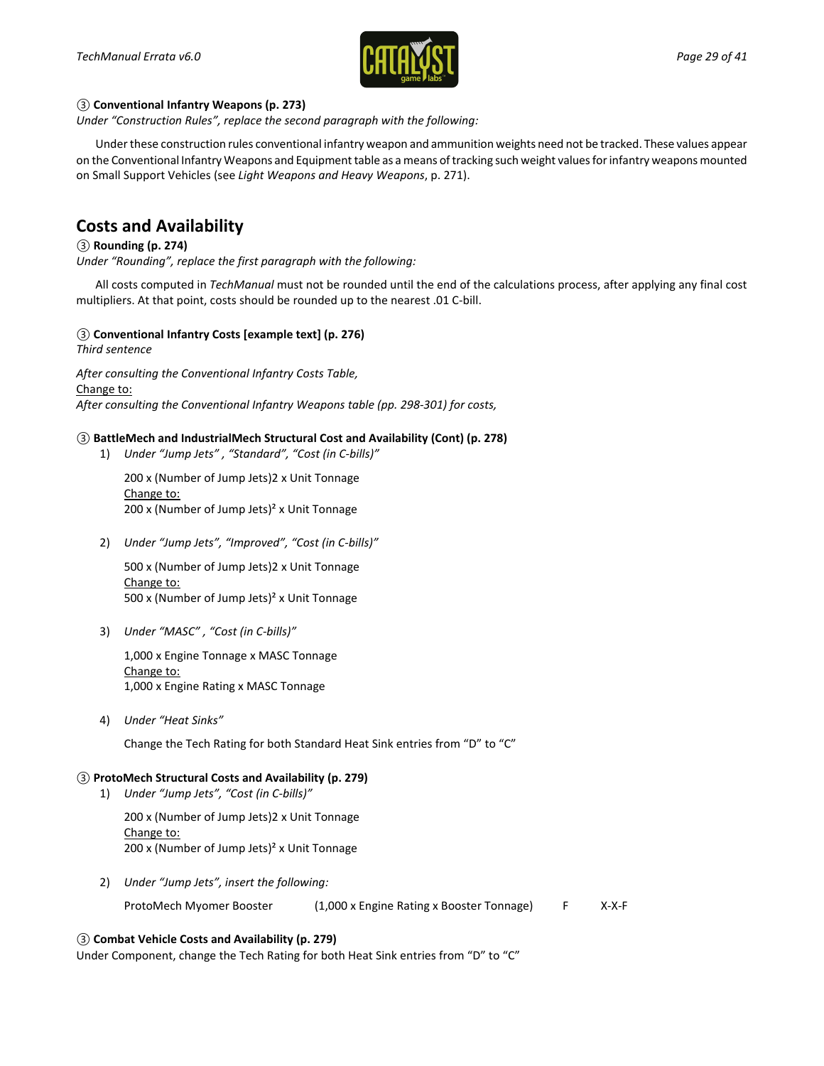③ **Conventional Infantry Weapons (p. 273)**

*Under "Construction Rules", replace the second paragraph with the following:*

Under these construction rules conventional infantry weapon and ammunition weights need not be tracked. These values appear on the Conventional Infantry Weapons and Equipment table as a means of tracking such weight values for infantry weapons mounted on Small Support Vehicles (see *Light Weapons and Heavy Weapons*, p. 271).

## Costs and Availability

③ **Rounding (p. 274)**

*Under "Rounding", replace the first paragraph with the following:*

All costs computed in *TechManual* must not be rounded until the end of the calculations process, after applying any final cost multipliers. At that point, costs should be rounded up to the nearest .01 C-bill.

③ **Conventional Infantry Costs [example text] (p. 276)**

*Third sentence*

*After consulting the Conventional Infantry Costs Table,*

Change to:

*After consulting the Conventional Infantry Weapons table (pp. 298-301) for costs,*

③ **BattleMech and IndustrialMech Structural Cost and Availability (Cont) (p. 278)**

1) *Under "Jump Jets" , "Standard", "Cost (in C-bills)"*

   200 x (Number of Jump Jets)2 x Unit Tonnage
   Change to:
   200 x (Number of Jump Jets)$^2$ x Unit Tonnage

2) *Under "Jump Jets", "Improved", "Cost (in C-bills)"*

   500 x (Number of Jump Jets)2 x Unit Tonnage
   Change to:
   500 x (Number of Jump Jets)$^2$ x Unit Tonnage

3) *Under "MASC" , "Cost (in C-bills)"*

   1,000 x Engine Tonnage x MASC Tonnage
   Change to:
   1,000 x Engine Rating x MASC Tonnage

4) *Under "Heat Sinks"*

   Change the Tech Rating for both Standard Heat Sink entries from "D" to "C"

③ **ProtoMech Structural Costs and Availability (p. 279)**

1) *Under "Jump Jets", "Cost (in C-bills)"*

   200 x (Number of Jump Jets)2 x Unit Tonnage
   Change to:
   200 x (Number of Jump Jets)$^2$ x Unit Tonnage

2) *Under "Jump Jets", insert the following:*

   | ProtoMech Myomer Booster | (1,000 x Engine Rating x Booster Tonnage) | F | X-X-F |
   |---|---|---|---|

③ **Combat Vehicle Costs and Availability (p. 279)**

Under Component, change the Tech Rating for both Heat Sink entries from "D" to "C"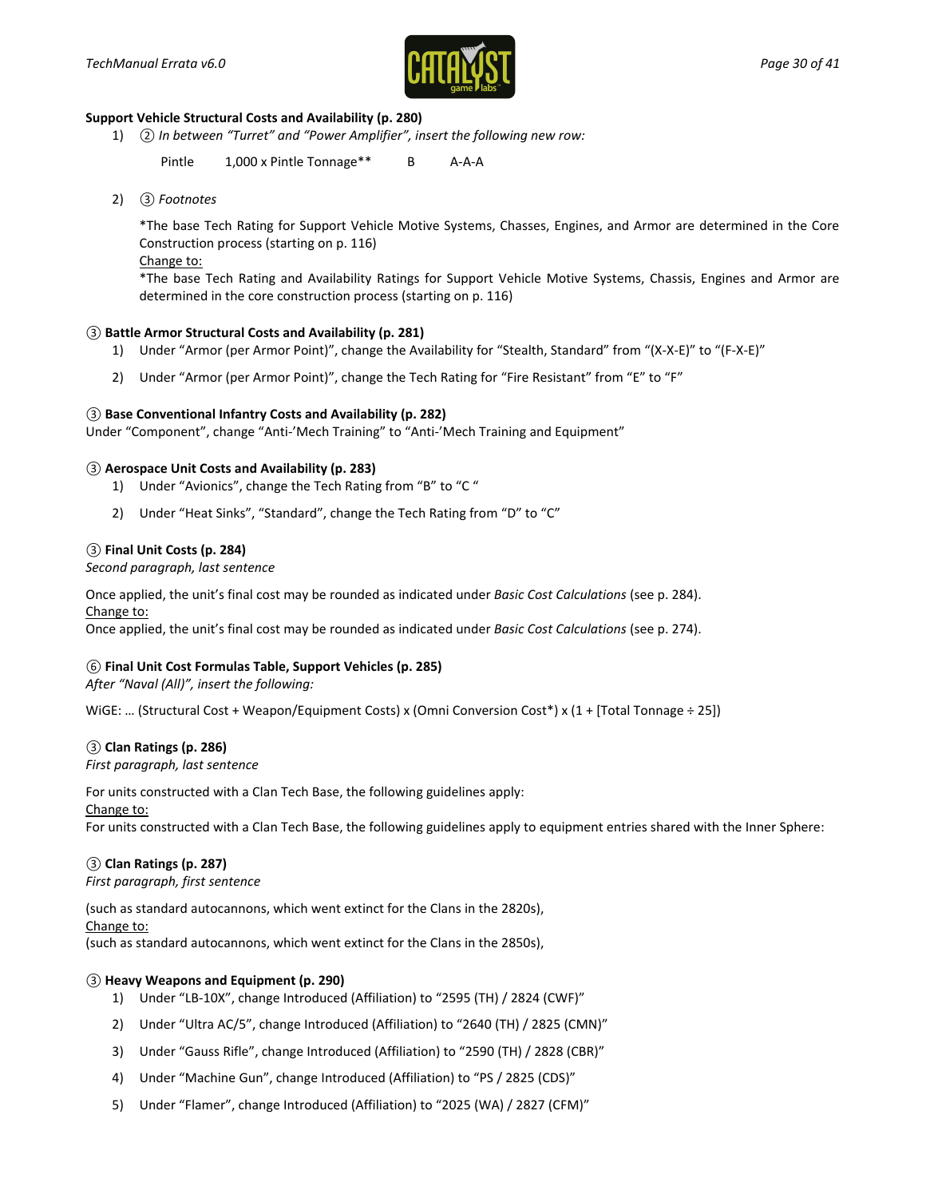**Support Vehicle Structural Costs and Availability (p. 280)**

1) ② *In between "Turret" and "Power Amplifier", insert the following new row:*

| Pintle | 1,000 x Pintle Tonnage** | B | A-A-A |
|---|---|---|---|

2) ③ *Footnotes*

   *The base Tech Rating for Support Vehicle Motive Systems, Chasses, Engines, and Armor are determined in the Core Construction process (starting on p. 116)

   Change to:

   *The base Tech Rating and Availability Ratings for Support Vehicle Motive Systems, Chassis, Engines and Armor are determined in the core construction process (starting on p. 116)

**③ Battle Armor Structural Costs and Availability (p. 281)**

1) Under "Armor (per Armor Point)", change the Availability for "Stealth, Standard" from "(X-X-E)" to "(F-X-E)"
2) Under "Armor (per Armor Point)", change the Tech Rating for "Fire Resistant" from "E" to "F"

**③ Base Conventional Infantry Costs and Availability (p. 282)**

Under "Component", change "Anti-'Mech Training" to "Anti-'Mech Training and Equipment"

**③ Aerospace Unit Costs and Availability (p. 283)**

1) Under "Avionics", change the Tech Rating from "B" to "C "
2) Under "Heat Sinks", "Standard", change the Tech Rating from "D" to "C"

**③ Final Unit Costs (p. 284)**

*Second paragraph, last sentence*

Once applied, the unit's final cost may be rounded as indicated under *Basic Cost Calculations* (see p. 284).

Change to:

Once applied, the unit's final cost may be rounded as indicated under *Basic Cost Calculations* (see p. 274).

**⑥ Final Unit Cost Formulas Table, Support Vehicles (p. 285)**

*After "Naval (All)", insert the following:*

WiGE: … (Structural Cost + Weapon/Equipment Costs) x (Omni Conversion Cost*) x (1 + [Total Tonnage ÷ 25])

**③ Clan Ratings (p. 286)**

*First paragraph, last sentence*

For units constructed with a Clan Tech Base, the following guidelines apply:

Change to:

For units constructed with a Clan Tech Base, the following guidelines apply to equipment entries shared with the Inner Sphere:

**③ Clan Ratings (p. 287)**

*First paragraph, first sentence*

(such as standard autocannons, which went extinct for the Clans in the 2820s),

Change to:

(such as standard autocannons, which went extinct for the Clans in the 2850s),

**③ Heavy Weapons and Equipment (p. 290)**

1) Under "LB-10X", change Introduced (Affiliation) to "2595 (TH) / 2824 (CWF)"
2) Under "Ultra AC/5", change Introduced (Affiliation) to "2640 (TH) / 2825 (CMN)"
3) Under "Gauss Rifle", change Introduced (Affiliation) to "2590 (TH) / 2828 (CBR)"
4) Under "Machine Gun", change Introduced (Affiliation) to "PS / 2825 (CDS)"
5) Under "Flamer", change Introduced (Affiliation) to "2025 (WA) / 2827 (CFM)"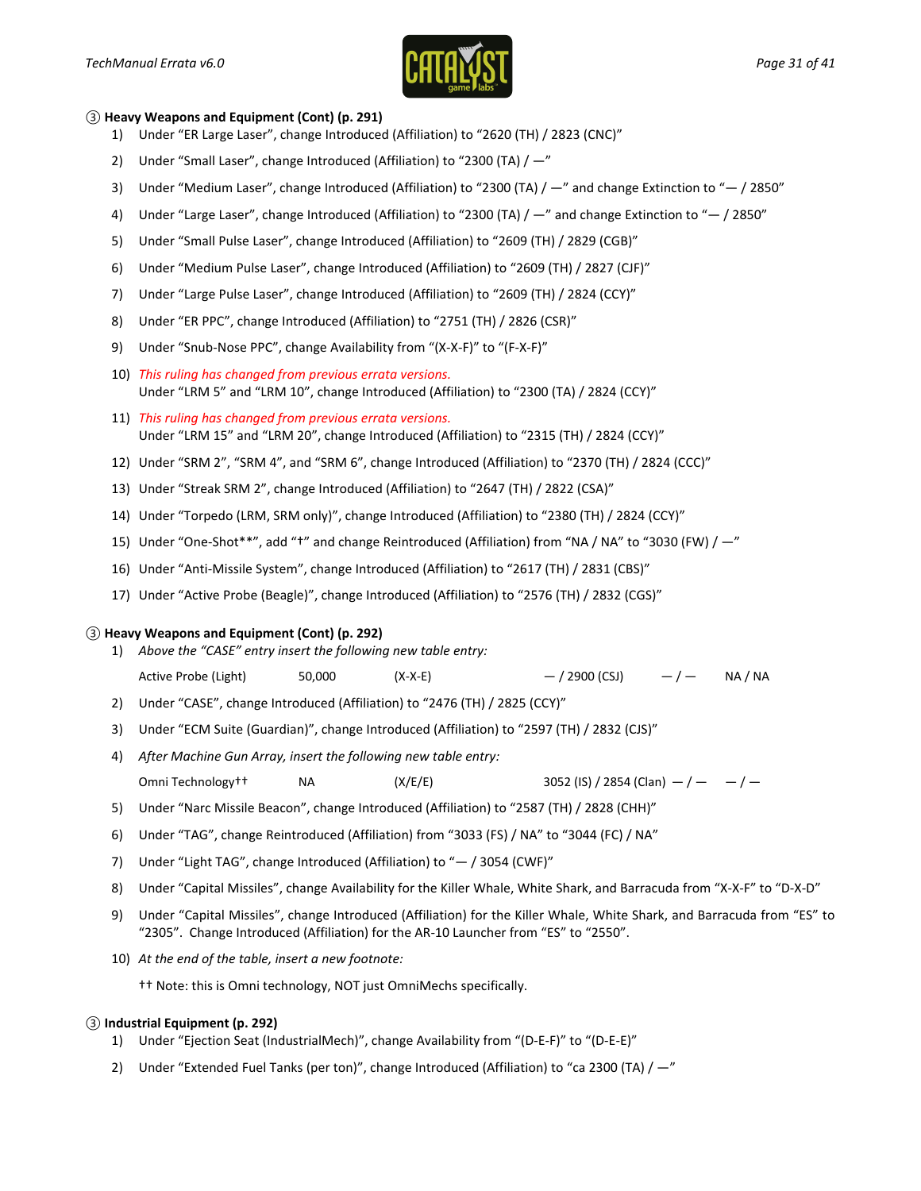### ③ Heavy Weapons and Equipment (Cont) (p. 291)

1) Under “ER Large Laser”, change Introduced (Affiliation) to “2620 (TH) / 2823 (CNC)”
2) Under “Small Laser”, change Introduced (Affiliation) to “2300 (TA) / —”
3) Under “Medium Laser”, change Introduced (Affiliation) to “2300 (TA) / —” and change Extinction to “— / 2850”
4) Under “Large Laser”, change Introduced (Affiliation) to “2300 (TA) / —” and change Extinction to “— / 2850”
5) Under “Small Pulse Laser”, change Introduced (Affiliation) to “2609 (TH) / 2829 (CGB)”
6) Under “Medium Pulse Laser”, change Introduced (Affiliation) to “2609 (TH) / 2827 (CJF)”
7) Under “Large Pulse Laser”, change Introduced (Affiliation) to “2609 (TH) / 2824 (CCY)”
8) Under “ER PPC”, change Introduced (Affiliation) to “2751 (TH) / 2826 (CSR)”
9) Under “Snub-Nose PPC”, change Availability from “(X-X-F)” to “(F-X-F)”
10) *This ruling has changed from previous errata versions.*
    Under “LRM 5” and “LRM 10”, change Introduced (Affiliation) to “2300 (TA) / 2824 (CCY)”
11) *This ruling has changed from previous errata versions.*
    Under “LRM 15” and “LRM 20”, change Introduced (Affiliation) to “2315 (TH) / 2824 (CCY)”
12) Under “SRM 2”, “SRM 4”, and “SRM 6”, change Introduced (Affiliation) to “2370 (TH) / 2824 (CCC)”
13) Under “Streak SRM 2”, change Introduced (Affiliation) to “2647 (TH) / 2822 (CSA)”
14) Under “Torpedo (LRM, SRM only)”, change Introduced (Affiliation) to “2380 (TH) / 2824 (CCY)”
15) Under “One-Shot**”, add “†” and change Reintroduced (Affiliation) from “NA / NA” to “3030 (FW) / —”
16) Under “Anti-Missile System”, change Introduced (Affiliation) to “2617 (TH) / 2831 (CBS)”
17) Under “Active Probe (Beagle)”, change Introduced (Affiliation) to “2576 (TH) / 2832 (CGS)”

### ③ Heavy Weapons and Equipment (Cont) (p. 292)

1) *Above the “CASE” entry insert the following new table entry:*

| | | | | | |
|---|---|---|---|---|---|
| Active Probe (Light) | 50,000 | (X-X-E) | — / 2900 (CSJ) | — / — | NA / NA |

2) Under “CASE”, change Introduced (Affiliation) to “2476 (TH) / 2825 (CCY)”
3) Under “ECM Suite (Guardian)”, change Introduced (Affiliation) to “2597 (TH) / 2832 (CJS)”
4) *After Machine Gun Array, insert the following new table entry:*

| | | | | | |
|---|---|---|---|---|---|
| Omni Technology†† | NA | (X/E/E) | 3052 (IS) / 2854 (Clan) | — / — | — / — |

5) Under “Narc Missile Beacon”, change Introduced (Affiliation) to “2587 (TH) / 2828 (CHH)”
6) Under “TAG”, change Reintroduced (Affiliation) from “3033 (FS) / NA” to “3044 (FC) / NA”
7) Under “Light TAG”, change Introduced (Affiliation) to “— / 3054 (CWF)”
8) Under “Capital Missiles”, change Availability for the Killer Whale, White Shark, and Barracuda from “X-X-F” to “D-X-D”
9) Under “Capital Missiles”, change Introduced (Affiliation) for the Killer Whale, White Shark, and Barracuda from “ES” to “2305”. Change Introduced (Affiliation) for the AR-10 Launcher from “ES” to “2550”.
10) *At the end of the table, insert a new footnote:*

    †† Note: this is Omni technology, NOT just OmniMechs specifically.

### ③ Industrial Equipment (p. 292)

1) Under “Ejection Seat (IndustrialMech)”, change Availability from “(D-E-F)” to “(D-E-E)”
2) Under “Extended Fuel Tanks (per ton)”, change Introduced (Affiliation) to “ca 2300 (TA) / —”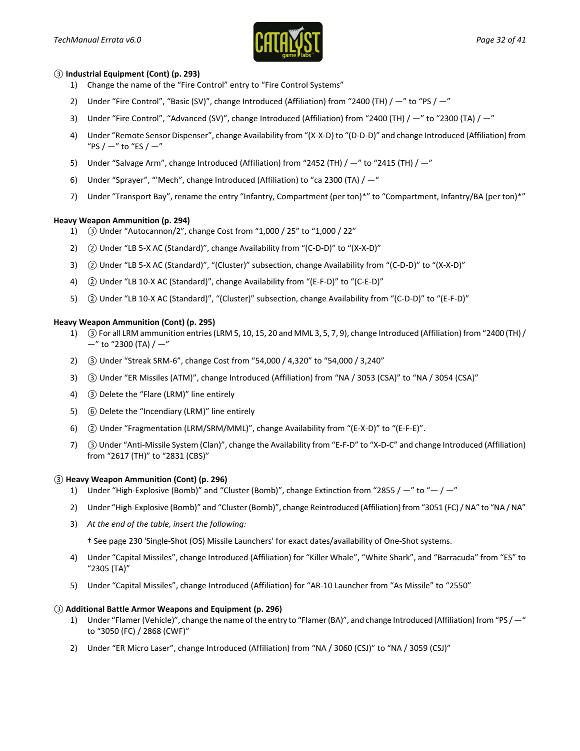**③ Industrial Equipment (Cont) (p. 293)**

1) Change the name of the "Fire Control" entry to "Fire Control Systems"
2) Under "Fire Control", "Basic (SV)", change Introduced (Affiliation) from "2400 (TH) / —" to "PS / —"
3) Under "Fire Control", "Advanced (SV)", change Introduced (Affiliation) from "2400 (TH) / —" to "2300 (TA) / —"
4) Under "Remote Sensor Dispenser", change Availability from "(X-X-D) to "(D-D-D)" and change Introduced (Affiliation) from "PS / —" to "ES / —"
5) Under "Salvage Arm", change Introduced (Affiliation) from "2452 (TH) / —" to "2415 (TH) / —"
6) Under "Sprayer", "'Mech", change Introduced (Affiliation) to "ca 2300 (TA) / —"
7) Under "Transport Bay", rename the entry "Infantry, Compartment (per ton)*" to "Compartment, Infantry/BA (per ton)*"

**Heavy Weapon Ammunition (p. 294)**

1) ③ Under "Autocannon/2", change Cost from "1,000 / 25" to "1,000 / 22"
2) ② Under "LB 5-X AC (Standard)", change Availability from "(C-D-D)" to "(X-X-D)"
3) ② Under "LB 5-X AC (Standard)", "(Cluster)" subsection, change Availability from "(C-D-D)" to "(X-X-D)"
4) ② Under "LB 10-X AC (Standard)", change Availability from "(E-F-D)" to "(C-E-D)"
5) ② Under "LB 10-X AC (Standard)", "(Cluster)" subsection, change Availability from "(C-D-D)" to "(E-F-D)"

**Heavy Weapon Ammunition (Cont) (p. 295)**

1) ③ For all LRM ammunition entries (LRM 5, 10, 15, 20 and MML 3, 5, 7, 9), change Introduced (Affiliation) from "2400 (TH) / —" to "2300 (TA) / —"
2) ③ Under "Streak SRM-6", change Cost from "54,000 / 4,320" to "54,000 / 3,240"
3) ③ Under "ER Missiles (ATM)", change Introduced (Affiliation) from "NA / 3053 (CSA)" to "NA / 3054 (CSA)"
4) ③ Delete the "Flare (LRM)" line entirely
5) ⑥ Delete the "Incendiary (LRM)" line entirely
6) ② Under "Fragmentation (LRM/SRM/MML)", change Availability from "(E-X-D)" to "(E-F-E)".
7) ③ Under "Anti-Missile System (Clan)", change the Availability from "E-F-D" to "X-D-C" and change Introduced (Affiliation) from "2617 (TH)" to "2831 (CBS)"

**③ Heavy Weapon Ammunition (Cont) (p. 296)**

1) Under "High-Explosive (Bomb)" and "Cluster (Bomb)", change Extinction from "2855 / —" to "— / —"
2) Under "High-Explosive (Bomb)" and "Cluster (Bomb)", change Reintroduced (Affiliation) from "3051 (FC) / NA" to "NA / NA"
3) *At the end of the table, insert the following:*

   † See page 230 'Single-Shot (OS) Missile Launchers' for exact dates/availability of One-Shot systems.

4) Under "Capital Missiles", change Introduced (Affiliation) for "Killer Whale", "White Shark", and "Barracuda" from "ES" to "2305 (TA)"
5) Under "Capital Missiles", change Introduced (Affiliation) for "AR-10 Launcher from "As Missile" to "2550"

**③ Additional Battle Armor Weapons and Equipment (p. 296)**

1) Under "Flamer (Vehicle)", change the name of the entry to "Flamer (BA)", and change Introduced (Affiliation) from "PS / —" to "3050 (FC) / 2868 (CWF)"
2) Under "ER Micro Laser", change Introduced (Affiliation) from "NA / 3060 (CSJ)" to "NA / 3059 (CSJ)"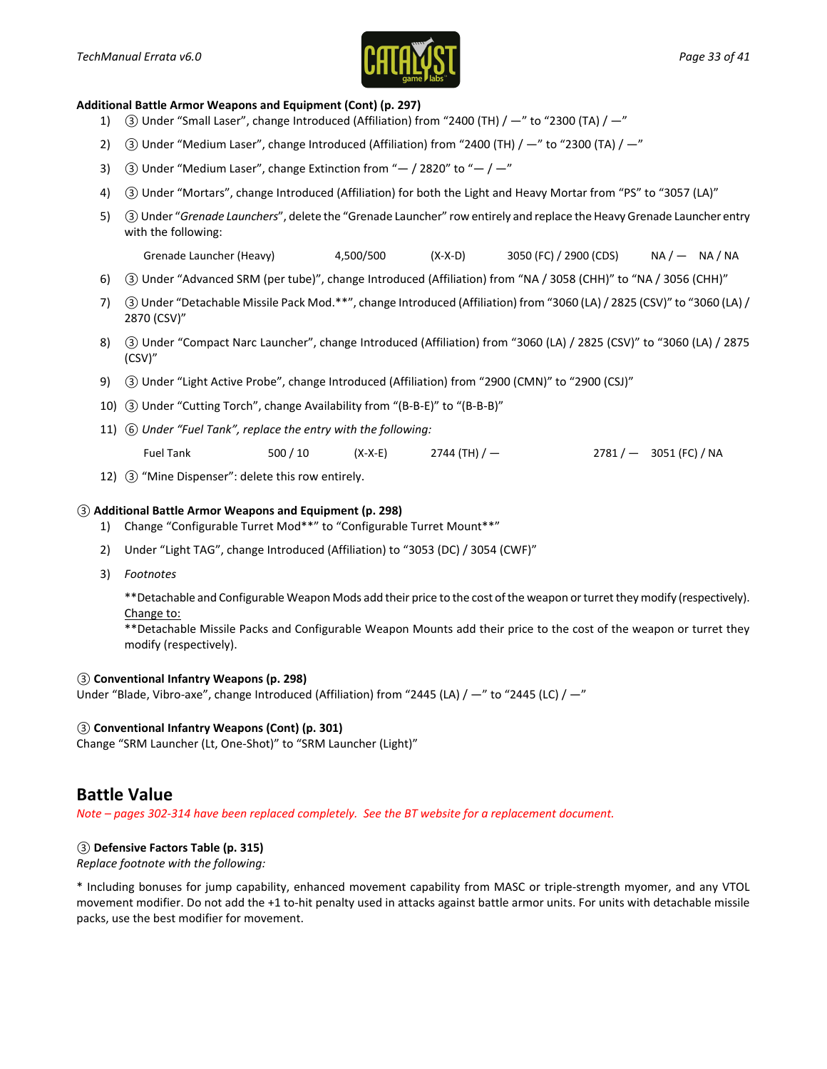**Additional Battle Armor Weapons and Equipment (Cont) (p. 297)**

1) ③ Under "Small Laser", change Introduced (Affiliation) from "2400 (TH) / —" to "2300 (TA) / —"
2) ③ Under "Medium Laser", change Introduced (Affiliation) from "2400 (TH) / —" to "2300 (TA) / —"
3) ③ Under "Medium Laser", change Extinction from "— / 2820" to "— / —"
4) ③ Under "Mortars", change Introduced (Affiliation) for both the Light and Heavy Mortar from "PS" to "3057 (LA)"
5) ③ Under "*Grenade Launchers*", delete the "Grenade Launcher" row entirely and replace the Heavy Grenade Launcher entry with the following:

   Grenade Launcher (Heavy) 4,500/500 (X-X-D) 3050 (FC) / 2900 (CDS) NA / — NA / NA

6) ③ Under "Advanced SRM (per tube)", change Introduced (Affiliation) from "NA / 3058 (CHH)" to "NA / 3056 (CHH)"
7) ③ Under "Detachable Missile Pack Mod.**", change Introduced (Affiliation) from "3060 (LA) / 2825 (CSV)" to "3060 (LA) / 2870 (CSV)"
8) ③ Under "Compact Narc Launcher", change Introduced (Affiliation) from "3060 (LA) / 2825 (CSV)" to "3060 (LA) / 2875 (CSV)"
9) ③ Under "Light Active Probe", change Introduced (Affiliation) from "2900 (CMN)" to "2900 (CSJ)"
10) ③ Under "Cutting Torch", change Availability from "(B-B-E)" to "(B-B-B)"
11) ⑥ *Under "Fuel Tank", replace the entry with the following:*

    Fuel Tank 500 / 10 (X-X-E) 2744 (TH) / — 2781 / — 3051 (FC) / NA

12) ③ "Mine Dispenser": delete this row entirely.

**③ Additional Battle Armor Weapons and Equipment (p. 298)**

1) Change "Configurable Turret Mod**" to "Configurable Turret Mount**"
2) Under "Light TAG", change Introduced (Affiliation) to "3053 (DC) / 3054 (CWF)"
3) *Footnotes*

   **Detachable and Configurable Weapon Mods add their price to the cost of the weapon or turret they modify (respectively).
   Change to:
   **Detachable Missile Packs and Configurable Weapon Mounts add their price to the cost of the weapon or turret they modify (respectively).

**③ Conventional Infantry Weapons (p. 298)**

Under "Blade, Vibro-axe", change Introduced (Affiliation) from "2445 (LA) / —" to "2445 (LC) / —"

**③ Conventional Infantry Weapons (Cont) (p. 301)**

Change "SRM Launcher (Lt, One-Shot)" to "SRM Launcher (Light)"

## Battle Value

*Note – pages 302-314 have been replaced completely. See the BT website for a replacement document.*

**③ Defensive Factors Table (p. 315)**

*Replace footnote with the following:*

* Including bonuses for jump capability, enhanced movement capability from MASC or triple-strength myomer, and any VTOL movement modifier. Do not add the +1 to-hit penalty used in attacks against battle armor units. For units with detachable missile packs, use the best modifier for movement.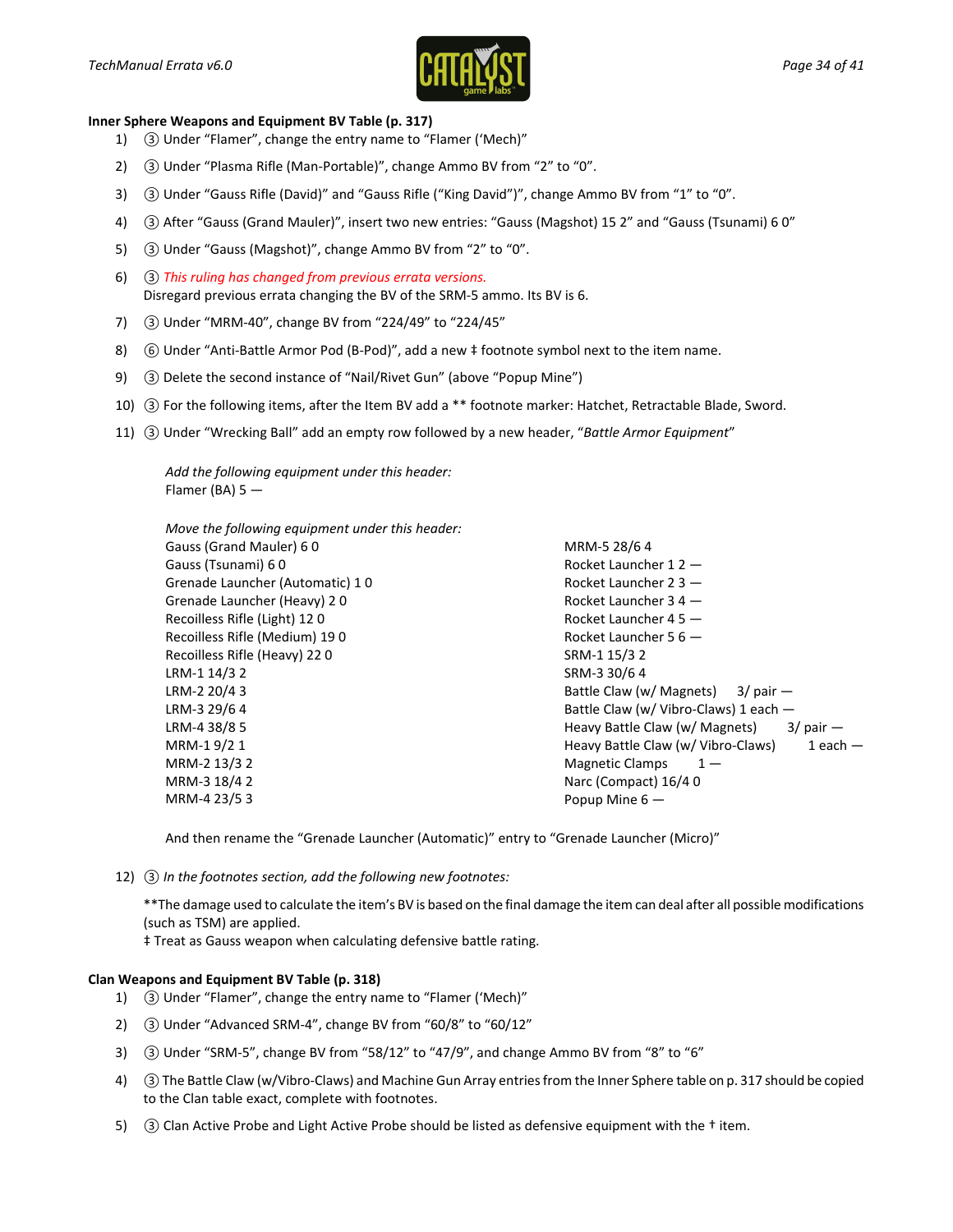**Inner Sphere Weapons and Equipment BV Table (p. 317)**

1) ③ Under "Flamer", change the entry name to "Flamer ('Mech)"
2) ③ Under "Plasma Rifle (Man-Portable)", change Ammo BV from "2" to "0".
3) ③ Under "Gauss Rifle (David)" and "Gauss Rifle ("King David")", change Ammo BV from "1" to "0".
4) ③ After "Gauss (Grand Mauler)", insert two new entries: "Gauss (Magshot) 15 2" and "Gauss (Tsunami) 6 0"
5) ③ Under "Gauss (Magshot)", change Ammo BV from "2" to "0".
6) ③ *This ruling has changed from previous errata versions.*
   Disregard previous errata changing the BV of the SRM-5 ammo. Its BV is 6.
7) ③ Under "MRM-40", change BV from "224/49" to "224/45"
8) ⑥ Under "Anti-Battle Armor Pod (B-Pod)", add a new ‡ footnote symbol next to the item name.
9) ③ Delete the second instance of "Nail/Rivet Gun" (above "Popup Mine")
10) ③ For the following items, after the Item BV add a ** footnote marker: Hatchet, Retractable Blade, Sword.
11) ③ Under "Wrecking Ball" add an empty row followed by a new header, "*Battle Armor Equipment*"

    *Add the following equipment under this header:*
    Flamer (BA) 5 —

    *Move the following equipment under this header:*
    Gauss (Grand Mauler) 6 0
    Gauss (Tsunami) 6 0
    Grenade Launcher (Automatic) 1 0
    Grenade Launcher (Heavy) 2 0
    Recoilless Rifle (Light) 12 0
    Recoilless Rifle (Medium) 19 0
    Recoilless Rifle (Heavy) 22 0
    LRM-1 14/3 2
    LRM-2 20/4 3
    LRM-3 29/6 4
    LRM-4 38/8 5
    MRM-1 9/2 1
    MRM-2 13/3 2
    MRM-3 18/4 2
    MRM-4 23/5 3
    MRM-5 28/6 4
    Rocket Launcher 1 2 —
    Rocket Launcher 2 3 —
    Rocket Launcher 3 4 —
    Rocket Launcher 4 5 —
    Rocket Launcher 5 6 —
    SRM-1 15/3 2
    SRM-3 30/6 4
    Battle Claw (w/ Magnets) 3/ pair —
    Battle Claw (w/ Vibro-Claws) 1 each —
    Heavy Battle Claw (w/ Magnets) 3/ pair —
    Heavy Battle Claw (w/ Vibro-Claws) 1 each —
    Magnetic Clamps 1 —
    Narc (Compact) 16/4 0
    Popup Mine 6 —

    And then rename the "Grenade Launcher (Automatic)" entry to "Grenade Launcher (Micro)"

12) ③ *In the footnotes section, add the following new footnotes:*

    **The damage used to calculate the item's BV is based on the final damage the item can deal after all possible modifications (such as TSM) are applied.
    ‡ Treat as Gauss weapon when calculating defensive battle rating.

**Clan Weapons and Equipment BV Table (p. 318)**

1) ③ Under "Flamer", change the entry name to "Flamer ('Mech)"
2) ③ Under "Advanced SRM-4", change BV from "60/8" to "60/12"
3) ③ Under "SRM-5", change BV from "58/12" to "47/9", and change Ammo BV from "8" to "6"
4) ③ The Battle Claw (w/Vibro-Claws) and Machine Gun Array entries from the Inner Sphere table on p. 317 should be copied to the Clan table exact, complete with footnotes.
5) ③ Clan Active Probe and Light Active Probe should be listed as defensive equipment with the † item.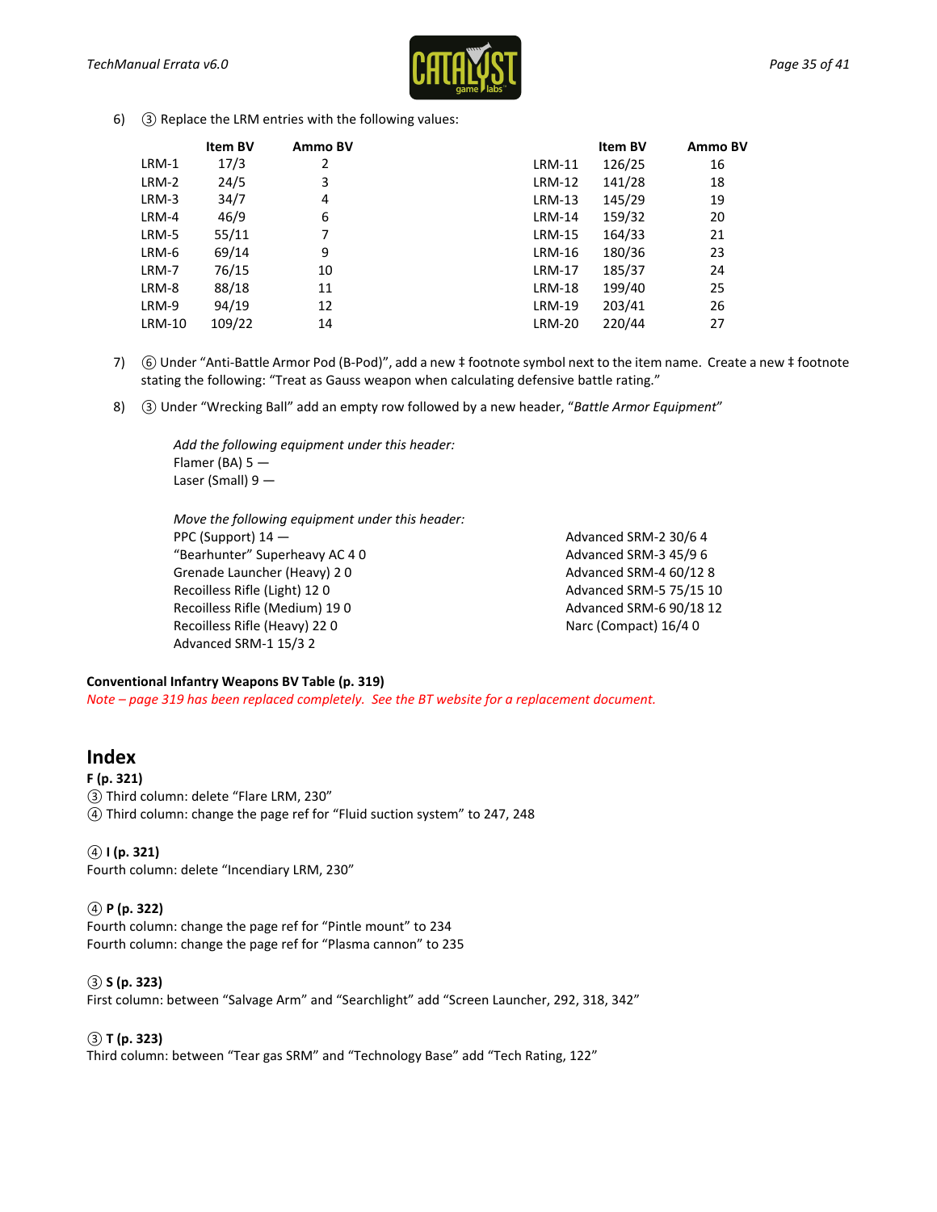6) ③ Replace the LRM entries with the following values:

| | Item BV | Ammo BV | | Item BV | Ammo BV |
|---|---|---|---|---|---|
| LRM-1 | 17/3 | 2 | LRM-11 | 126/25 | 16 |
| LRM-2 | 24/5 | 3 | LRM-12 | 141/28 | 18 |
| LRM-3 | 34/7 | 4 | LRM-13 | 145/29 | 19 |
| LRM-4 | 46/9 | 6 | LRM-14 | 159/32 | 20 |
| LRM-5 | 55/11 | 7 | LRM-15 | 164/33 | 21 |
| LRM-6 | 69/14 | 9 | LRM-16 | 180/36 | 23 |
| LRM-7 | 76/15 | 10 | LRM-17 | 185/37 | 24 |
| LRM-8 | 88/18 | 11 | LRM-18 | 199/40 | 25 |
| LRM-9 | 94/19 | 12 | LRM-19 | 203/41 | 26 |
| LRM-10 | 109/22 | 14 | LRM-20 | 220/44 | 27 |

7) ⑥ Under "Anti-Battle Armor Pod (B-Pod)", add a new ‡ footnote symbol next to the item name. Create a new ‡ footnote stating the following: "Treat as Gauss weapon when calculating defensive battle rating."

8) ③ Under "Wrecking Ball" add an empty row followed by a new header, "*Battle Armor Equipment*"

*Add the following equipment under this header:*
Flamer (BA) 5 —
Laser (Small) 9 —

*Move the following equipment under this header:*
PPC (Support) 14 —
"Bearhunter" Superheavy AC 4 0
Grenade Launcher (Heavy) 2 0
Recoilless Rifle (Light) 12 0
Recoilless Rifle (Medium) 19 0
Recoilless Rifle (Heavy) 22 0
Advanced SRM-1 15/3 2
Advanced SRM-2 30/6 4
Advanced SRM-3 45/9 6
Advanced SRM-4 60/12 8
Advanced SRM-5 75/15 10
Advanced SRM-6 90/18 12
Narc (Compact) 16/4 0

**Conventional Infantry Weapons BV Table (p. 319)**
*Note – page 319 has been replaced completely. See the BT website for a replacement document.*

## Index

**F (p. 321)**
③ Third column: delete "Flare LRM, 230"
④ Third column: change the page ref for "Fluid suction system" to 247, 248

**④ I (p. 321)**
Fourth column: delete "Incendiary LRM, 230"

**④ P (p. 322)**
Fourth column: change the page ref for "Pintle mount" to 234
Fourth column: change the page ref for "Plasma cannon" to 235

**③ S (p. 323)**
First column: between "Salvage Arm" and "Searchlight" add "Screen Launcher, 292, 318, 342"

**③ T (p. 323)**
Third column: between "Tear gas SRM" and "Technology Base" add "Tech Rating, 122"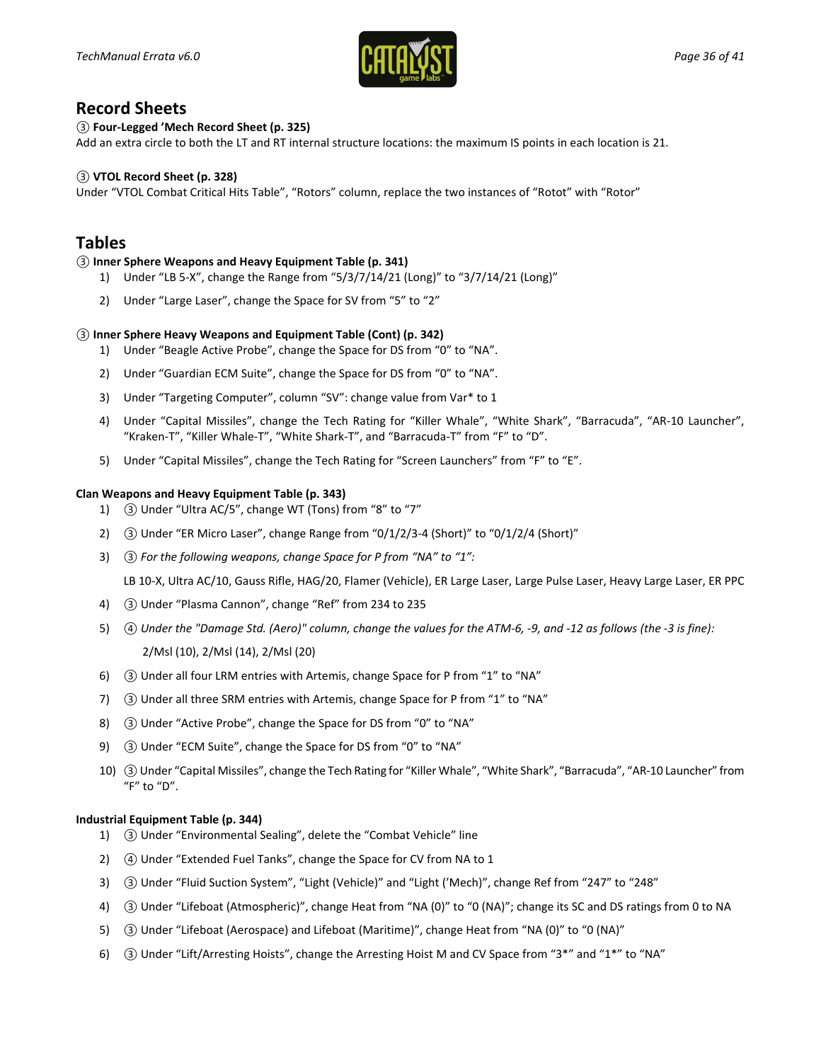## Record Sheets

**③ Four-Legged 'Mech Record Sheet (p. 325)**

Add an extra circle to both the LT and RT internal structure locations: the maximum IS points in each location is 21.

**③ VTOL Record Sheet (p. 328)**

Under "VTOL Combat Critical Hits Table", "Rotors" column, replace the two instances of "Rotot" with "Rotor"

## Tables

**③ Inner Sphere Weapons and Heavy Equipment Table (p. 341)**

1) Under "LB 5-X", change the Range from "5/3/7/14/21 (Long)" to "3/7/14/21 (Long)"
2) Under "Large Laser", change the Space for SV from "5" to "2"

**③ Inner Sphere Heavy Weapons and Equipment Table (Cont) (p. 342)**

1) Under "Beagle Active Probe", change the Space for DS from "0" to "NA".
2) Under "Guardian ECM Suite", change the Space for DS from "0" to "NA".
3) Under "Targeting Computer", column "SV": change value from Var* to 1
4) Under "Capital Missiles", change the Tech Rating for "Killer Whale", "White Shark", "Barracuda", "AR-10 Launcher", "Kraken-T", "Killer Whale-T", "White Shark-T", and "Barracuda-T" from "F" to "D".
5) Under "Capital Missiles", change the Tech Rating for "Screen Launchers" from "F" to "E".

**Clan Weapons and Heavy Equipment Table (p. 343)**

1) ③ Under "Ultra AC/5", change WT (Tons) from "8" to "7"
2) ③ Under "ER Micro Laser", change Range from "0/1/2/3-4 (Short)" to "0/1/2/4 (Short)"
3) ③ *For the following weapons, change Space for P from "NA" to "1":*

   LB 10-X, Ultra AC/10, Gauss Rifle, HAG/20, Flamer (Vehicle), ER Large Laser, Large Pulse Laser, Heavy Large Laser, ER PPC
4) ③ Under "Plasma Cannon", change "Ref" from 234 to 235
5) ④ *Under the "Damage Std. (Aero)" column, change the values for the ATM-6, -9, and -12 as follows (the -3 is fine):*

   2/Msl (10), 2/Msl (14), 2/Msl (20)
6) ③ Under all four LRM entries with Artemis, change Space for P from "1" to "NA"
7) ③ Under all three SRM entries with Artemis, change Space for P from "1" to "NA"
8) ③ Under "Active Probe", change the Space for DS from "0" to "NA"
9) ③ Under "ECM Suite", change the Space for DS from "0" to "NA"
10) ③ Under "Capital Missiles", change the Tech Rating for "Killer Whale", "White Shark", "Barracuda", "AR-10 Launcher" from "F" to "D".

**Industrial Equipment Table (p. 344)**

1) ③ Under "Environmental Sealing", delete the "Combat Vehicle" line
2) ④ Under "Extended Fuel Tanks", change the Space for CV from NA to 1
3) ③ Under "Fluid Suction System", "Light (Vehicle)" and "Light ('Mech)", change Ref from "247" to "248"
4) ③ Under "Lifeboat (Atmospheric)", change Heat from "NA (0)" to "0 (NA)"; change its SC and DS ratings from 0 to NA
5) ③ Under "Lifeboat (Aerospace) and Lifeboat (Maritime)", change Heat from "NA (0)" to "0 (NA)"
6) ③ Under "Lift/Arresting Hoists", change the Arresting Hoist M and CV Space from "3*" and "1*" to "NA"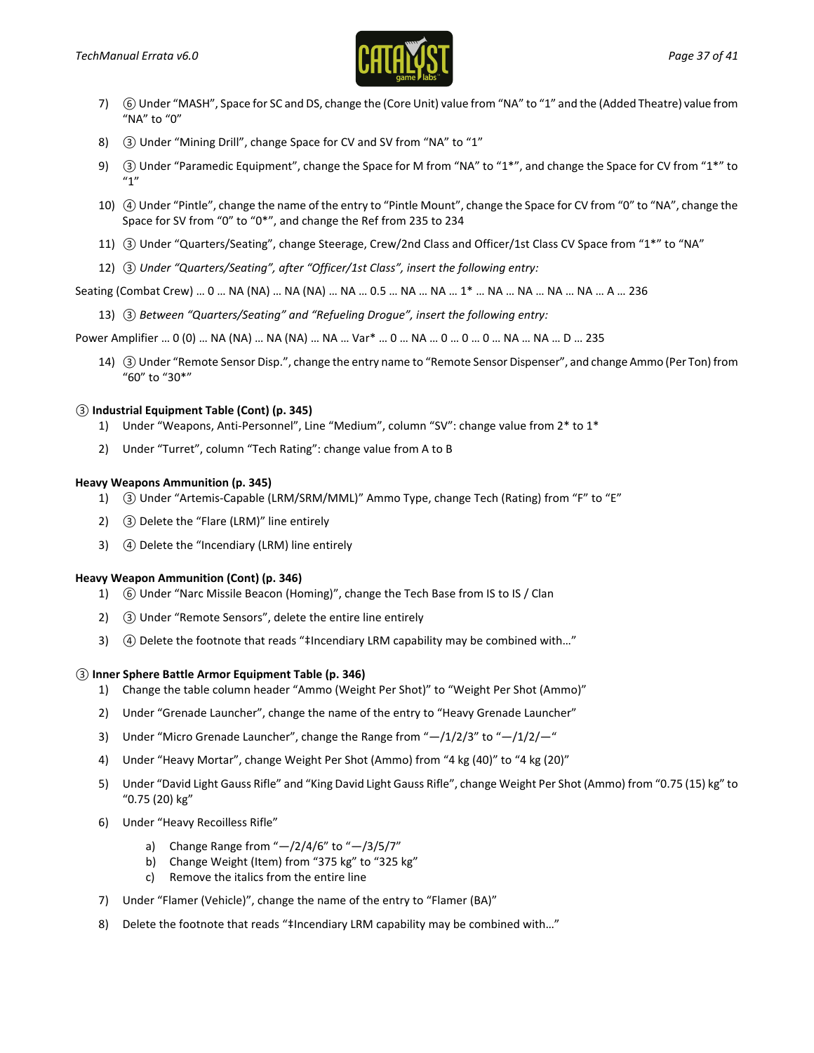7) ⑥ Under "MASH", Space for SC and DS, change the (Core Unit) value from "NA" to "1" and the (Added Theatre) value from "NA" to "0"

8) ③ Under "Mining Drill", change Space for CV and SV from "NA" to "1"

9) ③ Under "Paramedic Equipment", change the Space for M from "NA" to "1*", and change the Space for CV from "1*" to "1"

10) ④ Under "Pintle", change the name of the entry to "Pintle Mount", change the Space for CV from "0" to "NA", change the Space for SV from "0" to "0*", and change the Ref from 235 to 234

11) ③ Under "Quarters/Seating", change Steerage, Crew/2nd Class and Officer/1st Class CV Space from "1*" to "NA"

12) ③ *Under "Quarters/Seating", after "Officer/1st Class", insert the following entry:*

Seating (Combat Crew) … 0 … NA (NA) … NA (NA) … NA … 0.5 … NA … NA … 1* … NA … NA … NA … NA … A … 236

13) ③ *Between "Quarters/Seating" and "Refueling Drogue", insert the following entry:*

Power Amplifier … 0 (0) … NA (NA) … NA (NA) … NA … Var* … 0 … NA … 0 … 0 … 0 … NA … NA … D … 235

14) ③ Under "Remote Sensor Disp.", change the entry name to "Remote Sensor Dispenser", and change Ammo (Per Ton) from "60" to "30*"

**③ Industrial Equipment Table (Cont) (p. 345)**

1) Under "Weapons, Anti-Personnel", Line "Medium", column "SV": change value from 2* to 1*
2) Under "Turret", column "Tech Rating": change value from A to B

**Heavy Weapons Ammunition (p. 345)**

1) ③ Under "Artemis-Capable (LRM/SRM/MML)" Ammo Type, change Tech (Rating) from "F" to "E"
2) ③ Delete the "Flare (LRM)" line entirely
3) ④ Delete the "Incendiary (LRM) line entirely

**Heavy Weapon Ammunition (Cont) (p. 346)**

1) ⑥ Under "Narc Missile Beacon (Homing)", change the Tech Base from IS to IS / Clan
2) ③ Under "Remote Sensors", delete the entire line entirely
3) ④ Delete the footnote that reads "‡Incendiary LRM capability may be combined with…"

**③ Inner Sphere Battle Armor Equipment Table (p. 346)**

1) Change the table column header "Ammo (Weight Per Shot)" to "Weight Per Shot (Ammo)"
2) Under "Grenade Launcher", change the name of the entry to "Heavy Grenade Launcher"
3) Under "Micro Grenade Launcher", change the Range from "—/1/2/3" to "—/1/2/—"
4) Under "Heavy Mortar", change Weight Per Shot (Ammo) from "4 kg (40)" to "4 kg (20)"
5) Under "David Light Gauss Rifle" and "King David Light Gauss Rifle", change Weight Per Shot (Ammo) from "0.75 (15) kg" to "0.75 (20) kg"
6) Under "Heavy Recoilless Rifle"
   a) Change Range from "—/2/4/6" to "—/3/5/7"
   b) Change Weight (Item) from "375 kg" to "325 kg"
   c) Remove the italics from the entire line
7) Under "Flamer (Vehicle)", change the name of the entry to "Flamer (BA)"
8) Delete the footnote that reads "‡Incendiary LRM capability may be combined with…"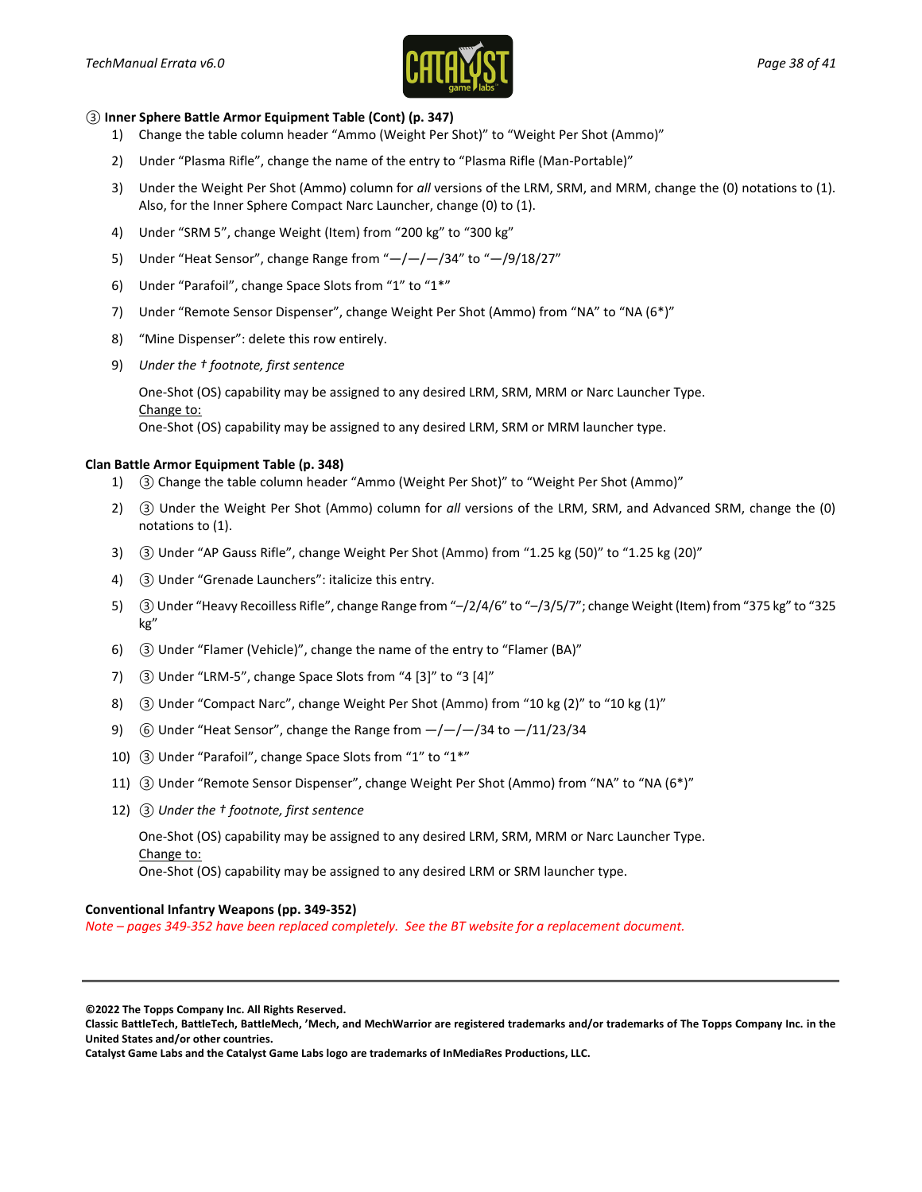### ③ Inner Sphere Battle Armor Equipment Table (Cont) (p. 347)

1) Change the table column header “Ammo (Weight Per Shot)” to “Weight Per Shot (Ammo)”
2) Under “Plasma Rifle”, change the name of the entry to “Plasma Rifle (Man-Portable)”
3) Under the Weight Per Shot (Ammo) column for *all* versions of the LRM, SRM, and MRM, change the (0) notations to (1). Also, for the Inner Sphere Compact Narc Launcher, change (0) to (1).
4) Under “SRM 5”, change Weight (Item) from “200 kg” to “300 kg”
5) Under “Heat Sensor”, change Range from “—/—/—/34” to “—/9/18/27”
6) Under “Parafoil”, change Space Slots from “1” to “1*”
7) Under “Remote Sensor Dispenser”, change Weight Per Shot (Ammo) from “NA” to “NA (6*)”
8) “Mine Dispenser”: delete this row entirely.
9) *Under the † footnote, first sentence*

   One-Shot (OS) capability may be assigned to any desired LRM, SRM, MRM or Narc Launcher Type.
   Change to:
   One-Shot (OS) capability may be assigned to any desired LRM, SRM or MRM launcher type.

### Clan Battle Armor Equipment Table (p. 348)

1) ③ Change the table column header “Ammo (Weight Per Shot)” to “Weight Per Shot (Ammo)”
2) ③ Under the Weight Per Shot (Ammo) column for *all* versions of the LRM, SRM, and Advanced SRM, change the (0) notations to (1).
3) ③ Under “AP Gauss Rifle”, change Weight Per Shot (Ammo) from “1.25 kg (50)” to “1.25 kg (20)”
4) ③ Under “Grenade Launchers”: italicize this entry.
5) ③ Under “Heavy Recoilless Rifle”, change Range from “–/2/4/6” to “–/3/5/7”; change Weight (Item) from “375 kg” to “325 kg”
6) ③ Under “Flamer (Vehicle)”, change the name of the entry to “Flamer (BA)”
7) ③ Under “LRM-5”, change Space Slots from “4 [3]” to “3 [4]”
8) ③ Under “Compact Narc”, change Weight Per Shot (Ammo) from “10 kg (2)” to “10 kg (1)”
9) ⑥ Under “Heat Sensor”, change the Range from —/—/—/34 to —/11/23/34
10) ③ Under “Parafoil”, change Space Slots from “1” to “1*”
11) ③ Under “Remote Sensor Dispenser”, change Weight Per Shot (Ammo) from “NA” to “NA (6*)”
12) ③ *Under the † footnote, first sentence*

    One-Shot (OS) capability may be assigned to any desired LRM, SRM, MRM or Narc Launcher Type.
    Change to:
    One-Shot (OS) capability may be assigned to any desired LRM or SRM launcher type.

### Conventional Infantry Weapons (pp. 349-352)

*Note – pages 349-352 have been replaced completely. See the BT website for a replacement document.*

**©2022 The Topps Company Inc. All Rights Reserved.**
**Classic BattleTech, BattleTech, BattleMech, ’Mech, and MechWarrior are registered trademarks and/or trademarks of The Topps Company Inc. in the United States and/or other countries.**
**Catalyst Game Labs and the Catalyst Game Labs logo are trademarks of InMediaRes Productions, LLC.**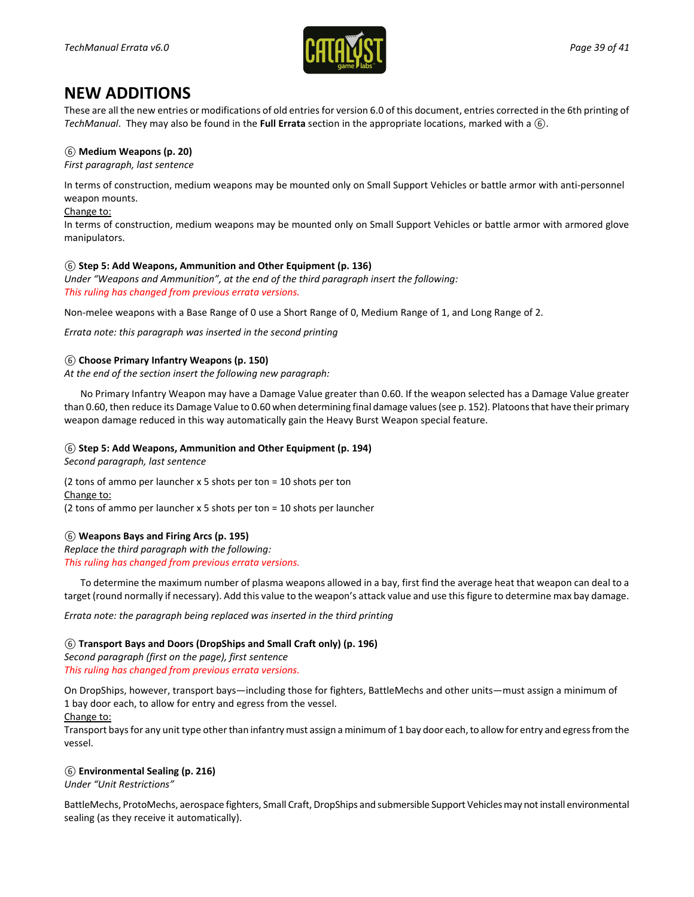# NEW ADDITIONS

These are all the new entries or modifications of old entries for version 6.0 of this document, entries corrected in the 6th printing of *TechManual*. They may also be found in the **Full Errata** section in the appropriate locations, marked with a ⑥.

**⑥ Medium Weapons (p. 20)**
*First paragraph, last sentence*

In terms of construction, medium weapons may be mounted only on Small Support Vehicles or battle armor with anti-personnel weapon mounts.
Change to:
In terms of construction, medium weapons may be mounted only on Small Support Vehicles or battle armor with armored glove manipulators.

**⑥ Step 5: Add Weapons, Ammunition and Other Equipment (p. 136)**
*Under "Weapons and Ammunition", at the end of the third paragraph insert the following:*
*This ruling has changed from previous errata versions.*

Non-melee weapons with a Base Range of 0 use a Short Range of 0, Medium Range of 1, and Long Range of 2.

*Errata note: this paragraph was inserted in the second printing*

**⑥ Choose Primary Infantry Weapons (p. 150)**
*At the end of the section insert the following new paragraph:*

No Primary Infantry Weapon may have a Damage Value greater than 0.60. If the weapon selected has a Damage Value greater than 0.60, then reduce its Damage Value to 0.60 when determining final damage values (see p. 152). Platoons that have their primary weapon damage reduced in this way automatically gain the Heavy Burst Weapon special feature.

**⑥ Step 5: Add Weapons, Ammunition and Other Equipment (p. 194)**
*Second paragraph, last sentence*

(2 tons of ammo per launcher x 5 shots per ton = 10 shots per ton
Change to:
(2 tons of ammo per launcher x 5 shots per ton = 10 shots per launcher

**⑥ Weapons Bays and Firing Arcs (p. 195)**
*Replace the third paragraph with the following:*
*This ruling has changed from previous errata versions.*

To determine the maximum number of plasma weapons allowed in a bay, first find the average heat that weapon can deal to a target (round normally if necessary). Add this value to the weapon's attack value and use this figure to determine max bay damage.

*Errata note: the paragraph being replaced was inserted in the third printing*

**⑥ Transport Bays and Doors (DropShips and Small Craft only) (p. 196)**
*Second paragraph (first on the page), first sentence*
*This ruling has changed from previous errata versions.*

On DropShips, however, transport bays—including those for fighters, BattleMechs and other units—must assign a minimum of 1 bay door each, to allow for entry and egress from the vessel.
Change to:
Transport bays for any unit type other than infantry must assign a minimum of 1 bay door each, to allow for entry and egress from the vessel.

**⑥ Environmental Sealing (p. 216)**
*Under "Unit Restrictions"*

BattleMechs, ProtoMechs, aerospace fighters, Small Craft, DropShips and submersible Support Vehicles may not install environmental sealing (as they receive it automatically).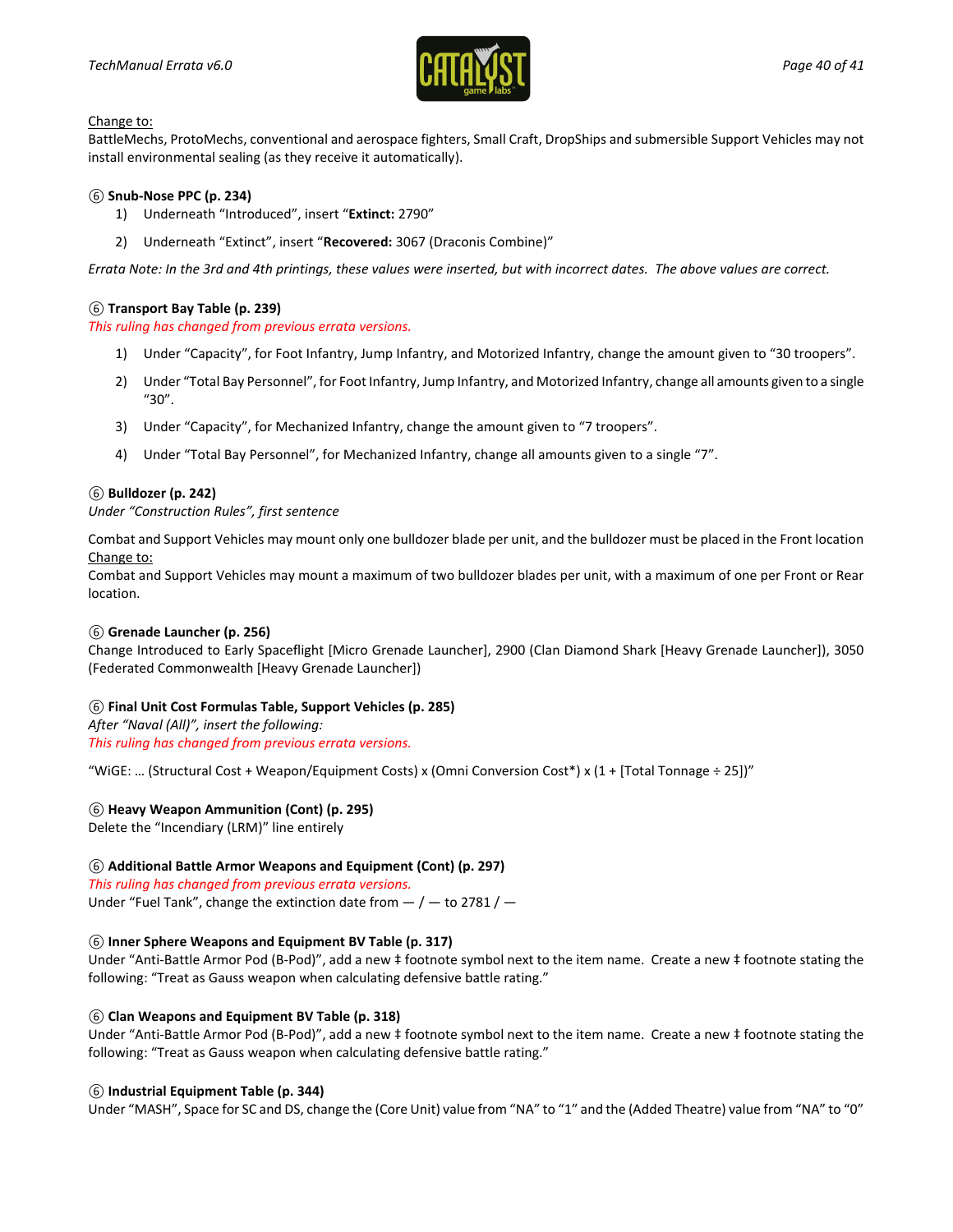Change to:
BattleMechs, ProtoMechs, conventional and aerospace fighters, Small Craft, DropShips and submersible Support Vehicles may not install environmental sealing (as they receive it automatically).

**⑥ Snub-Nose PPC (p. 234)**

1) Underneath “Introduced”, insert “**Extinct:** 2790”
2) Underneath “Extinct”, insert “**Recovered:** 3067 (Draconis Combine)”

*Errata Note: In the 3rd and 4th printings, these values were inserted, but with incorrect dates. The above values are correct.*

**⑥ Transport Bay Table (p. 239)**

*This ruling has changed from previous errata versions.*

1) Under “Capacity”, for Foot Infantry, Jump Infantry, and Motorized Infantry, change the amount given to “30 troopers”.
2) Under “Total Bay Personnel”, for Foot Infantry, Jump Infantry, and Motorized Infantry, change all amounts given to a single “30”.
3) Under “Capacity”, for Mechanized Infantry, change the amount given to “7 troopers”.
4) Under “Total Bay Personnel”, for Mechanized Infantry, change all amounts given to a single “7”.

**⑥ Bulldozer (p. 242)**

*Under “Construction Rules”, first sentence*

Combat and Support Vehicles may mount only one bulldozer blade per unit, and the bulldozer must be placed in the Front location
Change to:
Combat and Support Vehicles may mount a maximum of two bulldozer blades per unit, with a maximum of one per Front or Rear location.

**⑥ Grenade Launcher (p. 256)**

Change Introduced to Early Spaceflight [Micro Grenade Launcher], 2900 (Clan Diamond Shark [Heavy Grenade Launcher]), 3050 (Federated Commonwealth [Heavy Grenade Launcher])

**⑥ Final Unit Cost Formulas Table, Support Vehicles (p. 285)**

*After “Naval (All)”, insert the following:*
*This ruling has changed from previous errata versions.*

“WiGE: … (Structural Cost + Weapon/Equipment Costs) x (Omni Conversion Cost*) x (1 + [Total Tonnage ÷ 25])”

**⑥ Heavy Weapon Ammunition (Cont) (p. 295)**

Delete the “Incendiary (LRM)” line entirely

**⑥ Additional Battle Armor Weapons and Equipment (Cont) (p. 297)**

*This ruling has changed from previous errata versions.*
Under “Fuel Tank”, change the extinction date from — / — to 2781 / —

**⑥ Inner Sphere Weapons and Equipment BV Table (p. 317)**

Under “Anti-Battle Armor Pod (B-Pod)”, add a new ‡ footnote symbol next to the item name. Create a new ‡ footnote stating the following: “Treat as Gauss weapon when calculating defensive battle rating.”

**⑥ Clan Weapons and Equipment BV Table (p. 318)**

Under “Anti-Battle Armor Pod (B-Pod)”, add a new ‡ footnote symbol next to the item name. Create a new ‡ footnote stating the following: “Treat as Gauss weapon when calculating defensive battle rating.”

**⑥ Industrial Equipment Table (p. 344)**

Under “MASH”, Space for SC and DS, change the (Core Unit) value from “NA” to “1” and the (Added Theatre) value from “NA” to “0”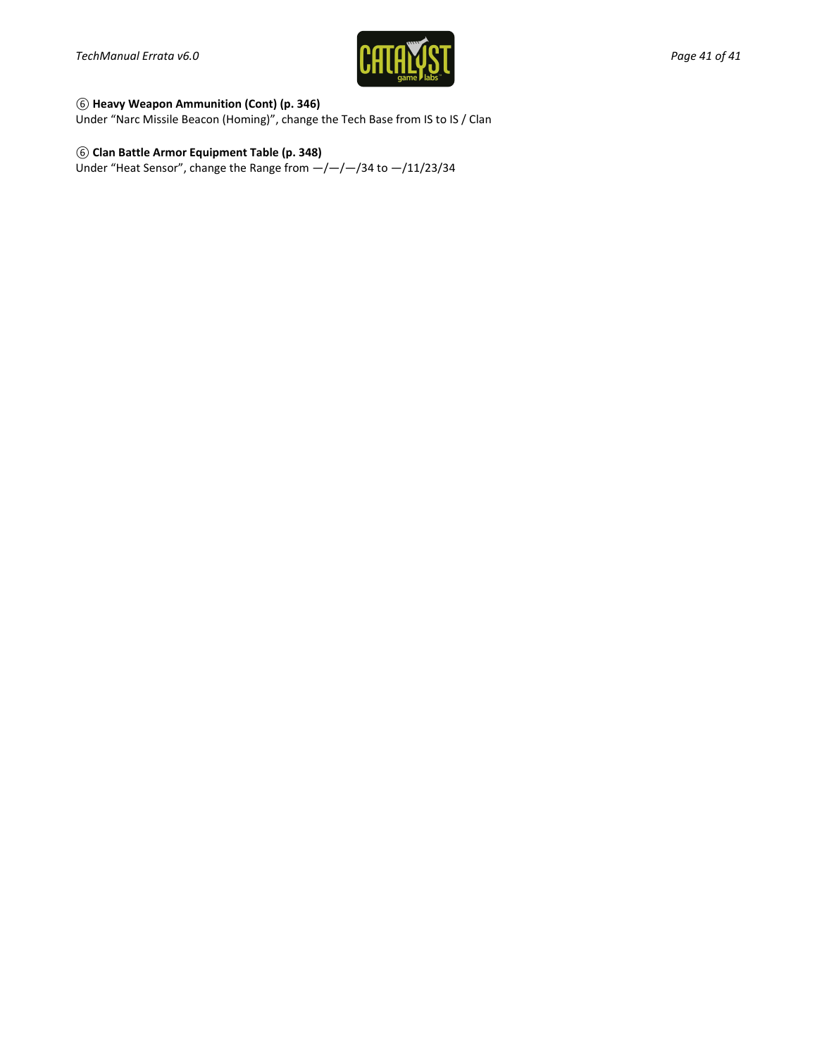⑥ **Heavy Weapon Ammunition (Cont) (p. 346)**
Under "Narc Missile Beacon (Homing)", change the Tech Base from IS to IS / Clan

⑥ **Clan Battle Armor Equipment Table (p. 348)**
Under "Heat Sensor", change the Range from —/—/—/34 to —/11/23/34